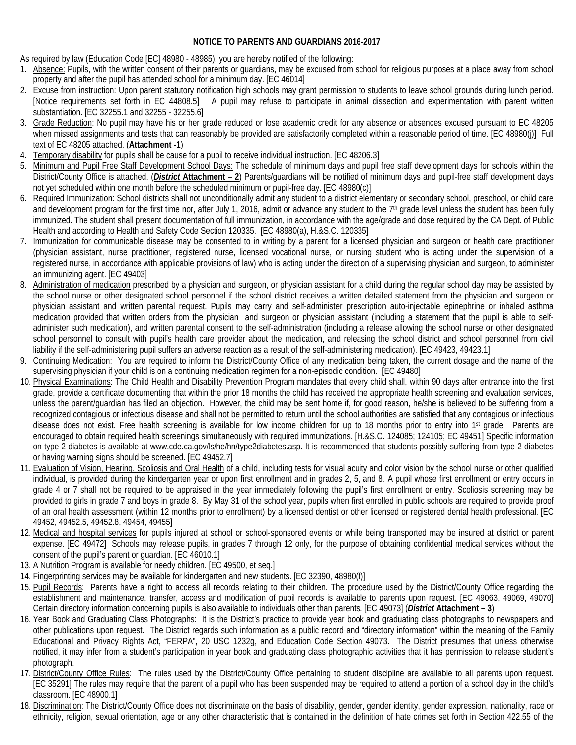# NOTICE TO PARENTS AND GUARDIANS 2016-2017

As required by law (Education Code [EC] 48980 - 48985), you are hereby notified of the following:

1. Absence: Pupils, with the written consent of their parents or guardians, may be excused from school for religious purposes at a place away from school property and after the pupil has attended school for a minimum day. [EC 46014]
2. Excuse from instruction: Upon parent statutory notification high schools may grant permission to students to leave school grounds during lunch period. [Notice requirements set forth in EC 44808.5] A pupil may refuse to participate in animal dissection and experimentation with parent written substantiation. [EC 32255.1 and 32255 - 32255.6]
3. Grade Reduction: No pupil may have his or her grade reduced or lose academic credit for any absence or absences excused pursuant to EC 48205 when missed assignments and tests that can reasonably be provided are satisfactorily completed within a reasonable period of time. [EC 48980(j)] Full text of EC 48205 attached. (**Attachment -1**)
4. Temporary disability for pupils shall be cause for a pupil to receive individual instruction. [EC 48206.3]
5. Minimum and Pupil Free Staff Development School Days: The schedule of minimum days and pupil free staff development days for schools within the District/County Office is attached. (***District* Attachment – 2**) Parents/guardians will be notified of minimum days and pupil-free staff development days not yet scheduled within one month before the scheduled minimum or pupil-free day. [EC 48980(c)]
6. Required Immunization: School districts shall not unconditionally admit any student to a district elementary or secondary school, preschool, or child care and development program for the first time nor, after July 1, 2016, admit or advance any student to the 7th grade level unless the student has been fully immunized. The student shall present documentation of full immunization, in accordance with the age/grade and dose required by the CA Dept. of Public Health and according to Health and Safety Code Section 120335. [EC 48980(a), H.&S.C. 120335]
7. Immunization for communicable disease may be consented to in writing by a parent for a licensed physician and surgeon or health care practitioner (physician assistant, nurse practitioner, registered nurse, licensed vocational nurse, or nursing student who is acting under the supervision of a registered nurse, in accordance with applicable provisions of law) who is acting under the direction of a supervising physician and surgeon, to administer an immunizing agent. [EC 49403]
8. Administration of medication prescribed by a physician and surgeon, or physician assistant for a child during the regular school day may be assisted by the school nurse or other designated school personnel if the school district receives a written detailed statement from the physician and surgeon or physician assistant and written parental request. Pupils may carry and self-administer prescription auto-injectable epinephrine or inhaled asthma medication provided that written orders from the physician and surgeon or physician assistant (including a statement that the pupil is able to self-administer such medication), and written parental consent to the self-administration (including a release allowing the school nurse or other designated school personnel to consult with pupil's health care provider about the medication, and releasing the school district and school personnel from civil liability if the self-administering pupil suffers an adverse reaction as a result of the self-administering medication). [EC 49423, 49423.1]
9. Continuing Medication: You are required to inform the District/County Office of any medication being taken, the current dosage and the name of the supervising physician if your child is on a continuing medication regimen for a non-episodic condition. [EC 49480]
10. Physical Examinations: The Child Health and Disability Prevention Program mandates that every child shall, within 90 days after entrance into the first grade, provide a certificate documenting that within the prior 18 months the child has received the appropriate health screening and evaluation services, unless the parent/guardian has filed an objection. However, the child may be sent home if, for good reason, he/she is believed to be suffering from a recognized contagious or infectious disease and shall not be permitted to return until the school authorities are satisfied that any contagious or infectious disease does not exist. Free health screening is available for low income children for up to 18 months prior to entry into 1st grade. Parents are encouraged to obtain required health screenings simultaneously with required immunizations. [H.&S.C. 124085; 124105; EC 49451] Specific information on type 2 diabetes is available at www.cde.ca.gov/ls/he/hn/type2diabetes.asp. It is recommended that students possibly suffering from type 2 diabetes or having warning signs should be screened. [EC 49452.7]
11. Evaluation of Vision, Hearing, Scoliosis and Oral Health of a child, including tests for visual acuity and color vision by the school nurse or other qualified individual, is provided during the kindergarten year or upon first enrollment and in grades 2, 5, and 8. A pupil whose first enrollment or entry occurs in grade 4 or 7 shall not be required to be appraised in the year immediately following the pupil's first enrollment or entry. Scoliosis screening may be provided to girls in grade 7 and boys in grade 8. By May 31 of the school year, pupils when first enrolled in public schools are required to provide proof of an oral health assessment (within 12 months prior to enrollment) by a licensed dentist or other licensed or registered dental health professional. [EC 49452, 49452.5, 49452.8, 49454, 49455]
12. Medical and hospital services for pupils injured at school or school-sponsored events or while being transported may be insured at district or parent expense. [EC 49472] Schools may release pupils, in grades 7 through 12 only, for the purpose of obtaining confidential medical services without the consent of the pupil's parent or guardian. [EC 46010.1]
13. A Nutrition Program is available for needy children. [EC 49500, et seq.]
14. Fingerprinting services may be available for kindergarten and new students. [EC 32390, 48980(f)]
15. Pupil Records: Parents have a right to access all records relating to their children. The procedure used by the District/County Office regarding the establishment and maintenance, transfer, access and modification of pupil records is available to parents upon request. [EC 49063, 49069, 49070] Certain directory information concerning pupils is also available to individuals other than parents. [EC 49073] (***District* Attachment – 3**)
16. Year Book and Graduating Class Photographs: It is the District's practice to provide year book and graduating class photographs to newspapers and other publications upon request. The District regards such information as a public record and "directory information" within the meaning of the Family Educational and Privacy Rights Act, "FERPA", 20 USC 1232g, and Education Code Section 49073. The District presumes that unless otherwise notified, it may infer from a student's participation in year book and graduating class photographic activities that it has permission to release student's photograph.
17. District/County Office Rules: The rules used by the District/County Office pertaining to student discipline are available to all parents upon request. [EC 35291] The rules may require that the parent of a pupil who has been suspended may be required to attend a portion of a school day in the child's classroom. [EC 48900.1]
18. Discrimination: The District/County Office does not discriminate on the basis of disability, gender, gender identity, gender expression, nationality, race or ethnicity, religion, sexual orientation, age or any other characteristic that is contained in the definition of hate crimes set forth in Section 422.55 of the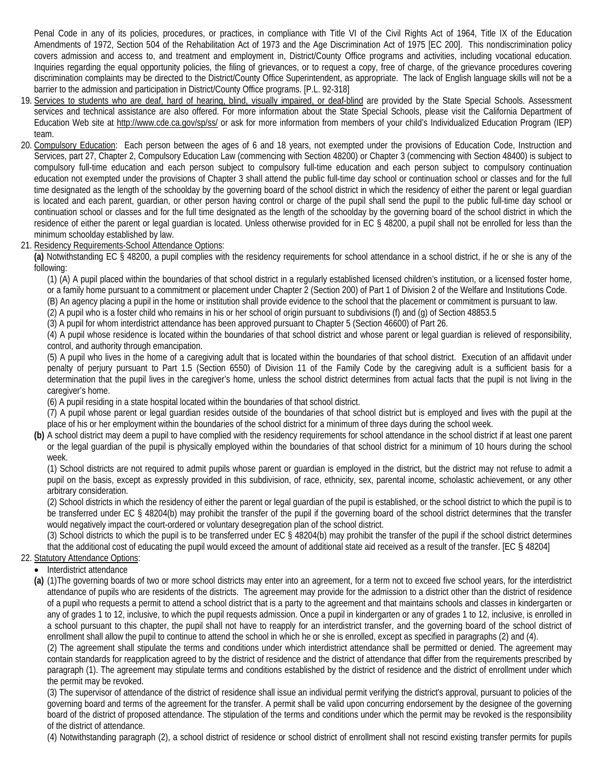Penal Code in any of its policies, procedures, or practices, in compliance with Title VI of the Civil Rights Act of 1964, Title IX of the Education Amendments of 1972, Section 504 of the Rehabilitation Act of 1973 and the Age Discrimination Act of 1975 [EC 200]. This nondiscrimination policy covers admission and access to, and treatment and employment in, District/County Office programs and activities, including vocational education. Inquiries regarding the equal opportunity policies, the filing of grievances, or to request a copy, free of charge, of the grievance procedures covering discrimination complaints may be directed to the District/County Office Superintendent, as appropriate. The lack of English language skills will not be a barrier to the admission and participation in District/County Office programs. [P.L. 92-318]

19. Services to students who are deaf, hard of hearing, blind, visually impaired, or deaf-blind are provided by the State Special Schools. Assessment services and technical assistance are also offered. For more information about the State Special Schools, please visit the California Department of Education Web site at http://www.cde.ca.gov/sp/ss/ or ask for more information from members of your child's Individualized Education Program (IEP) team.
20. Compulsory Education: Each person between the ages of 6 and 18 years, not exempted under the provisions of Education Code, Instruction and Services, part 27, Chapter 2, Compulsory Education Law (commencing with Section 48200) or Chapter 3 (commencing with Section 48400) is subject to compulsory full-time education and each person subject to compulsory full-time education and each person subject to compulsory continuation education not exempted under the provisions of Chapter 3 shall attend the public full-time day school or continuation school or classes and for the full time designated as the length of the schoolday by the governing board of the school district in which the residency of either the parent or legal guardian is located and each parent, guardian, or other person having control or charge of the pupil shall send the pupil to the public full-time day school or continuation school or classes and for the full time designated as the length of the schoolday by the governing board of the school district in which the residence of either the parent or legal guardian is located. Unless otherwise provided for in EC § 48200, a pupil shall not be enrolled for less than the minimum schoolday established by law.
21. Residency Requirements-School Attendance Options:

    **(a)** Notwithstanding EC § 48200, a pupil complies with the residency requirements for school attendance in a school district, if he or she is any of the following:

    (1) (A) A pupil placed within the boundaries of that school district in a regularly established licensed children's institution, or a licensed foster home, or a family home pursuant to a commitment or placement under Chapter 2 (Section 200) of Part 1 of Division 2 of the Welfare and Institutions Code.

    (B) An agency placing a pupil in the home or institution shall provide evidence to the school that the placement or commitment is pursuant to law.

    (2) A pupil who is a foster child who remains in his or her school of origin pursuant to subdivisions (f) and (g) of Section 48853.5

    (3) A pupil for whom interdistrict attendance has been approved pursuant to Chapter 5 (Section 46600) of Part 26.

    (4) A pupil whose residence is located within the boundaries of that school district and whose parent or legal guardian is relieved of responsibility, control, and authority through emancipation.

    (5) A pupil who lives in the home of a caregiving adult that is located within the boundaries of that school district. Execution of an affidavit under penalty of perjury pursuant to Part 1.5 (Section 6550) of Division 11 of the Family Code by the caregiving adult is a sufficient basis for a determination that the pupil lives in the caregiver's home, unless the school district determines from actual facts that the pupil is not living in the caregiver's home.

    (6) A pupil residing in a state hospital located within the boundaries of that school district.

    (7) A pupil whose parent or legal guardian resides outside of the boundaries of that school district but is employed and lives with the pupil at the place of his or her employment within the boundaries of the school district for a minimum of three days during the school week.

    **(b)** A school district may deem a pupil to have complied with the residency requirements for school attendance in the school district if at least one parent or the legal guardian of the pupil is physically employed within the boundaries of that school district for a minimum of 10 hours during the school week.

    (1) School districts are not required to admit pupils whose parent or guardian is employed in the district, but the district may not refuse to admit a pupil on the basis, except as expressly provided in this subdivision, of race, ethnicity, sex, parental income, scholastic achievement, or any other arbitrary consideration.

    (2) School districts in which the residency of either the parent or legal guardian of the pupil is established, or the school district to which the pupil is to be transferred under EC § 48204(b) may prohibit the transfer of the pupil if the governing board of the school district determines that the transfer would negatively impact the court-ordered or voluntary desegregation plan of the school district.

    (3) School districts to which the pupil is to be transferred under EC § 48204(b) may prohibit the transfer of the pupil if the school district determines that the additional cost of educating the pupil would exceed the amount of additional state aid received as a result of the transfer. [EC § 48204]
22. Statutory Attendance Options:
    - Interdistrict attendance

    **(a)** (1)The governing boards of two or more school districts may enter into an agreement, for a term not to exceed five school years, for the interdistrict attendance of pupils who are residents of the districts. The agreement may provide for the admission to a district other than the district of residence of a pupil who requests a permit to attend a school district that is a party to the agreement and that maintains schools and classes in kindergarten or any of grades 1 to 12, inclusive, to which the pupil requests admission. Once a pupil in kindergarten or any of grades 1 to 12, inclusive, is enrolled in a school pursuant to this chapter, the pupil shall not have to reapply for an interdistrict transfer, and the governing board of the school district of enrollment shall allow the pupil to continue to attend the school in which he or she is enrolled, except as specified in paragraphs (2) and (4).

    (2) The agreement shall stipulate the terms and conditions under which interdistrict attendance shall be permitted or denied. The agreement may contain standards for reapplication agreed to by the district of residence and the district of attendance that differ from the requirements prescribed by paragraph (1). The agreement may stipulate terms and conditions established by the district of residence and the district of enrollment under which the permit may be revoked.

    (3) The supervisor of attendance of the district of residence shall issue an individual permit verifying the district's approval, pursuant to policies of the governing board and terms of the agreement for the transfer. A permit shall be valid upon concurring endorsement by the designee of the governing board of the district of proposed attendance. The stipulation of the terms and conditions under which the permit may be revoked is the responsibility of the district of attendance.

    (4) Notwithstanding paragraph (2), a school district of residence or school district of enrollment shall not rescind existing transfer permits for pupils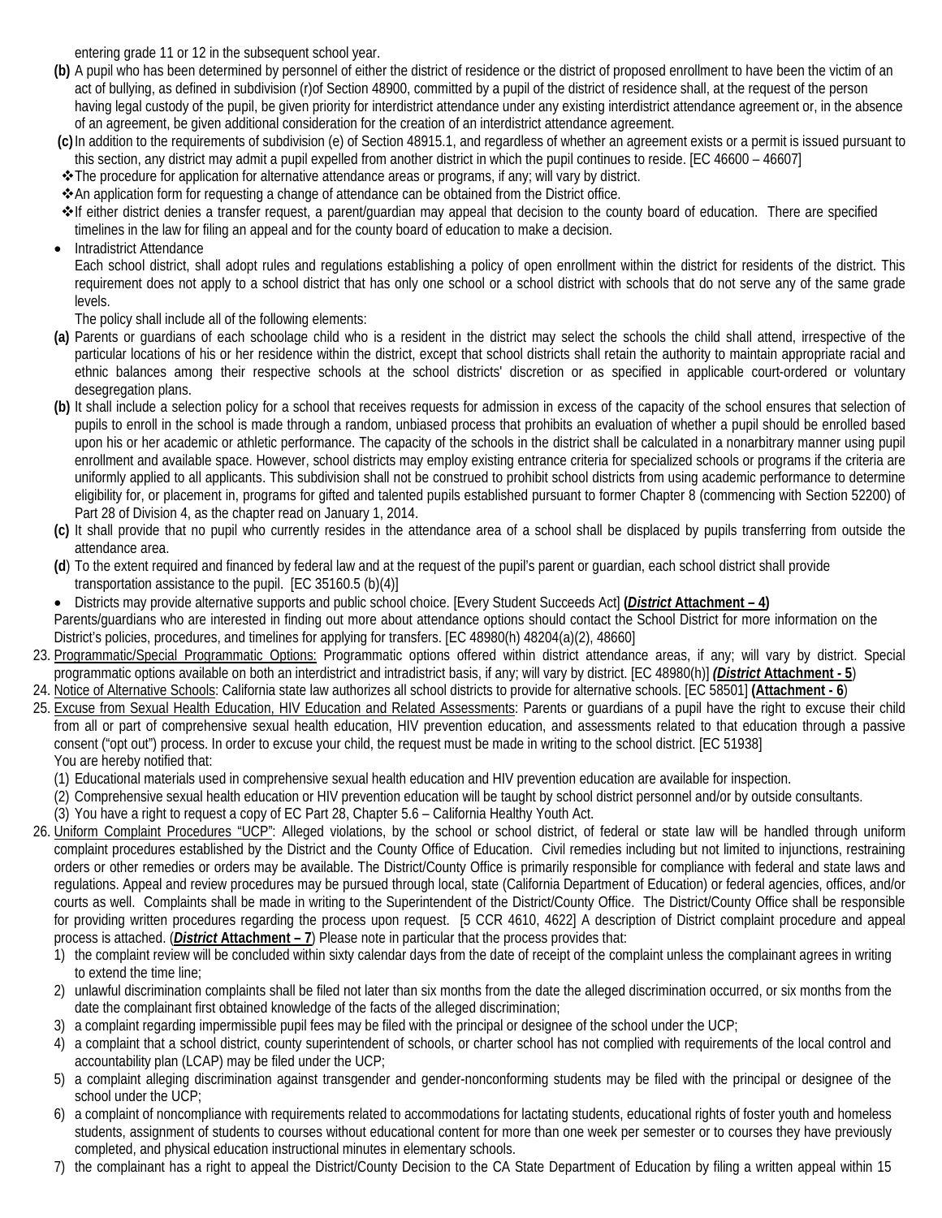entering grade 11 or 12 in the subsequent school year.

**(b)** A pupil who has been determined by personnel of either the district of residence or the district of proposed enrollment to have been the victim of an act of bullying, as defined in subdivision (r)of Section 48900, committed by a pupil of the district of residence shall, at the request of the person having legal custody of the pupil, be given priority for interdistrict attendance under any existing interdistrict attendance agreement or, in the absence of an agreement, be given additional consideration for the creation of an interdistrict attendance agreement.

**(c)** In addition to the requirements of subdivision (e) of Section 48915.1, and regardless of whether an agreement exists or a permit is issued pursuant to this section, any district may admit a pupil expelled from another district in which the pupil continues to reside. [EC 46600 – 46607]

- ❖The procedure for application for alternative attendance areas or programs, if any; will vary by district.
- ❖An application form for requesting a change of attendance can be obtained from the District office.
- ❖If either district denies a transfer request, a parent/guardian may appeal that decision to the county board of education. There are specified timelines in the law for filing an appeal and for the county board of education to make a decision.

- Intradistrict Attendance

  Each school district, shall adopt rules and regulations establishing a policy of open enrollment within the district for residents of the district. This requirement does not apply to a school district that has only one school or a school district with schools that do not serve any of the same grade levels.

  The policy shall include all of the following elements:

**(a)** Parents or guardians of each schoolage child who is a resident in the district may select the schools the child shall attend, irrespective of the particular locations of his or her residence within the district, except that school districts shall retain the authority to maintain appropriate racial and ethnic balances among their respective schools at the school districts' discretion or as specified in applicable court-ordered or voluntary desegregation plans.

**(b)** It shall include a selection policy for a school that receives requests for admission in excess of the capacity of the school ensures that selection of pupils to enroll in the school is made through a random, unbiased process that prohibits an evaluation of whether a pupil should be enrolled based upon his or her academic or athletic performance. The capacity of the schools in the district shall be calculated in a nonarbitrary manner using pupil enrollment and available space. However, school districts may employ existing entrance criteria for specialized schools or programs if the criteria are uniformly applied to all applicants. This subdivision shall not be construed to prohibit school districts from using academic performance to determine eligibility for, or placement in, programs for gifted and talented pupils established pursuant to former Chapter 8 (commencing with Section 52200) of Part 28 of Division 4, as the chapter read on January 1, 2014.

**(c)** It shall provide that no pupil who currently resides in the attendance area of a school shall be displaced by pupils transferring from outside the attendance area.

**(d)** To the extent required and financed by federal law and at the request of the pupil's parent or guardian, each school district shall provide transportation assistance to the pupil. [EC 35160.5 (b)(4)]

- Districts may provide alternative supports and public school choice. [Every Student Succeeds Act] **(*District* Attachment – 4)**

Parents/guardians who are interested in finding out more about attendance options should contact the School District for more information on the District's policies, procedures, and timelines for applying for transfers. [EC 48980(h) 48204(a)(2), 48660]

23. Programmatic/Special Programmatic Options: Programmatic options offered within district attendance areas, if any; will vary by district. Special programmatic options available on both an interdistrict and intradistrict basis, if any; will vary by district. [EC 48980(h)] ***(District* Attachment - 5**)
24. Notice of Alternative Schools: California state law authorizes all school districts to provide for alternative schools. [EC 58501] **(Attachment - 6)**
25. Excuse from Sexual Health Education, HIV Education and Related Assessments: Parents or guardians of a pupil have the right to excuse their child from all or part of comprehensive sexual health education, HIV prevention education, and assessments related to that education through a passive consent ("opt out") process. In order to excuse your child, the request must be made in writing to the school district. [EC 51938]

    You are hereby notified that:

    (1) Educational materials used in comprehensive sexual health education and HIV prevention education are available for inspection.
    (2) Comprehensive sexual health education or HIV prevention education will be taught by school district personnel and/or by outside consultants.
    (3) You have a right to request a copy of EC Part 28, Chapter 5.6 – California Healthy Youth Act.
26. Uniform Complaint Procedures "UCP": Alleged violations, by the school or school district, of federal or state law will be handled through uniform complaint procedures established by the District and the County Office of Education. Civil remedies including but not limited to injunctions, restraining orders or other remedies or orders may be available. The District/County Office is primarily responsible for compliance with federal and state laws and regulations. Appeal and review procedures may be pursued through local, state (California Department of Education) or federal agencies, offices, and/or courts as well. Complaints shall be made in writing to the Superintendent of the District/County Office. The District/County Office shall be responsible for providing written procedures regarding the process upon request. [5 CCR 4610, 4622] A description of District complaint procedure and appeal process is attached. (***District* Attachment – 7**) Please note in particular that the process provides that:
    1) the complaint review will be concluded within sixty calendar days from the date of receipt of the complaint unless the complainant agrees in writing to extend the time line;
    2) unlawful discrimination complaints shall be filed not later than six months from the date the alleged discrimination occurred, or six months from the date the complainant first obtained knowledge of the facts of the alleged discrimination;
    3) a complaint regarding impermissible pupil fees may be filed with the principal or designee of the school under the UCP;
    4) a complaint that a school district, county superintendent of schools, or charter school has not complied with requirements of the local control and accountability plan (LCAP) may be filed under the UCP;
    5) a complaint alleging discrimination against transgender and gender-nonconforming students may be filed with the principal or designee of the school under the UCP;
    6) a complaint of noncompliance with requirements related to accommodations for lactating students, educational rights of foster youth and homeless students, assignment of students to courses without educational content for more than one week per semester or to courses they have previously completed, and physical education instructional minutes in elementary schools.
    7) the complainant has a right to appeal the District/County Decision to the CA State Department of Education by filing a written appeal within 15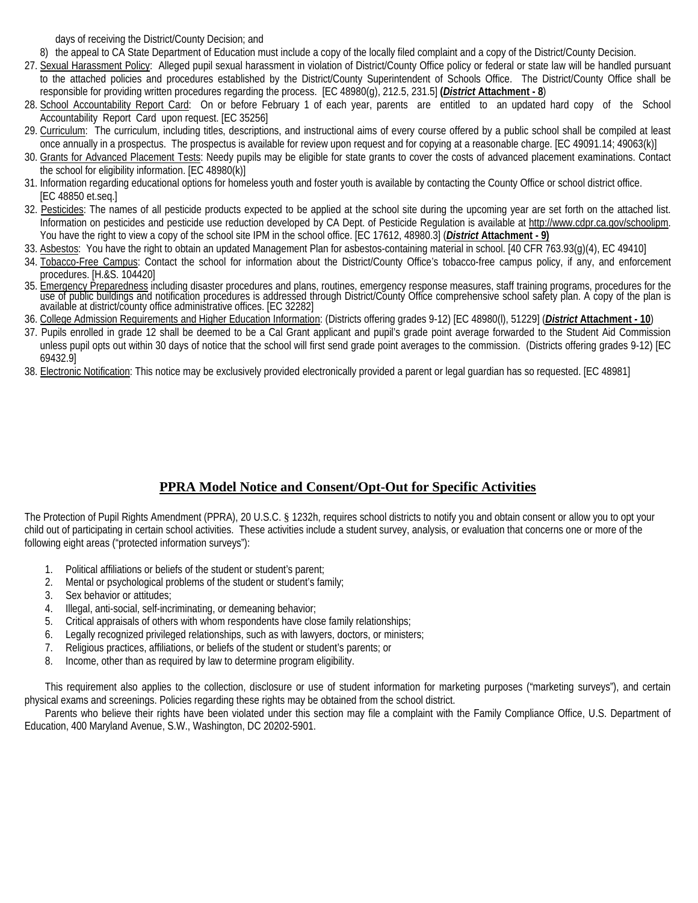days of receiving the District/County Decision; and

8) the appeal to CA State Department of Education must include a copy of the locally filed complaint and a copy of the District/County Decision.

27. Sexual Harassment Policy: Alleged pupil sexual harassment in violation of District/County Office policy or federal or state law will be handled pursuant to the attached policies and procedures established by the District/County Superintendent of Schools Office. The District/County Office shall be responsible for providing written procedures regarding the process. [EC 48980(g), 212.5, 231.5] **(*District* Attachment - 8**)
28. School Accountability Report Card: On or before February 1 of each year, parents are entitled to an updated hard copy of the School Accountability Report Card upon request. [EC 35256]
29. Curriculum: The curriculum, including titles, descriptions, and instructional aims of every course offered by a public school shall be compiled at least once annually in a prospectus. The prospectus is available for review upon request and for copying at a reasonable charge. [EC 49091.14; 49063(k)]
30. Grants for Advanced Placement Tests: Needy pupils may be eligible for state grants to cover the costs of advanced placement examinations. Contact the school for eligibility information. [EC 48980(k)]
31. Information regarding educational options for homeless youth and foster youth is available by contacting the County Office or school district office. [EC 48850 et.seq.]
32. Pesticides: The names of all pesticide products expected to be applied at the school site during the upcoming year are set forth on the attached list. Information on pesticides and pesticide use reduction developed by CA Dept. of Pesticide Regulation is available at http://www.cdpr.ca.gov/schoolipm. You have the right to view a copy of the school site IPM in the school office. [EC 17612, 48980.3] (***District* Attachment - 9)**
33. Asbestos: You have the right to obtain an updated Management Plan for asbestos-containing material in school. [40 CFR 763.93(g)(4), EC 49410]
34. Tobacco-Free Campus: Contact the school for information about the District/County Office's tobacco-free campus policy, if any, and enforcement procedures. [H.&S. 104420]
35. Emergency Preparedness including disaster procedures and plans, routines, emergency response measures, staff training programs, procedures for the use of public buildings and notification procedures is addressed through District/County Office comprehensive school safety plan. A copy of the plan is available at district/county office administrative offices. [EC 32282]
36. College Admission Requirements and Higher Education Information: (Districts offering grades 9-12) [EC 48980(l), 51229] (***District* Attachment - 10**)
37. Pupils enrolled in grade 12 shall be deemed to be a Cal Grant applicant and pupil's grade point average forwarded to the Student Aid Commission unless pupil opts out within 30 days of notice that the school will first send grade point averages to the commission. (Districts offering grades 9-12) [EC 69432.9]
38. Electronic Notification: This notice may be exclusively provided electronically provided a parent or legal guardian has so requested. [EC 48981]

## PPRA Model Notice and Consent/Opt-Out for Specific Activities

The Protection of Pupil Rights Amendment (PPRA), 20 U.S.C. § 1232h, requires school districts to notify you and obtain consent or allow you to opt your child out of participating in certain school activities. These activities include a student survey, analysis, or evaluation that concerns one or more of the following eight areas ("protected information surveys"):

1. Political affiliations or beliefs of the student or student's parent;
2. Mental or psychological problems of the student or student's family;
3. Sex behavior or attitudes;
4. Illegal, anti-social, self-incriminating, or demeaning behavior;
5. Critical appraisals of others with whom respondents have close family relationships;
6. Legally recognized privileged relationships, such as with lawyers, doctors, or ministers;
7. Religious practices, affiliations, or beliefs of the student or student's parents; or
8. Income, other than as required by law to determine program eligibility.

This requirement also applies to the collection, disclosure or use of student information for marketing purposes ("marketing surveys"), and certain physical exams and screenings. Policies regarding these rights may be obtained from the school district.

Parents who believe their rights have been violated under this section may file a complaint with the Family Compliance Office, U.S. Department of Education, 400 Maryland Avenue, S.W., Washington, DC 20202-5901.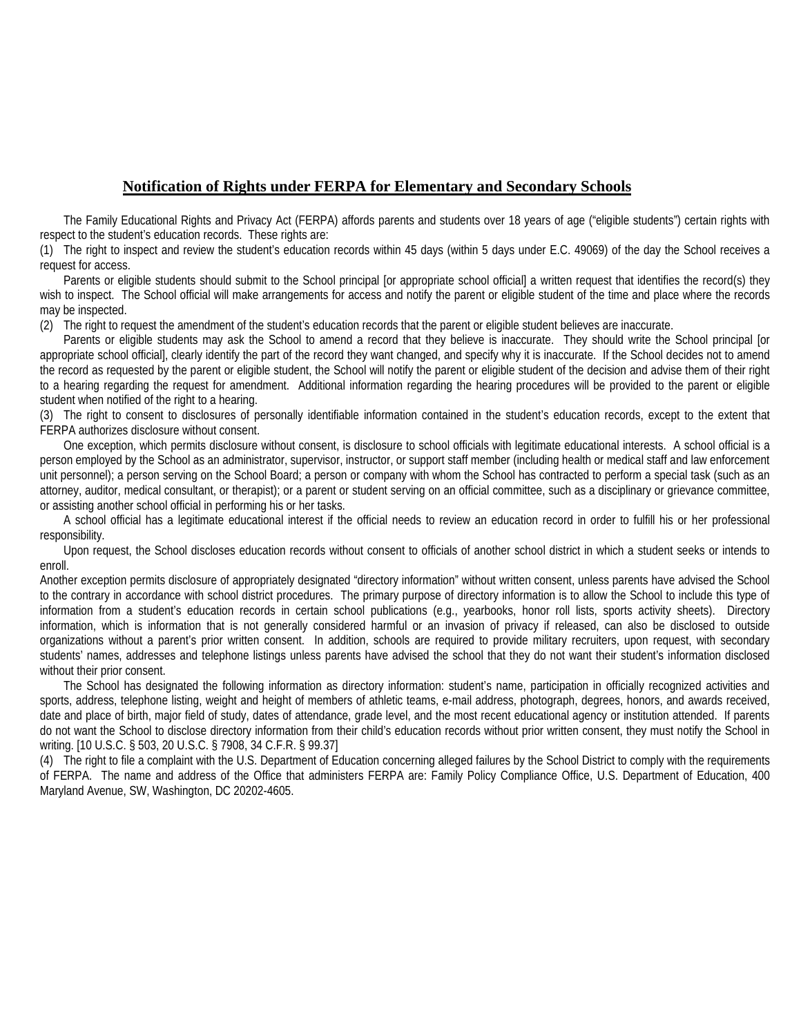## Notification of Rights under FERPA for Elementary and Secondary Schools

The Family Educational Rights and Privacy Act (FERPA) affords parents and students over 18 years of age ("eligible students") certain rights with respect to the student's education records. These rights are:

(1) The right to inspect and review the student's education records within 45 days (within 5 days under E.C. 49069) of the day the School receives a request for access.

Parents or eligible students should submit to the School principal [or appropriate school official] a written request that identifies the record(s) they wish to inspect. The School official will make arrangements for access and notify the parent or eligible student of the time and place where the records may be inspected.

(2) The right to request the amendment of the student's education records that the parent or eligible student believes are inaccurate.

Parents or eligible students may ask the School to amend a record that they believe is inaccurate. They should write the School principal [or appropriate school official], clearly identify the part of the record they want changed, and specify why it is inaccurate. If the School decides not to amend the record as requested by the parent or eligible student, the School will notify the parent or eligible student of the decision and advise them of their right to a hearing regarding the request for amendment. Additional information regarding the hearing procedures will be provided to the parent or eligible student when notified of the right to a hearing.

(3) The right to consent to disclosures of personally identifiable information contained in the student's education records, except to the extent that FERPA authorizes disclosure without consent.

One exception, which permits disclosure without consent, is disclosure to school officials with legitimate educational interests. A school official is a person employed by the School as an administrator, supervisor, instructor, or support staff member (including health or medical staff and law enforcement unit personnel); a person serving on the School Board; a person or company with whom the School has contracted to perform a special task (such as an attorney, auditor, medical consultant, or therapist); or a parent or student serving on an official committee, such as a disciplinary or grievance committee, or assisting another school official in performing his or her tasks.

A school official has a legitimate educational interest if the official needs to review an education record in order to fulfill his or her professional responsibility.

Upon request, the School discloses education records without consent to officials of another school district in which a student seeks or intends to enroll.

Another exception permits disclosure of appropriately designated "directory information" without written consent, unless parents have advised the School to the contrary in accordance with school district procedures. The primary purpose of directory information is to allow the School to include this type of information from a student's education records in certain school publications (e.g., yearbooks, honor roll lists, sports activity sheets). Directory information, which is information that is not generally considered harmful or an invasion of privacy if released, can also be disclosed to outside organizations without a parent's prior written consent. In addition, schools are required to provide military recruiters, upon request, with secondary students' names, addresses and telephone listings unless parents have advised the school that they do not want their student's information disclosed without their prior consent.

The School has designated the following information as directory information: student's name, participation in officially recognized activities and sports, address, telephone listing, weight and height of members of athletic teams, e-mail address, photograph, degrees, honors, and awards received, date and place of birth, major field of study, dates of attendance, grade level, and the most recent educational agency or institution attended. If parents do not want the School to disclose directory information from their child's education records without prior written consent, they must notify the School in writing. [10 U.S.C. § 503, 20 U.S.C. § 7908, 34 C.F.R. § 99.37]

(4) The right to file a complaint with the U.S. Department of Education concerning alleged failures by the School District to comply with the requirements of FERPA. The name and address of the Office that administers FERPA are: Family Policy Compliance Office, U.S. Department of Education, 400 Maryland Avenue, SW, Washington, DC 20202-4605.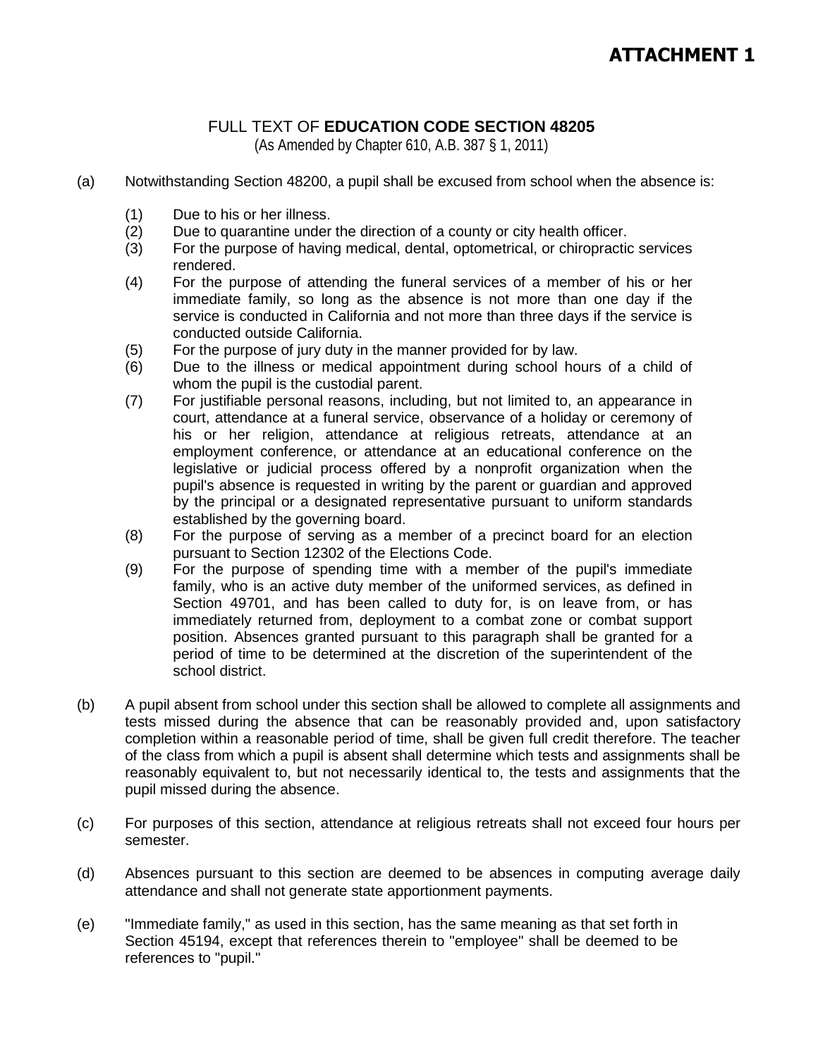# ATTACHMENT 1

FULL TEXT OF **EDUCATION CODE SECTION 48205**
(As Amended by Chapter 610, A.B. 387 § 1, 2011)

(a) Notwithstanding Section 48200, a pupil shall be excused from school when the absence is:

   (1) Due to his or her illness.
   (2) Due to quarantine under the direction of a county or city health officer.
   (3) For the purpose of having medical, dental, optometrical, or chiropractic services rendered.
   (4) For the purpose of attending the funeral services of a member of his or her immediate family, so long as the absence is not more than one day if the service is conducted in California and not more than three days if the service is conducted outside California.
   (5) For the purpose of jury duty in the manner provided for by law.
   (6) Due to the illness or medical appointment during school hours of a child of whom the pupil is the custodial parent.
   (7) For justifiable personal reasons, including, but not limited to, an appearance in court, attendance at a funeral service, observance of a holiday or ceremony of his or her religion, attendance at religious retreats, attendance at an employment conference, or attendance at an educational conference on the legislative or judicial process offered by a nonprofit organization when the pupil's absence is requested in writing by the parent or guardian and approved by the principal or a designated representative pursuant to uniform standards established by the governing board.
   (8) For the purpose of serving as a member of a precinct board for an election pursuant to Section 12302 of the Elections Code.
   (9) For the purpose of spending time with a member of the pupil's immediate family, who is an active duty member of the uniformed services, as defined in Section 49701, and has been called to duty for, is on leave from, or has immediately returned from, deployment to a combat zone or combat support position. Absences granted pursuant to this paragraph shall be granted for a period of time to be determined at the discretion of the superintendent of the school district.

(b) A pupil absent from school under this section shall be allowed to complete all assignments and tests missed during the absence that can be reasonably provided and, upon satisfactory completion within a reasonable period of time, shall be given full credit therefore. The teacher of the class from which a pupil is absent shall determine which tests and assignments shall be reasonably equivalent to, but not necessarily identical to, the tests and assignments that the pupil missed during the absence.

(c) For purposes of this section, attendance at religious retreats shall not exceed four hours per semester.

(d) Absences pursuant to this section are deemed to be absences in computing average daily attendance and shall not generate state apportionment payments.

(e) "Immediate family," as used in this section, has the same meaning as that set forth in Section 45194, except that references therein to "employee" shall be deemed to be references to "pupil."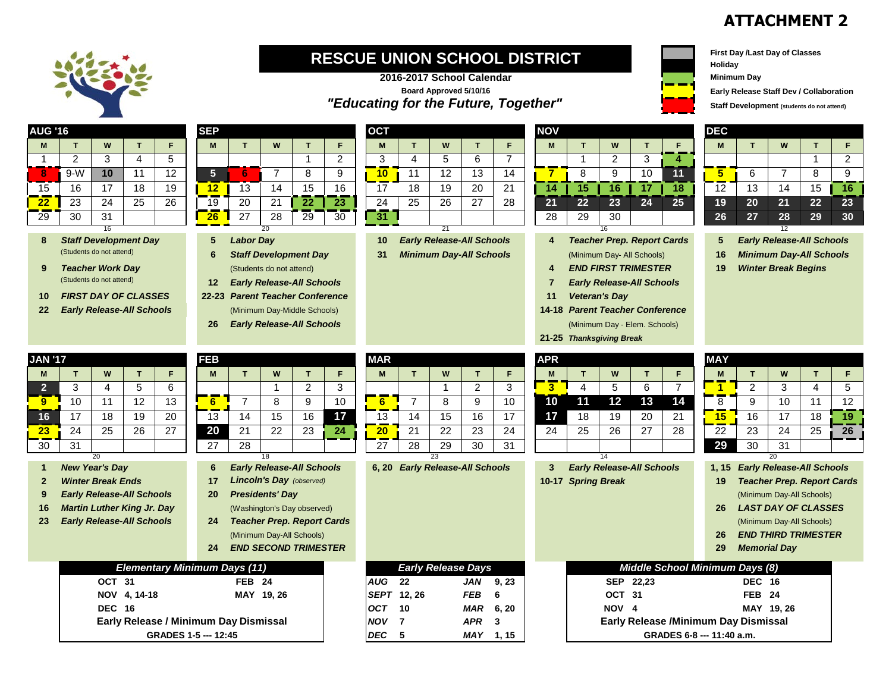# ATTACHMENT 2

## RESCUE UNION SCHOOL DISTRICT

**2016-2017 School Calendar**

**Board Approved 5/10/16**

***"Educating for the Future, Together"***

**Legend:**
- First Day /Last Day of Classes
- Holiday
- Minimum Day
- Early Release Staff Dev / Collaboration
- Staff Development (students do not attend)

### AUG '16

| M | T | W | T | F |
|---|---|---|---|---|
| 1 | 2 | 3 | 4 | 5 |
| 8 | 9-W | 10 | 11 | 12 |
| 15 | 16 | 17 | 18 | 19 |
| 22 | 23 | 24 | 25 | 26 |
| 29 | 30 | 31 | | |

16

- **8** *Staff Development Day* (Students do not attend)
- **9** *Teacher Work Day* (Students do not attend)
- **10** *FIRST DAY OF CLASSES*
- **22** *Early Release-All Schools*

### SEP

| M | T | W | T | F |
|---|---|---|---|---|
| | | | 1 | 2 |
| 5 | 6 | 7 | 8 | 9 |
| 12 | 13 | 14 | 15 | 16 |
| 19 | 20 | 21 | 22 | 23 |
| 26 | 27 | 28 | 29 | 30 |

20

- **5** *Labor Day*
- **6** *Staff Development Day* (Students do not attend)
- **12** *Early Release-All Schools*
- **22-23** *Parent Teacher Conference* (Minimum Day-Middle Schools)
- **26** *Early Release-All Schools*

### OCT

| M | T | W | T | F |
|---|---|---|---|---|
| 3 | 4 | 5 | 6 | 7 |
| 10 | 11 | 12 | 13 | 14 |
| 17 | 18 | 19 | 20 | 21 |
| 24 | 25 | 26 | 27 | 28 |
| 31 | | | | |

21

- **10** *Early Release-All Schools*
- **31** *Minimum Day-All Schools*

### NOV

| M | T | W | T | F |
|---|---|---|---|---|
| | 1 | 2 | 3 | 4 |
| 7 | 8 | 9 | 10 | 11 |
| 14 | 15 | 16 | 17 | 18 |
| 21 | 22 | 23 | 24 | 25 |
| 28 | 29 | 30 | | |

16

- **4** *Teacher Prep. Report Cards* (Minimum Day- All Schools)
- **4** *END FIRST TRIMESTER*
- **7** *Early Release-All Schools*
- **11** *Veteran's Day*
- **14-18** *Parent Teacher Conference* (Minimum Day - Elem. Schools)
- **21-25** *Thanksgiving Break*

### DEC

| M | T | W | T | F |
|---|---|---|---|---|
| | | | 1 | 2 |
| 5 | 6 | 7 | 8 | 9 |
| 12 | 13 | 14 | 15 | 16 |
| 19 | 20 | 21 | 22 | 23 |
| 26 | 27 | 28 | 29 | 30 |

12

- **5** *Early Release-All Schools*
- **16** *Minimum Day-All Schools*
- **19** *Winter Break Begins*

### JAN '17

| M | T | W | T | F |
|---|---|---|---|---|
| 2 | 3 | 4 | 5 | 6 |
| 9 | 10 | 11 | 12 | 13 |
| 16 | 17 | 18 | 19 | 20 |
| 23 | 24 | 25 | 26 | 27 |
| 30 | 31 | | | |

20

- **1** *New Year's Day*
- **2** *Winter Break Ends*
- **9** *Early Release-All Schools*
- **16** *Martin Luther King Jr. Day*
- **23** *Early Release-All Schools*

### FEB

| M | T | W | T | F |
|---|---|---|---|---|
| | | 1 | 2 | 3 |
| 6 | 7 | 8 | 9 | 10 |
| 13 | 14 | 15 | 16 | 17 |
| 20 | 21 | 22 | 23 | 24 |
| 27 | 28 | | | |

18

- **6** *Early Release-All Schools*
- **17** *Lincoln's Day (observed)*
- **20** *Presidents' Day* (Washington's Day observed)
- **24** *Teacher Prep. Report Cards* (Minimum Day-All Schools)
- **24** *END SECOND TRIMESTER*

### MAR

| M | T | W | T | F |
|---|---|---|---|---|
| | | 1 | 2 | 3 |
| 6 | 7 | 8 | 9 | 10 |
| 13 | 14 | 15 | 16 | 17 |
| 20 | 21 | 22 | 23 | 24 |
| 27 | 28 | 29 | 30 | 31 |

23

- **6, 20** *Early Release-All Schools*

### APR

| M | T | W | T | F |
|---|---|---|---|---|
| 3 | 4 | 5 | 6 | 7 |
| 10 | 11 | 12 | 13 | 14 |
| 17 | 18 | 19 | 20 | 21 |
| 24 | 25 | 26 | 27 | 28 |

14

- **3** *Early Release-All Schools*
- **10-17** *Spring Break*

### MAY

| M | T | W | T | F |
|---|---|---|---|---|
| 1 | 2 | 3 | 4 | 5 |
| 8 | 9 | 10 | 11 | 12 |
| 15 | 16 | 17 | 18 | 19 |
| 22 | 23 | 24 | 25 | 26 |
| 29 | 30 | 31 | | |

20

- **1, 15** *Early Release-All Schools*
- **19** *Teacher Prep. Report Cards* (Minimum Day-All Schools)
- **26** *LAST DAY OF CLASSES* (Minimum Day-All Schools)
- **26** *END THIRD TRIMESTER*
- **29** *Memorial Day*

### Elementary Minimum Days (11)

| | |
|---|---|
| OCT 31 | FEB 24 |
| NOV 4, 14-18 | MAY 19, 26 |
| DEC 16 | |

**Early Release / Minimum Day Dismissal**
**GRADES 1-5 --- 12:45**

### Early Release Days

| | | | |
|---|---|---|---|
| AUG | 22 | JAN | 9, 23 |
| SEPT | 12, 26 | FEB | 6 |
| OCT | 10 | MAR | 6, 20 |
| NOV | 7 | APR | 3 |
| DEC | 5 | MAY | 1, 15 |

### Middle School Minimum Days (8)

| | |
|---|---|
| SEP 22,23 | DEC 16 |
| OCT 31 | FEB 24 |
| NOV 4 | MAY 19, 26 |

**Early Release /Minimum Day Dismissal**
**GRADES 6-8 --- 11:40 a.m.**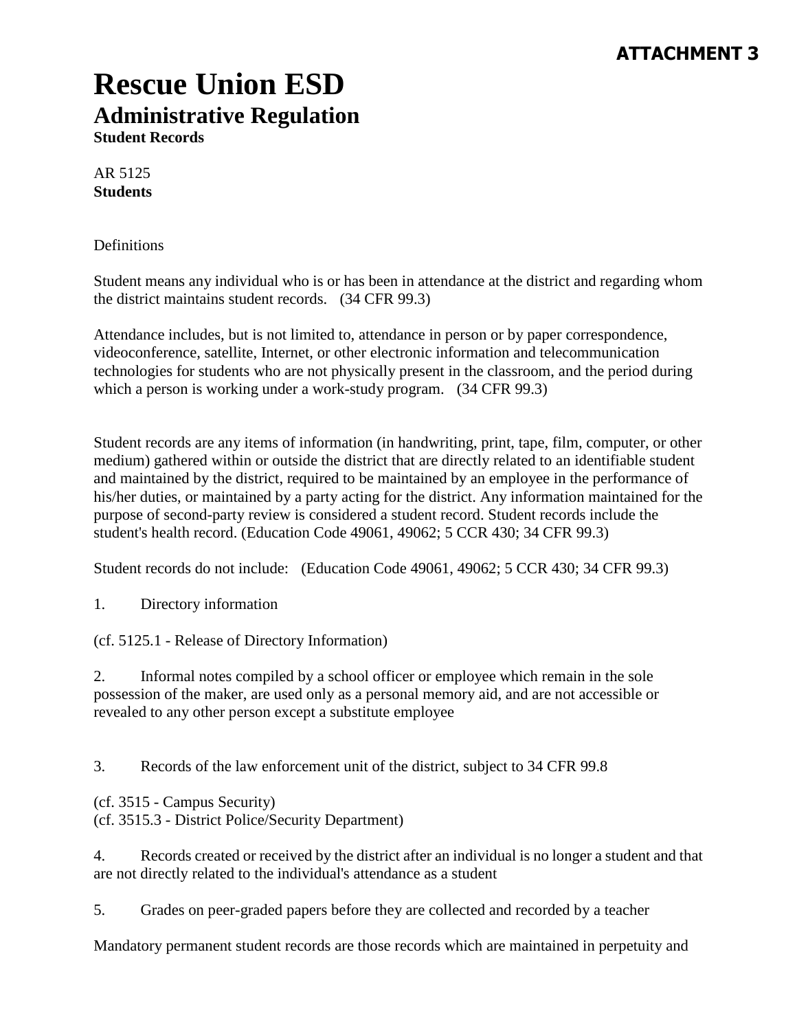**ATTACHMENT 3**

# Rescue Union ESD

## Administrative Regulation

**Student Records**

AR 5125
**Students**

Definitions

Student means any individual who is or has been in attendance at the district and regarding whom the district maintains student records. (34 CFR 99.3)

Attendance includes, but is not limited to, attendance in person or by paper correspondence, videoconference, satellite, Internet, or other electronic information and telecommunication technologies for students who are not physically present in the classroom, and the period during which a person is working under a work-study program. (34 CFR 99.3)

Student records are any items of information (in handwriting, print, tape, film, computer, or other medium) gathered within or outside the district that are directly related to an identifiable student and maintained by the district, required to be maintained by an employee in the performance of his/her duties, or maintained by a party acting for the district. Any information maintained for the purpose of second-party review is considered a student record. Student records include the student's health record. (Education Code 49061, 49062; 5 CCR 430; 34 CFR 99.3)

Student records do not include: (Education Code 49061, 49062; 5 CCR 430; 34 CFR 99.3)

1. Directory information

(cf. 5125.1 - Release of Directory Information)

2. Informal notes compiled by a school officer or employee which remain in the sole possession of the maker, are used only as a personal memory aid, and are not accessible or revealed to any other person except a substitute employee

3. Records of the law enforcement unit of the district, subject to 34 CFR 99.8

(cf. 3515 - Campus Security)
(cf. 3515.3 - District Police/Security Department)

4. Records created or received by the district after an individual is no longer a student and that are not directly related to the individual's attendance as a student

5. Grades on peer-graded papers before they are collected and recorded by a teacher

Mandatory permanent student records are those records which are maintained in perpetuity and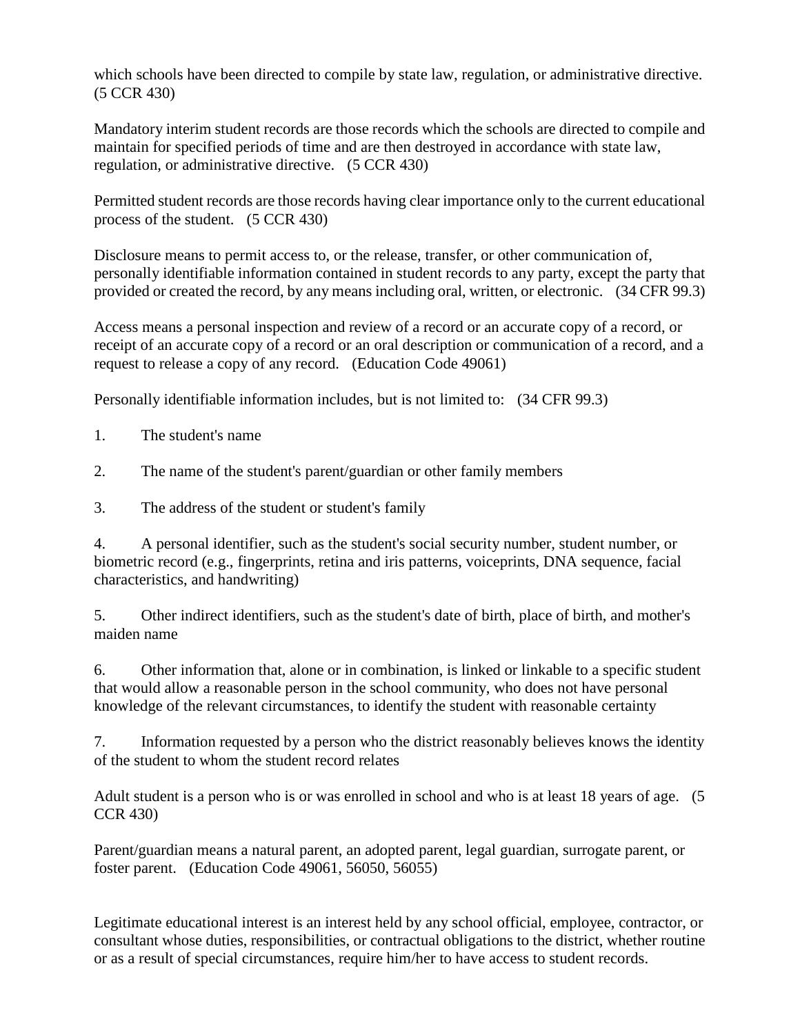which schools have been directed to compile by state law, regulation, or administrative directive. (5 CCR 430)

Mandatory interim student records are those records which the schools are directed to compile and maintain for specified periods of time and are then destroyed in accordance with state law, regulation, or administrative directive. (5 CCR 430)

Permitted student records are those records having clear importance only to the current educational process of the student. (5 CCR 430)

Disclosure means to permit access to, or the release, transfer, or other communication of, personally identifiable information contained in student records to any party, except the party that provided or created the record, by any means including oral, written, or electronic. (34 CFR 99.3)

Access means a personal inspection and review of a record or an accurate copy of a record, or receipt of an accurate copy of a record or an oral description or communication of a record, and a request to release a copy of any record. (Education Code 49061)

Personally identifiable information includes, but is not limited to: (34 CFR 99.3)

1. The student's name

2. The name of the student's parent/guardian or other family members

3. The address of the student or student's family

4. A personal identifier, such as the student's social security number, student number, or biometric record (e.g., fingerprints, retina and iris patterns, voiceprints, DNA sequence, facial characteristics, and handwriting)

5. Other indirect identifiers, such as the student's date of birth, place of birth, and mother's maiden name

6. Other information that, alone or in combination, is linked or linkable to a specific student that would allow a reasonable person in the school community, who does not have personal knowledge of the relevant circumstances, to identify the student with reasonable certainty

7. Information requested by a person who the district reasonably believes knows the identity of the student to whom the student record relates

Adult student is a person who is or was enrolled in school and who is at least 18 years of age. (5 CCR 430)

Parent/guardian means a natural parent, an adopted parent, legal guardian, surrogate parent, or foster parent. (Education Code 49061, 56050, 56055)

Legitimate educational interest is an interest held by any school official, employee, contractor, or consultant whose duties, responsibilities, or contractual obligations to the district, whether routine or as a result of special circumstances, require him/her to have access to student records.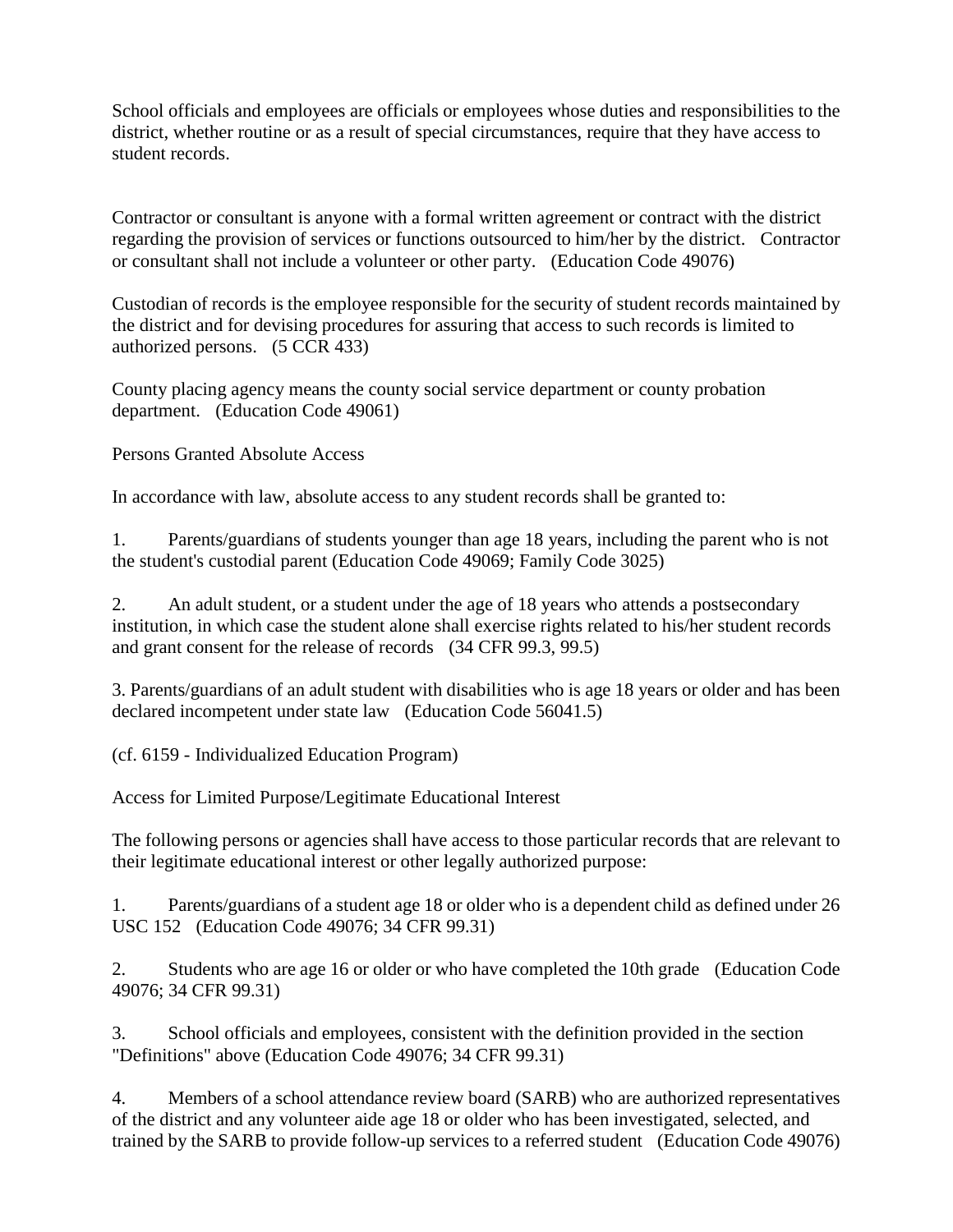School officials and employees are officials or employees whose duties and responsibilities to the district, whether routine or as a result of special circumstances, require that they have access to student records.

Contractor or consultant is anyone with a formal written agreement or contract with the district regarding the provision of services or functions outsourced to him/her by the district. Contractor or consultant shall not include a volunteer or other party. (Education Code 49076)

Custodian of records is the employee responsible for the security of student records maintained by the district and for devising procedures for assuring that access to such records is limited to authorized persons. (5 CCR 433)

County placing agency means the county social service department or county probation department. (Education Code 49061)

Persons Granted Absolute Access

In accordance with law, absolute access to any student records shall be granted to:

1. Parents/guardians of students younger than age 18 years, including the parent who is not the student's custodial parent (Education Code 49069; Family Code 3025)

2. An adult student, or a student under the age of 18 years who attends a postsecondary institution, in which case the student alone shall exercise rights related to his/her student records and grant consent for the release of records (34 CFR 99.3, 99.5)

3. Parents/guardians of an adult student with disabilities who is age 18 years or older and has been declared incompetent under state law (Education Code 56041.5)

(cf. 6159 - Individualized Education Program)

Access for Limited Purpose/Legitimate Educational Interest

The following persons or agencies shall have access to those particular records that are relevant to their legitimate educational interest or other legally authorized purpose:

1. Parents/guardians of a student age 18 or older who is a dependent child as defined under 26 USC 152 (Education Code 49076; 34 CFR 99.31)

2. Students who are age 16 or older or who have completed the 10th grade (Education Code 49076; 34 CFR 99.31)

3. School officials and employees, consistent with the definition provided in the section "Definitions" above (Education Code 49076; 34 CFR 99.31)

4. Members of a school attendance review board (SARB) who are authorized representatives of the district and any volunteer aide age 18 or older who has been investigated, selected, and trained by the SARB to provide follow-up services to a referred student (Education Code 49076)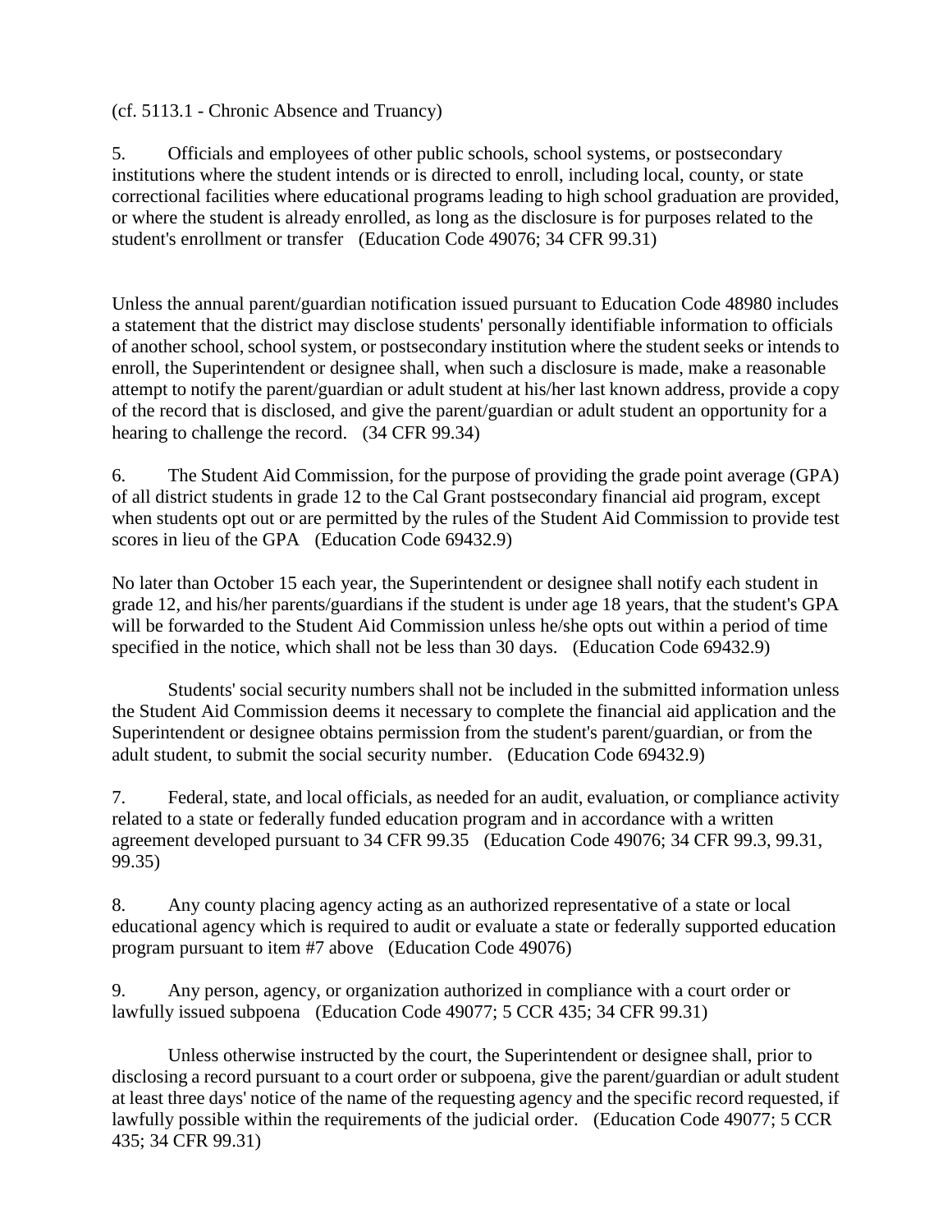(cf. 5113.1 - Chronic Absence and Truancy)

5. Officials and employees of other public schools, school systems, or postsecondary institutions where the student intends or is directed to enroll, including local, county, or state correctional facilities where educational programs leading to high school graduation are provided, or where the student is already enrolled, as long as the disclosure is for purposes related to the student's enrollment or transfer (Education Code 49076; 34 CFR 99.31)

Unless the annual parent/guardian notification issued pursuant to Education Code 48980 includes a statement that the district may disclose students' personally identifiable information to officials of another school, school system, or postsecondary institution where the student seeks or intends to enroll, the Superintendent or designee shall, when such a disclosure is made, make a reasonable attempt to notify the parent/guardian or adult student at his/her last known address, provide a copy of the record that is disclosed, and give the parent/guardian or adult student an opportunity for a hearing to challenge the record. (34 CFR 99.34)

6. The Student Aid Commission, for the purpose of providing the grade point average (GPA) of all district students in grade 12 to the Cal Grant postsecondary financial aid program, except when students opt out or are permitted by the rules of the Student Aid Commission to provide test scores in lieu of the GPA (Education Code 69432.9)

No later than October 15 each year, the Superintendent or designee shall notify each student in grade 12, and his/her parents/guardians if the student is under age 18 years, that the student's GPA will be forwarded to the Student Aid Commission unless he/she opts out within a period of time specified in the notice, which shall not be less than 30 days. (Education Code 69432.9)

Students' social security numbers shall not be included in the submitted information unless the Student Aid Commission deems it necessary to complete the financial aid application and the Superintendent or designee obtains permission from the student's parent/guardian, or from the adult student, to submit the social security number. (Education Code 69432.9)

7. Federal, state, and local officials, as needed for an audit, evaluation, or compliance activity related to a state or federally funded education program and in accordance with a written agreement developed pursuant to 34 CFR 99.35 (Education Code 49076; 34 CFR 99.3, 99.31, 99.35)

8. Any county placing agency acting as an authorized representative of a state or local educational agency which is required to audit or evaluate a state or federally supported education program pursuant to item #7 above (Education Code 49076)

9. Any person, agency, or organization authorized in compliance with a court order or lawfully issued subpoena (Education Code 49077; 5 CCR 435; 34 CFR 99.31)

Unless otherwise instructed by the court, the Superintendent or designee shall, prior to disclosing a record pursuant to a court order or subpoena, give the parent/guardian or adult student at least three days' notice of the name of the requesting agency and the specific record requested, if lawfully possible within the requirements of the judicial order. (Education Code 49077; 5 CCR 435; 34 CFR 99.31)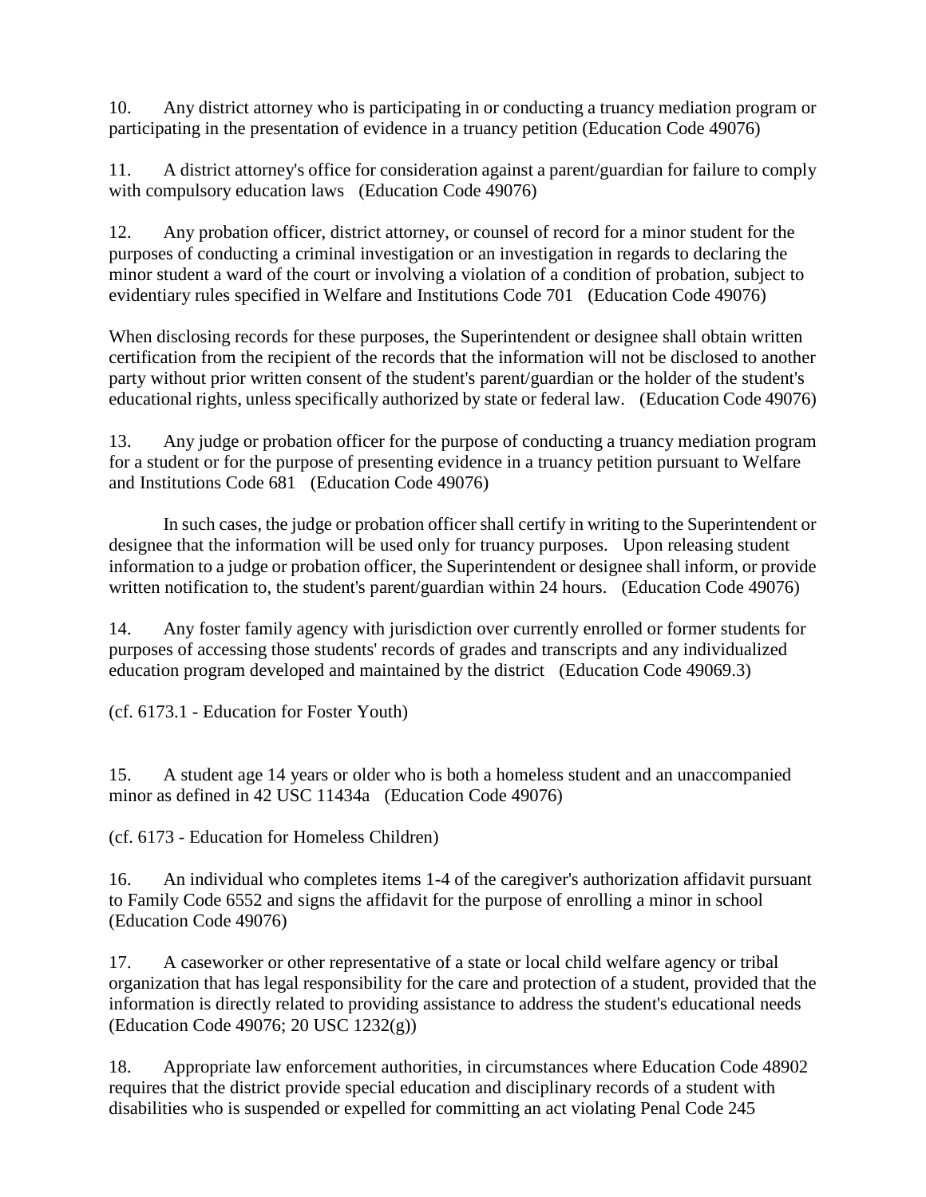10. Any district attorney who is participating in or conducting a truancy mediation program or participating in the presentation of evidence in a truancy petition (Education Code 49076)

11. A district attorney's office for consideration against a parent/guardian for failure to comply with compulsory education laws (Education Code 49076)

12. Any probation officer, district attorney, or counsel of record for a minor student for the purposes of conducting a criminal investigation or an investigation in regards to declaring the minor student a ward of the court or involving a violation of a condition of probation, subject to evidentiary rules specified in Welfare and Institutions Code 701 (Education Code 49076)

When disclosing records for these purposes, the Superintendent or designee shall obtain written certification from the recipient of the records that the information will not be disclosed to another party without prior written consent of the student's parent/guardian or the holder of the student's educational rights, unless specifically authorized by state or federal law. (Education Code 49076)

13. Any judge or probation officer for the purpose of conducting a truancy mediation program for a student or for the purpose of presenting evidence in a truancy petition pursuant to Welfare and Institutions Code 681 (Education Code 49076)

In such cases, the judge or probation officer shall certify in writing to the Superintendent or designee that the information will be used only for truancy purposes. Upon releasing student information to a judge or probation officer, the Superintendent or designee shall inform, or provide written notification to, the student's parent/guardian within 24 hours. (Education Code 49076)

14. Any foster family agency with jurisdiction over currently enrolled or former students for purposes of accessing those students' records of grades and transcripts and any individualized education program developed and maintained by the district (Education Code 49069.3)

(cf. 6173.1 - Education for Foster Youth)

15. A student age 14 years or older who is both a homeless student and an unaccompanied minor as defined in 42 USC 11434a (Education Code 49076)

(cf. 6173 - Education for Homeless Children)

16. An individual who completes items 1-4 of the caregiver's authorization affidavit pursuant to Family Code 6552 and signs the affidavit for the purpose of enrolling a minor in school (Education Code 49076)

17. A caseworker or other representative of a state or local child welfare agency or tribal organization that has legal responsibility for the care and protection of a student, provided that the information is directly related to providing assistance to address the student's educational needs (Education Code 49076; 20 USC 1232(g))

18. Appropriate law enforcement authorities, in circumstances where Education Code 48902 requires that the district provide special education and disciplinary records of a student with disabilities who is suspended or expelled for committing an act violating Penal Code 245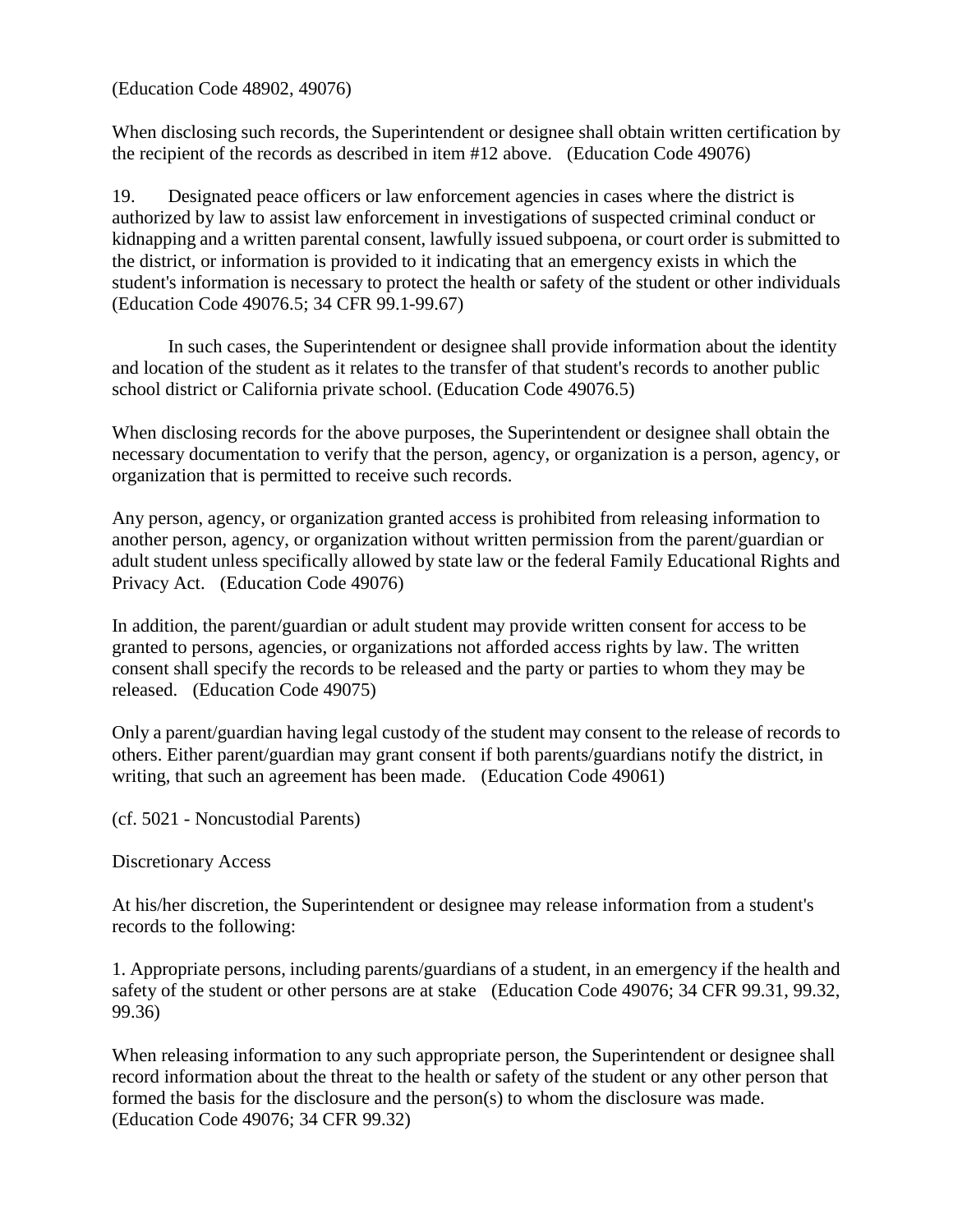(Education Code 48902, 49076)

When disclosing such records, the Superintendent or designee shall obtain written certification by the recipient of the records as described in item #12 above. (Education Code 49076)

19. Designated peace officers or law enforcement agencies in cases where the district is authorized by law to assist law enforcement in investigations of suspected criminal conduct or kidnapping and a written parental consent, lawfully issued subpoena, or court order is submitted to the district, or information is provided to it indicating that an emergency exists in which the student's information is necessary to protect the health or safety of the student or other individuals (Education Code 49076.5; 34 CFR 99.1-99.67)

    In such cases, the Superintendent or designee shall provide information about the identity and location of the student as it relates to the transfer of that student's records to another public school district or California private school. (Education Code 49076.5)

When disclosing records for the above purposes, the Superintendent or designee shall obtain the necessary documentation to verify that the person, agency, or organization is a person, agency, or organization that is permitted to receive such records.

Any person, agency, or organization granted access is prohibited from releasing information to another person, agency, or organization without written permission from the parent/guardian or adult student unless specifically allowed by state law or the federal Family Educational Rights and Privacy Act. (Education Code 49076)

In addition, the parent/guardian or adult student may provide written consent for access to be granted to persons, agencies, or organizations not afforded access rights by law. The written consent shall specify the records to be released and the party or parties to whom they may be released. (Education Code 49075)

Only a parent/guardian having legal custody of the student may consent to the release of records to others. Either parent/guardian may grant consent if both parents/guardians notify the district, in writing, that such an agreement has been made. (Education Code 49061)

(cf. 5021 - Noncustodial Parents)

Discretionary Access

At his/her discretion, the Superintendent or designee may release information from a student's records to the following:

1. Appropriate persons, including parents/guardians of a student, in an emergency if the health and safety of the student or other persons are at stake (Education Code 49076; 34 CFR 99.31, 99.32, 99.36)

When releasing information to any such appropriate person, the Superintendent or designee shall record information about the threat to the health or safety of the student or any other person that formed the basis for the disclosure and the person(s) to whom the disclosure was made. (Education Code 49076; 34 CFR 99.32)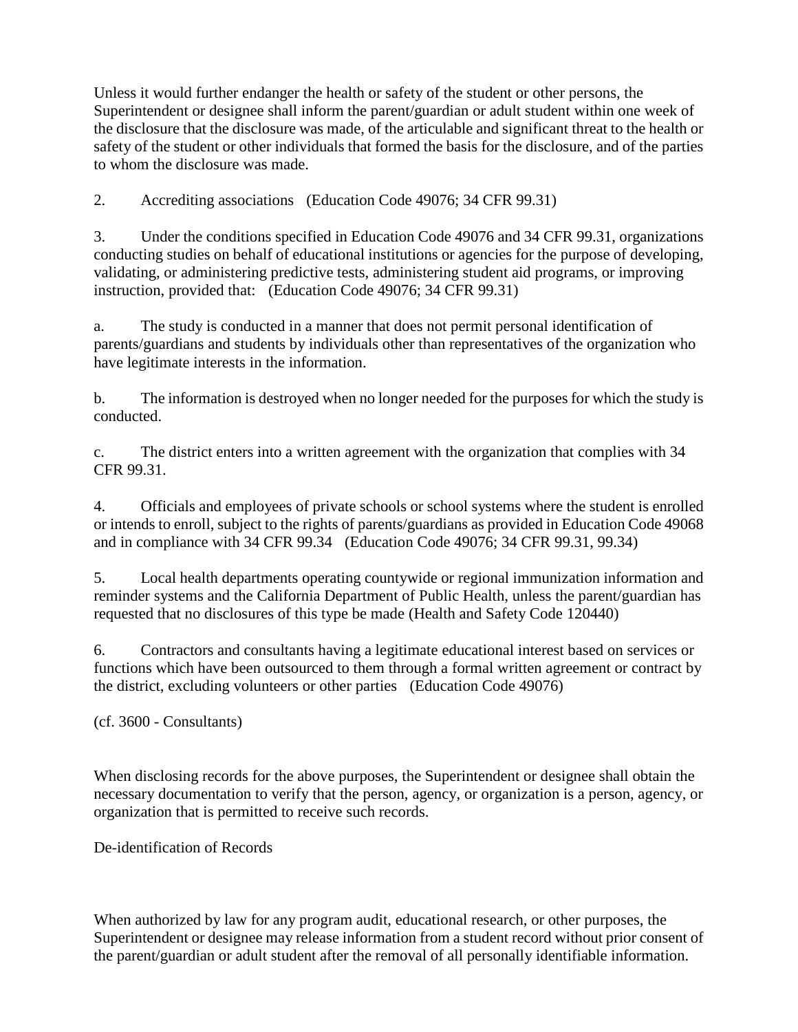Unless it would further endanger the health or safety of the student or other persons, the Superintendent or designee shall inform the parent/guardian or adult student within one week of the disclosure that the disclosure was made, of the articulable and significant threat to the health or safety of the student or other individuals that formed the basis for the disclosure, and of the parties to whom the disclosure was made.

2. Accrediting associations (Education Code 49076; 34 CFR 99.31)

3. Under the conditions specified in Education Code 49076 and 34 CFR 99.31, organizations conducting studies on behalf of educational institutions or agencies for the purpose of developing, validating, or administering predictive tests, administering student aid programs, or improving instruction, provided that: (Education Code 49076; 34 CFR 99.31)

a. The study is conducted in a manner that does not permit personal identification of parents/guardians and students by individuals other than representatives of the organization who have legitimate interests in the information.

b. The information is destroyed when no longer needed for the purposes for which the study is conducted.

c. The district enters into a written agreement with the organization that complies with 34 CFR 99.31.

4. Officials and employees of private schools or school systems where the student is enrolled or intends to enroll, subject to the rights of parents/guardians as provided in Education Code 49068 and in compliance with 34 CFR 99.34 (Education Code 49076; 34 CFR 99.31, 99.34)

5. Local health departments operating countywide or regional immunization information and reminder systems and the California Department of Public Health, unless the parent/guardian has requested that no disclosures of this type be made (Health and Safety Code 120440)

6. Contractors and consultants having a legitimate educational interest based on services or functions which have been outsourced to them through a formal written agreement or contract by the district, excluding volunteers or other parties (Education Code 49076)

(cf. 3600 - Consultants)

When disclosing records for the above purposes, the Superintendent or designee shall obtain the necessary documentation to verify that the person, agency, or organization is a person, agency, or organization that is permitted to receive such records.

De-identification of Records

When authorized by law for any program audit, educational research, or other purposes, the Superintendent or designee may release information from a student record without prior consent of the parent/guardian or adult student after the removal of all personally identifiable information.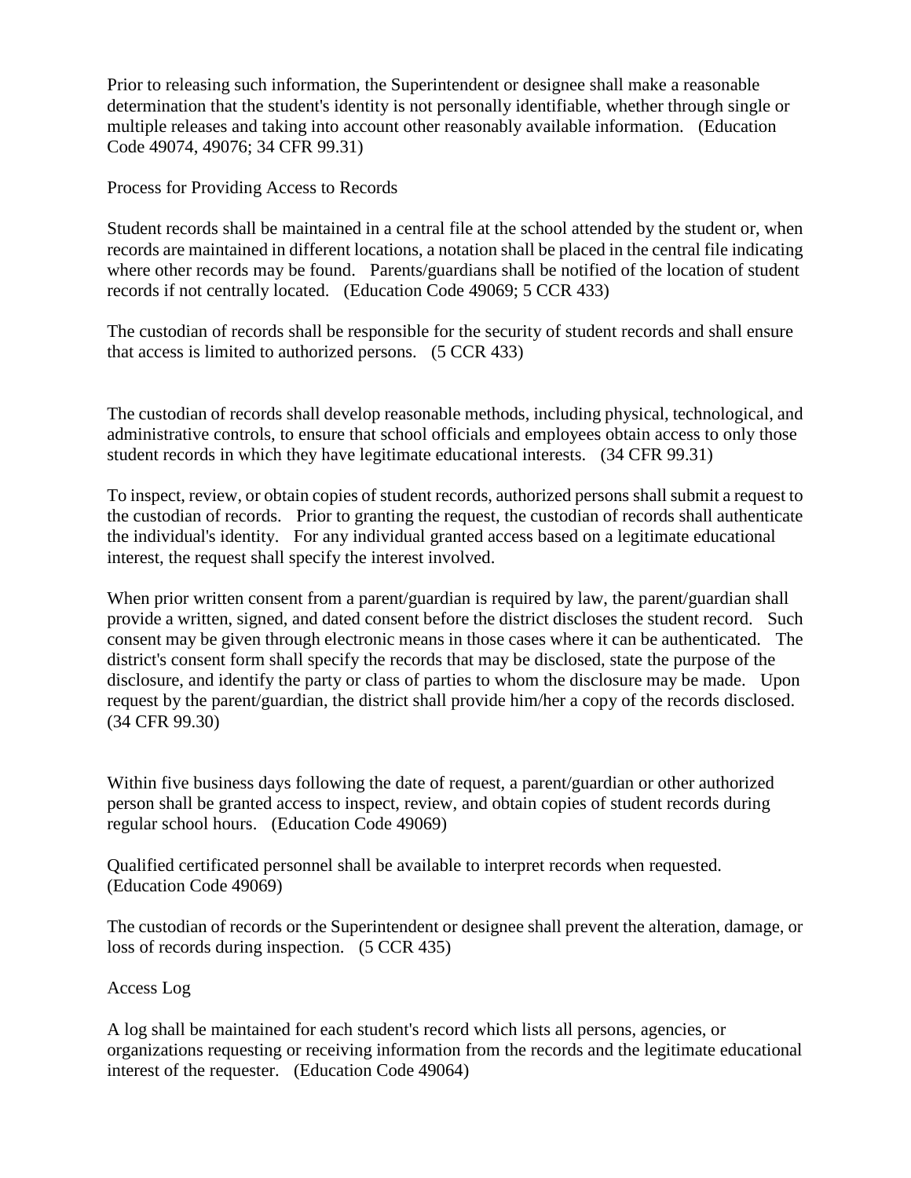Prior to releasing such information, the Superintendent or designee shall make a reasonable determination that the student's identity is not personally identifiable, whether through single or multiple releases and taking into account other reasonably available information. (Education Code 49074, 49076; 34 CFR 99.31)

Process for Providing Access to Records

Student records shall be maintained in a central file at the school attended by the student or, when records are maintained in different locations, a notation shall be placed in the central file indicating where other records may be found. Parents/guardians shall be notified of the location of student records if not centrally located. (Education Code 49069; 5 CCR 433)

The custodian of records shall be responsible for the security of student records and shall ensure that access is limited to authorized persons. (5 CCR 433)

The custodian of records shall develop reasonable methods, including physical, technological, and administrative controls, to ensure that school officials and employees obtain access to only those student records in which they have legitimate educational interests. (34 CFR 99.31)

To inspect, review, or obtain copies of student records, authorized persons shall submit a request to the custodian of records. Prior to granting the request, the custodian of records shall authenticate the individual's identity. For any individual granted access based on a legitimate educational interest, the request shall specify the interest involved.

When prior written consent from a parent/guardian is required by law, the parent/guardian shall provide a written, signed, and dated consent before the district discloses the student record. Such consent may be given through electronic means in those cases where it can be authenticated. The district's consent form shall specify the records that may be disclosed, state the purpose of the disclosure, and identify the party or class of parties to whom the disclosure may be made. Upon request by the parent/guardian, the district shall provide him/her a copy of the records disclosed. (34 CFR 99.30)

Within five business days following the date of request, a parent/guardian or other authorized person shall be granted access to inspect, review, and obtain copies of student records during regular school hours. (Education Code 49069)

Qualified certificated personnel shall be available to interpret records when requested. (Education Code 49069)

The custodian of records or the Superintendent or designee shall prevent the alteration, damage, or loss of records during inspection. (5 CCR 435)

Access Log

A log shall be maintained for each student's record which lists all persons, agencies, or organizations requesting or receiving information from the records and the legitimate educational interest of the requester. (Education Code 49064)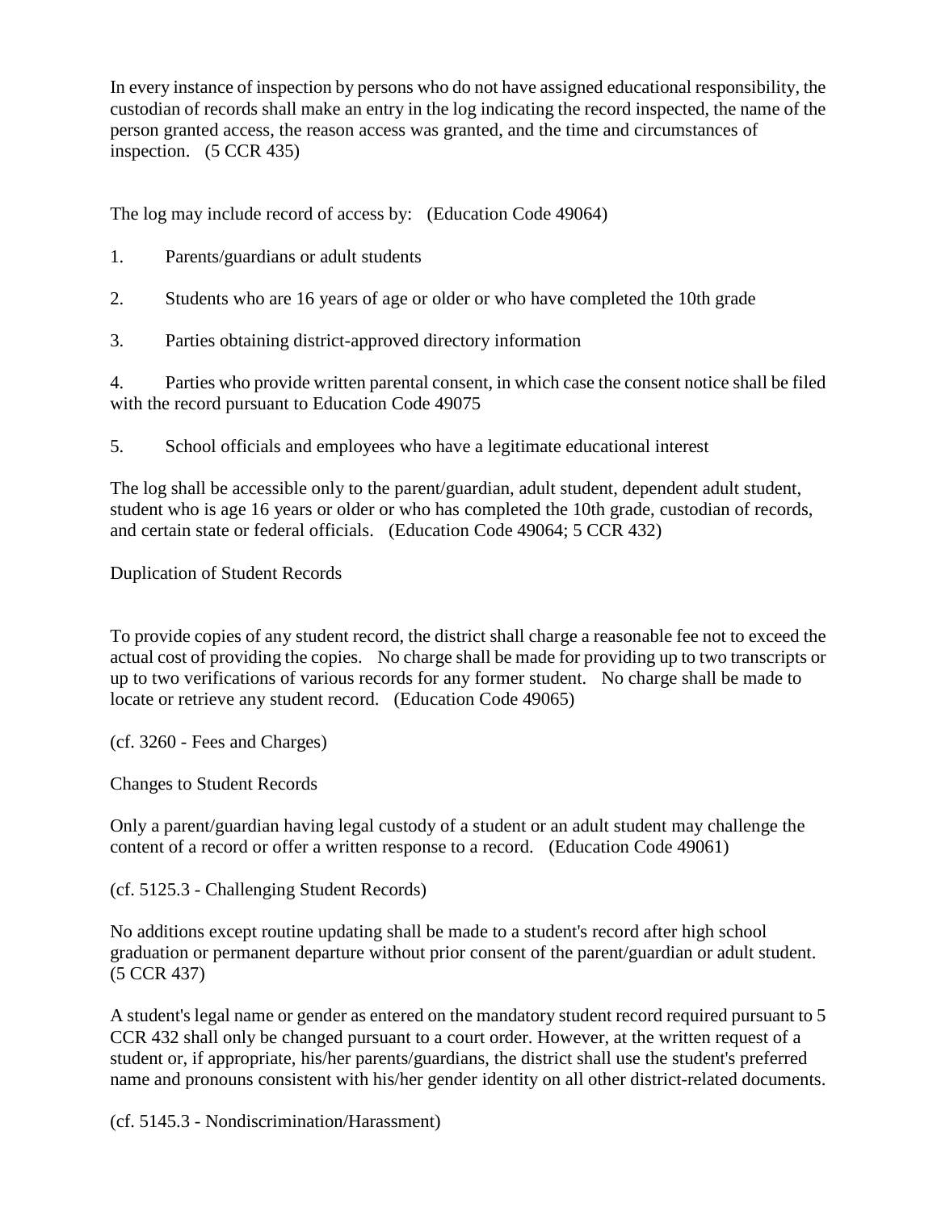In every instance of inspection by persons who do not have assigned educational responsibility, the custodian of records shall make an entry in the log indicating the record inspected, the name of the person granted access, the reason access was granted, and the time and circumstances of inspection. (5 CCR 435)

The log may include record of access by: (Education Code 49064)

1. Parents/guardians or adult students

2. Students who are 16 years of age or older or who have completed the 10th grade

3. Parties obtaining district-approved directory information

4. Parties who provide written parental consent, in which case the consent notice shall be filed with the record pursuant to Education Code 49075

5. School officials and employees who have a legitimate educational interest

The log shall be accessible only to the parent/guardian, adult student, dependent adult student, student who is age 16 years or older or who has completed the 10th grade, custodian of records, and certain state or federal officials. (Education Code 49064; 5 CCR 432)

## Duplication of Student Records

To provide copies of any student record, the district shall charge a reasonable fee not to exceed the actual cost of providing the copies. No charge shall be made for providing up to two transcripts or up to two verifications of various records for any former student. No charge shall be made to locate or retrieve any student record. (Education Code 49065)

(cf. 3260 - Fees and Charges)

## Changes to Student Records

Only a parent/guardian having legal custody of a student or an adult student may challenge the content of a record or offer a written response to a record. (Education Code 49061)

(cf. 5125.3 - Challenging Student Records)

No additions except routine updating shall be made to a student's record after high school graduation or permanent departure without prior consent of the parent/guardian or adult student. (5 CCR 437)

A student's legal name or gender as entered on the mandatory student record required pursuant to 5 CCR 432 shall only be changed pursuant to a court order. However, at the written request of a student or, if appropriate, his/her parents/guardians, the district shall use the student's preferred name and pronouns consistent with his/her gender identity on all other district-related documents.

(cf. 5145.3 - Nondiscrimination/Harassment)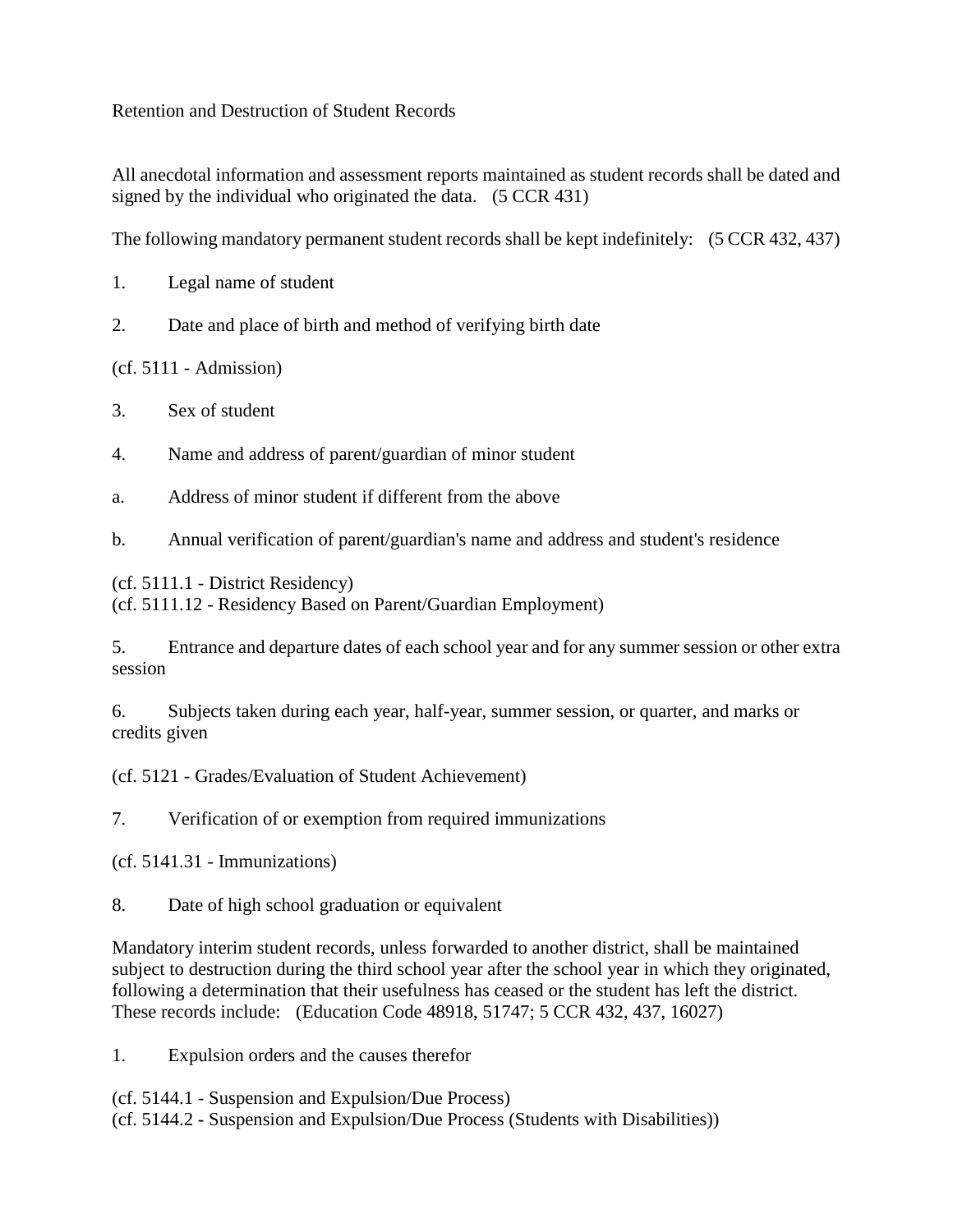Retention and Destruction of Student Records

All anecdotal information and assessment reports maintained as student records shall be dated and signed by the individual who originated the data. (5 CCR 431)

The following mandatory permanent student records shall be kept indefinitely: (5 CCR 432, 437)

1. Legal name of student

2. Date and place of birth and method of verifying birth date

(cf. 5111 - Admission)

3. Sex of student

4. Name and address of parent/guardian of minor student

a. Address of minor student if different from the above

b. Annual verification of parent/guardian's name and address and student's residence

(cf. 5111.1 - District Residency)
(cf. 5111.12 - Residency Based on Parent/Guardian Employment)

5. Entrance and departure dates of each school year and for any summer session or other extra session

6. Subjects taken during each year, half-year, summer session, or quarter, and marks or credits given

(cf. 5121 - Grades/Evaluation of Student Achievement)

7. Verification of or exemption from required immunizations

(cf. 5141.31 - Immunizations)

8. Date of high school graduation or equivalent

Mandatory interim student records, unless forwarded to another district, shall be maintained subject to destruction during the third school year after the school year in which they originated, following a determination that their usefulness has ceased or the student has left the district. These records include: (Education Code 48918, 51747; 5 CCR 432, 437, 16027)

1. Expulsion orders and the causes therefor

(cf. 5144.1 - Suspension and Expulsion/Due Process)
(cf. 5144.2 - Suspension and Expulsion/Due Process (Students with Disabilities))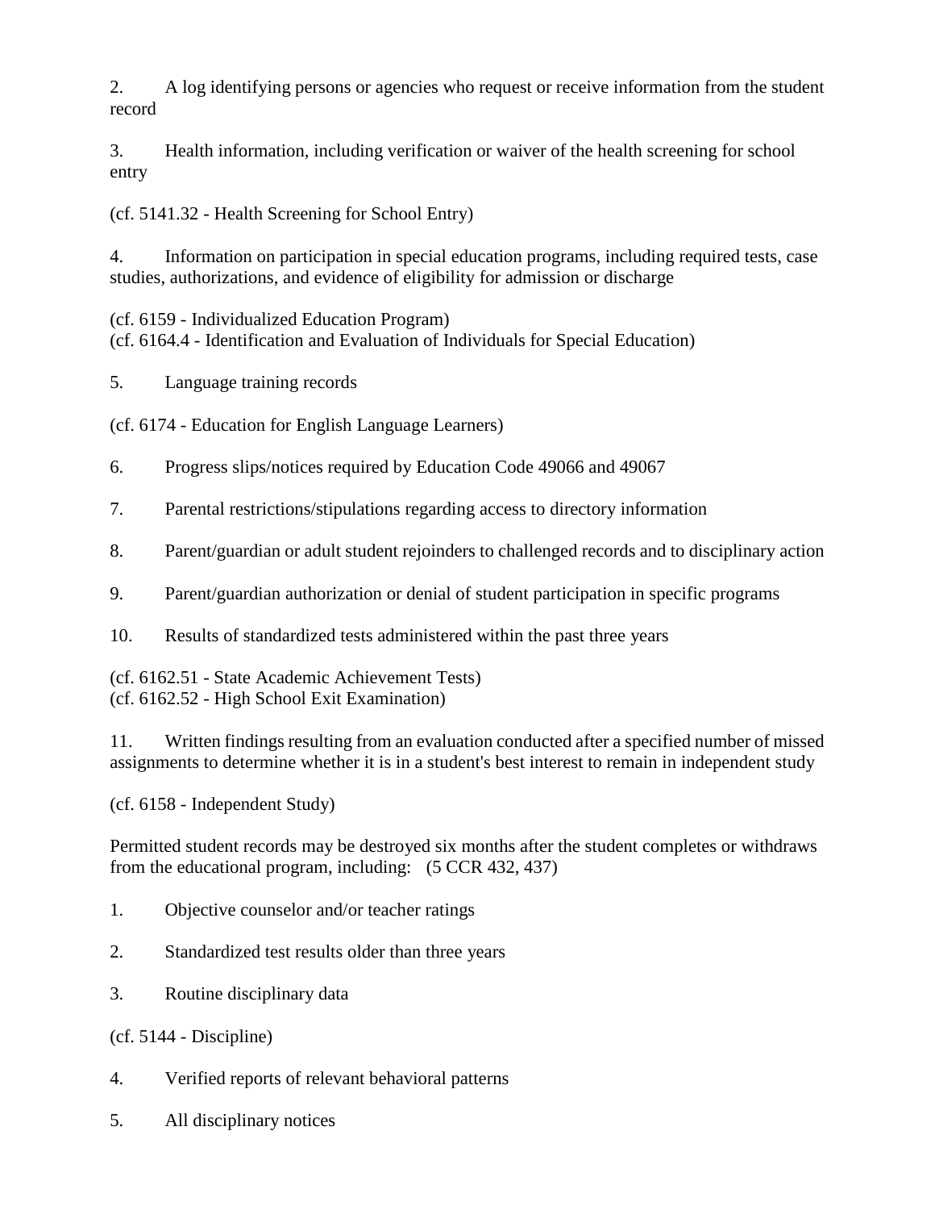2. A log identifying persons or agencies who request or receive information from the student record

3. Health information, including verification or waiver of the health screening for school entry

(cf. 5141.32 - Health Screening for School Entry)

4. Information on participation in special education programs, including required tests, case studies, authorizations, and evidence of eligibility for admission or discharge

(cf. 6159 - Individualized Education Program)
(cf. 6164.4 - Identification and Evaluation of Individuals for Special Education)

5. Language training records

(cf. 6174 - Education for English Language Learners)

6. Progress slips/notices required by Education Code 49066 and 49067

7. Parental restrictions/stipulations regarding access to directory information

8. Parent/guardian or adult student rejoinders to challenged records and to disciplinary action

9. Parent/guardian authorization or denial of student participation in specific programs

10. Results of standardized tests administered within the past three years

(cf. 6162.51 - State Academic Achievement Tests)
(cf. 6162.52 - High School Exit Examination)

11. Written findings resulting from an evaluation conducted after a specified number of missed assignments to determine whether it is in a student's best interest to remain in independent study

(cf. 6158 - Independent Study)

Permitted student records may be destroyed six months after the student completes or withdraws from the educational program, including: (5 CCR 432, 437)

1. Objective counselor and/or teacher ratings

2. Standardized test results older than three years

3. Routine disciplinary data

(cf. 5144 - Discipline)

4. Verified reports of relevant behavioral patterns

5. All disciplinary notices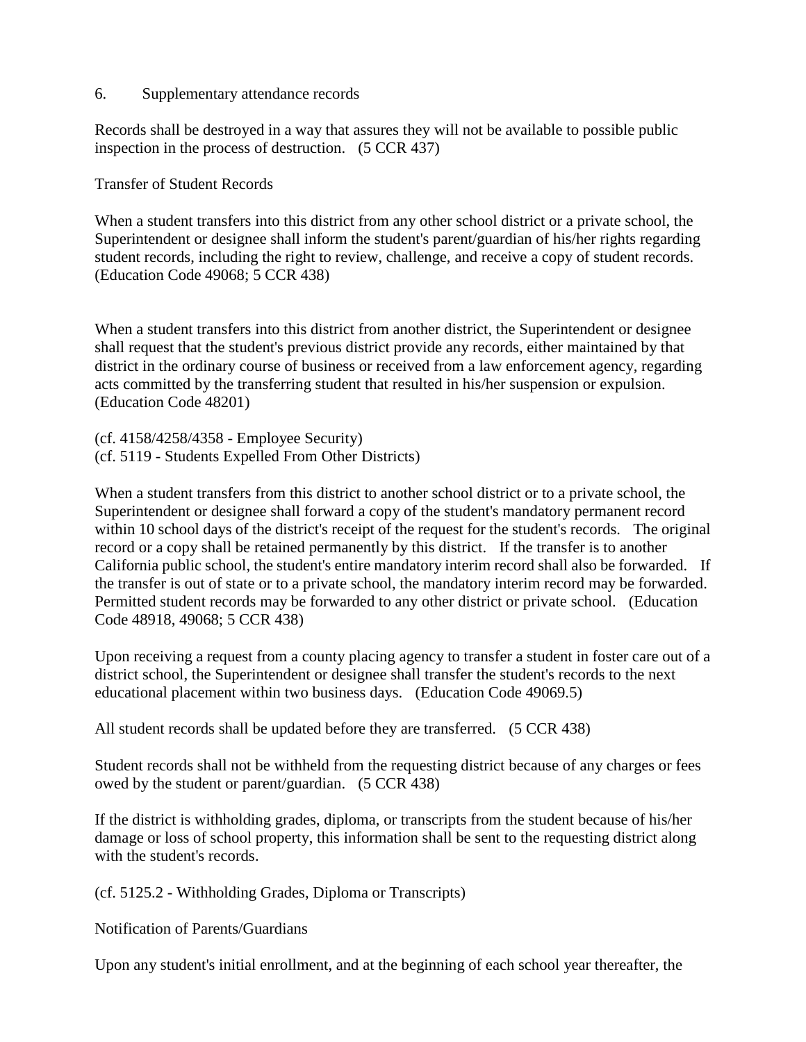6. Supplementary attendance records

Records shall be destroyed in a way that assures they will not be available to possible public inspection in the process of destruction. (5 CCR 437)

Transfer of Student Records

When a student transfers into this district from any other school district or a private school, the Superintendent or designee shall inform the student's parent/guardian of his/her rights regarding student records, including the right to review, challenge, and receive a copy of student records. (Education Code 49068; 5 CCR 438)

When a student transfers into this district from another district, the Superintendent or designee shall request that the student's previous district provide any records, either maintained by that district in the ordinary course of business or received from a law enforcement agency, regarding acts committed by the transferring student that resulted in his/her suspension or expulsion. (Education Code 48201)

(cf. 4158/4258/4358 - Employee Security)
(cf. 5119 - Students Expelled From Other Districts)

When a student transfers from this district to another school district or to a private school, the Superintendent or designee shall forward a copy of the student's mandatory permanent record within 10 school days of the district's receipt of the request for the student's records. The original record or a copy shall be retained permanently by this district. If the transfer is to another California public school, the student's entire mandatory interim record shall also be forwarded. If the transfer is out of state or to a private school, the mandatory interim record may be forwarded. Permitted student records may be forwarded to any other district or private school. (Education Code 48918, 49068; 5 CCR 438)

Upon receiving a request from a county placing agency to transfer a student in foster care out of a district school, the Superintendent or designee shall transfer the student's records to the next educational placement within two business days. (Education Code 49069.5)

All student records shall be updated before they are transferred. (5 CCR 438)

Student records shall not be withheld from the requesting district because of any charges or fees owed by the student or parent/guardian. (5 CCR 438)

If the district is withholding grades, diploma, or transcripts from the student because of his/her damage or loss of school property, this information shall be sent to the requesting district along with the student's records.

(cf. 5125.2 - Withholding Grades, Diploma or Transcripts)

Notification of Parents/Guardians

Upon any student's initial enrollment, and at the beginning of each school year thereafter, the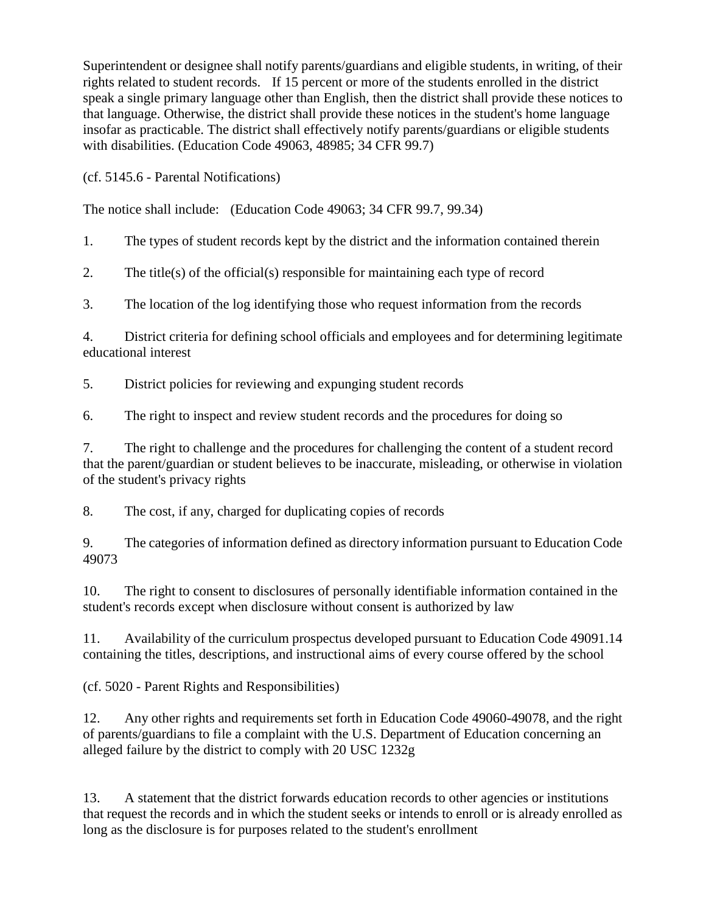Superintendent or designee shall notify parents/guardians and eligible students, in writing, of their rights related to student records. If 15 percent or more of the students enrolled in the district speak a single primary language other than English, then the district shall provide these notices to that language. Otherwise, the district shall provide these notices in the student's home language insofar as practicable. The district shall effectively notify parents/guardians or eligible students with disabilities. (Education Code 49063, 48985; 34 CFR 99.7)

(cf. 5145.6 - Parental Notifications)

The notice shall include: (Education Code 49063; 34 CFR 99.7, 99.34)

1. The types of student records kept by the district and the information contained therein

2. The title(s) of the official(s) responsible for maintaining each type of record

3. The location of the log identifying those who request information from the records

4. District criteria for defining school officials and employees and for determining legitimate educational interest

5. District policies for reviewing and expunging student records

6. The right to inspect and review student records and the procedures for doing so

7. The right to challenge and the procedures for challenging the content of a student record that the parent/guardian or student believes to be inaccurate, misleading, or otherwise in violation of the student's privacy rights

8. The cost, if any, charged for duplicating copies of records

9. The categories of information defined as directory information pursuant to Education Code 49073

10. The right to consent to disclosures of personally identifiable information contained in the student's records except when disclosure without consent is authorized by law

11. Availability of the curriculum prospectus developed pursuant to Education Code 49091.14 containing the titles, descriptions, and instructional aims of every course offered by the school

(cf. 5020 - Parent Rights and Responsibilities)

12. Any other rights and requirements set forth in Education Code 49060-49078, and the right of parents/guardians to file a complaint with the U.S. Department of Education concerning an alleged failure by the district to comply with 20 USC 1232g

13. A statement that the district forwards education records to other agencies or institutions that request the records and in which the student seeks or intends to enroll or is already enrolled as long as the disclosure is for purposes related to the student's enrollment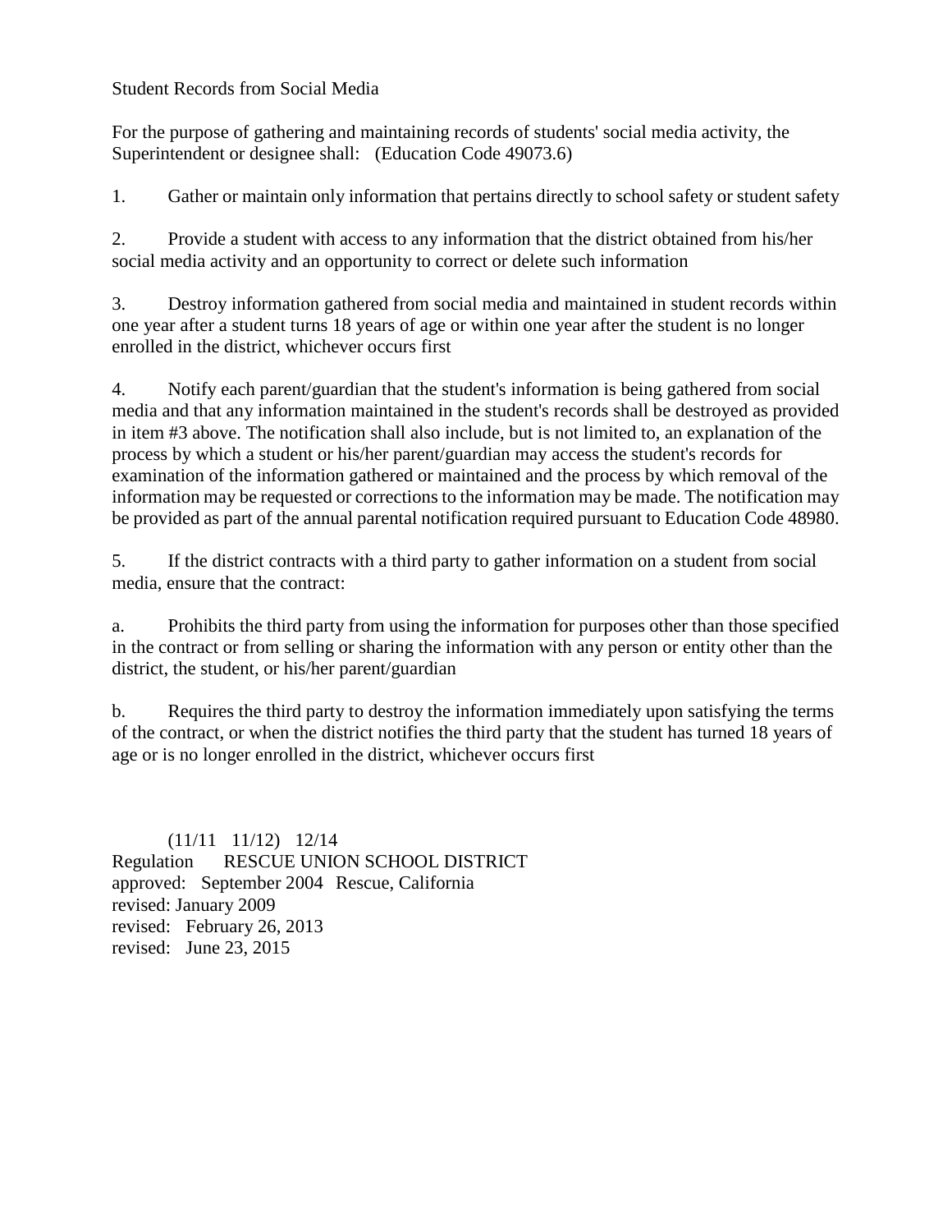## Student Records from Social Media

For the purpose of gathering and maintaining records of students' social media activity, the Superintendent or designee shall: (Education Code 49073.6)

1. Gather or maintain only information that pertains directly to school safety or student safety

2. Provide a student with access to any information that the district obtained from his/her social media activity and an opportunity to correct or delete such information

3. Destroy information gathered from social media and maintained in student records within one year after a student turns 18 years of age or within one year after the student is no longer enrolled in the district, whichever occurs first

4. Notify each parent/guardian that the student's information is being gathered from social media and that any information maintained in the student's records shall be destroyed as provided in item #3 above. The notification shall also include, but is not limited to, an explanation of the process by which a student or his/her parent/guardian may access the student's records for examination of the information gathered or maintained and the process by which removal of the information may be requested or corrections to the information may be made. The notification may be provided as part of the annual parental notification required pursuant to Education Code 48980.

5. If the district contracts with a third party to gather information on a student from social media, ensure that the contract:

   a. Prohibits the third party from using the information for purposes other than those specified in the contract or from selling or sharing the information with any person or entity other than the district, the student, or his/her parent/guardian

   b. Requires the third party to destroy the information immediately upon satisfying the terms of the contract, or when the district notifies the third party that the student has turned 18 years of age or is no longer enrolled in the district, whichever occurs first

(11/11 11/12) 12/14

Regulation RESCUE UNION SCHOOL DISTRICT
approved: September 2004 Rescue, California
revised: January 2009
revised: February 26, 2013
revised: June 23, 2015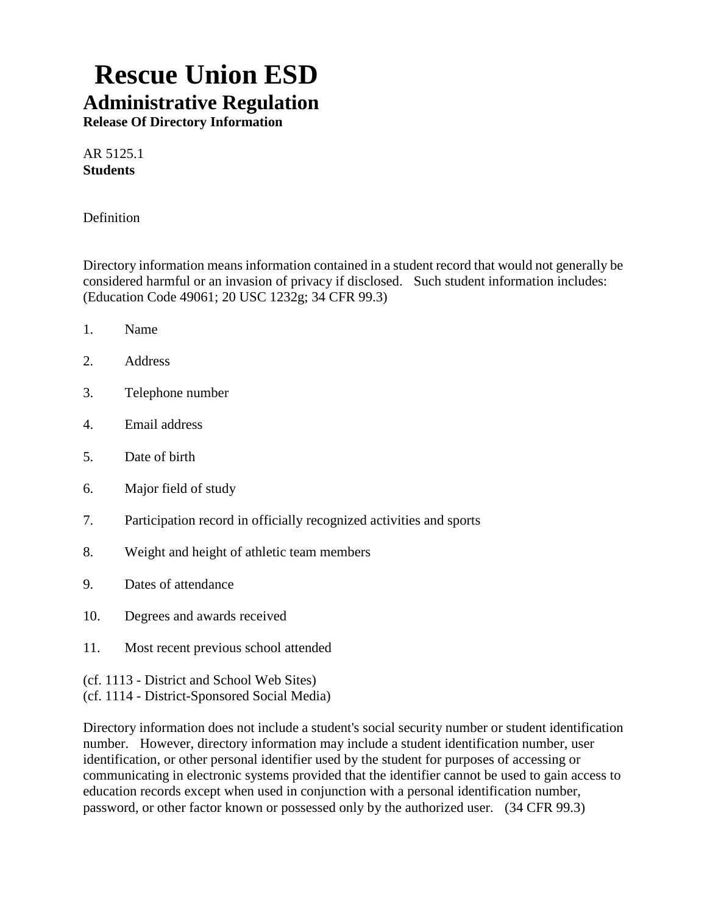# Rescue Union ESD

## Administrative Regulation

**Release Of Directory Information**

AR 5125.1
**Students**

Definition

Directory information means information contained in a student record that would not generally be considered harmful or an invasion of privacy if disclosed. Such student information includes: (Education Code 49061; 20 USC 1232g; 34 CFR 99.3)

1. Name
2. Address
3. Telephone number
4. Email address
5. Date of birth
6. Major field of study
7. Participation record in officially recognized activities and sports
8. Weight and height of athletic team members
9. Dates of attendance
10. Degrees and awards received
11. Most recent previous school attended

(cf. 1113 - District and School Web Sites)
(cf. 1114 - District-Sponsored Social Media)

Directory information does not include a student's social security number or student identification number. However, directory information may include a student identification number, user identification, or other personal identifier used by the student for purposes of accessing or communicating in electronic systems provided that the identifier cannot be used to gain access to education records except when used in conjunction with a personal identification number, password, or other factor known or possessed only by the authorized user. (34 CFR 99.3)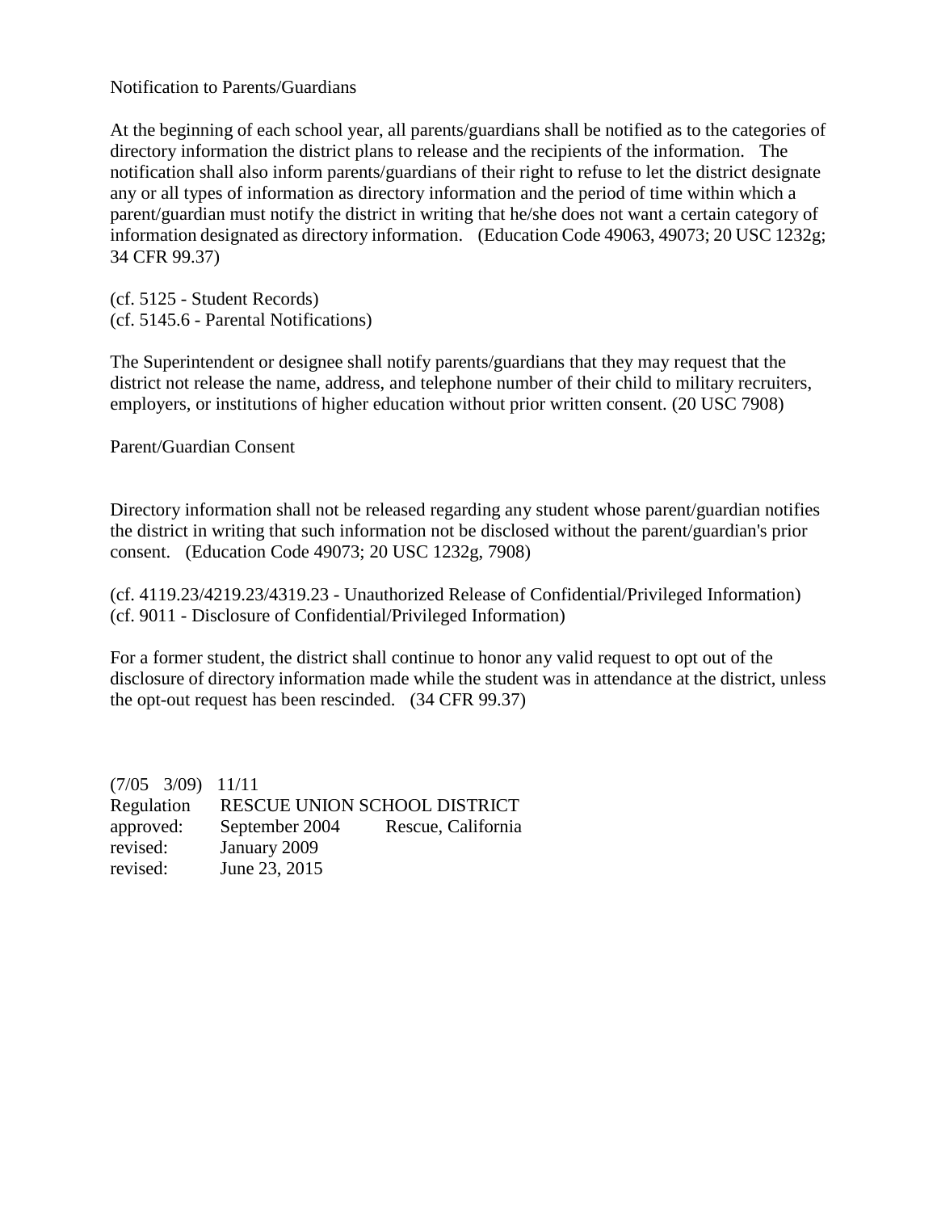Notification to Parents/Guardians

At the beginning of each school year, all parents/guardians shall be notified as to the categories of directory information the district plans to release and the recipients of the information. The notification shall also inform parents/guardians of their right to refuse to let the district designate any or all types of information as directory information and the period of time within which a parent/guardian must notify the district in writing that he/she does not want a certain category of information designated as directory information. (Education Code 49063, 49073; 20 USC 1232g; 34 CFR 99.37)

(cf. 5125 - Student Records)
(cf. 5145.6 - Parental Notifications)

The Superintendent or designee shall notify parents/guardians that they may request that the district not release the name, address, and telephone number of their child to military recruiters, employers, or institutions of higher education without prior written consent. (20 USC 7908)

Parent/Guardian Consent

Directory information shall not be released regarding any student whose parent/guardian notifies the district in writing that such information not be disclosed without the parent/guardian's prior consent. (Education Code 49073; 20 USC 1232g, 7908)

(cf. 4119.23/4219.23/4319.23 - Unauthorized Release of Confidential/Privileged Information)
(cf. 9011 - Disclosure of Confidential/Privileged Information)

For a former student, the district shall continue to honor any valid request to opt out of the disclosure of directory information made while the student was in attendance at the district, unless the opt-out request has been rescinded. (34 CFR 99.37)

(7/05 3/09) 11/11

| Regulation | RESCUE UNION SCHOOL DISTRICT | |
|---|---|---|
| approved: | September 2004 | Rescue, California |
| revised: | January 2009 | |
| revised: | June 23, 2015 | |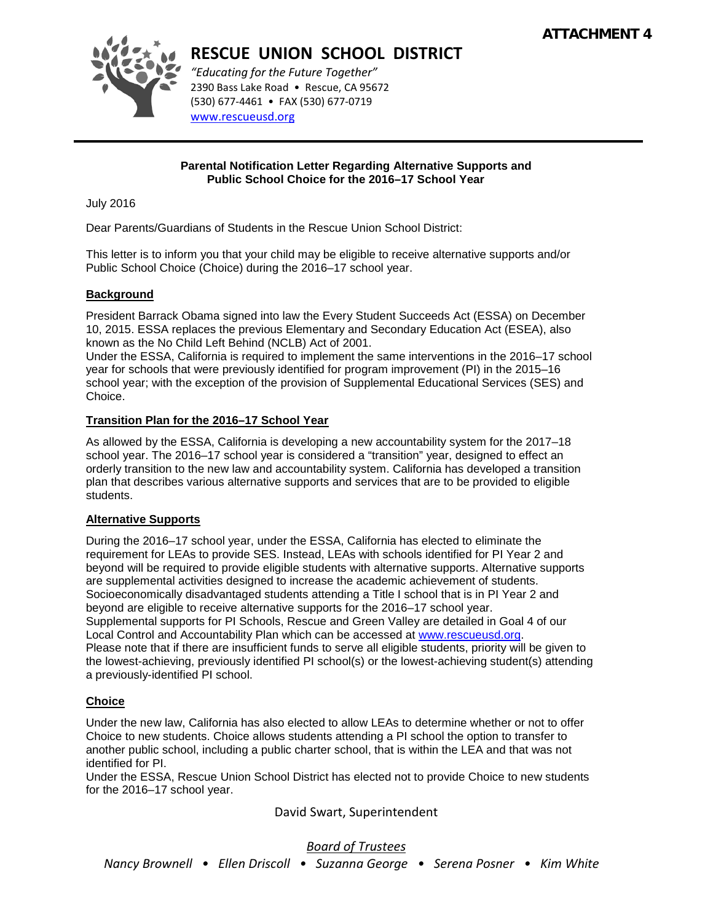ATTACHMENT 4

# RESCUE UNION SCHOOL DISTRICT

*"Educating for the Future Together"*
2390 Bass Lake Road • Rescue, CA 95672
(530) 677-4461 • FAX (530) 677-0719
www.rescueusd.org

---

**Parental Notification Letter Regarding Alternative Supports and Public School Choice for the 2016–17 School Year**

July 2016

Dear Parents/Guardians of Students in the Rescue Union School District:

This letter is to inform you that your child may be eligible to receive alternative supports and/or Public School Choice (Choice) during the 2016–17 school year.

**Background**

President Barrack Obama signed into law the Every Student Succeeds Act (ESSA) on December 10, 2015. ESSA replaces the previous Elementary and Secondary Education Act (ESEA), also known as the No Child Left Behind (NCLB) Act of 2001.
Under the ESSA, California is required to implement the same interventions in the 2016–17 school year for schools that were previously identified for program improvement (PI) in the 2015–16 school year; with the exception of the provision of Supplemental Educational Services (SES) and Choice.

**Transition Plan for the 2016–17 School Year**

As allowed by the ESSA, California is developing a new accountability system for the 2017–18 school year. The 2016–17 school year is considered a "transition" year, designed to effect an orderly transition to the new law and accountability system. California has developed a transition plan that describes various alternative supports and services that are to be provided to eligible students.

**Alternative Supports**

During the 2016–17 school year, under the ESSA, California has elected to eliminate the requirement for LEAs to provide SES. Instead, LEAs with schools identified for PI Year 2 and beyond will be required to provide eligible students with alternative supports. Alternative supports are supplemental activities designed to increase the academic achievement of students. Socioeconomically disadvantaged students attending a Title I school that is in PI Year 2 and beyond are eligible to receive alternative supports for the 2016–17 school year.
Supplemental supports for PI Schools, Rescue and Green Valley are detailed in Goal 4 of our Local Control and Accountability Plan which can be accessed at www.rescueusd.org.
Please note that if there are insufficient funds to serve all eligible students, priority will be given to the lowest-achieving, previously identified PI school(s) or the lowest-achieving student(s) attending a previously-identified PI school.

**Choice**

Under the new law, California has also elected to allow LEAs to determine whether or not to offer Choice to new students. Choice allows students attending a PI school the option to transfer to another public school, including a public charter school, that is within the LEA and that was not identified for PI.
Under the ESSA, Rescue Union School District has elected not to provide Choice to new students for the 2016–17 school year.

David Swart, Superintendent

*Board of Trustees*

*Nancy Brownell • Ellen Driscoll • Suzanna George • Serena Posner • Kim White*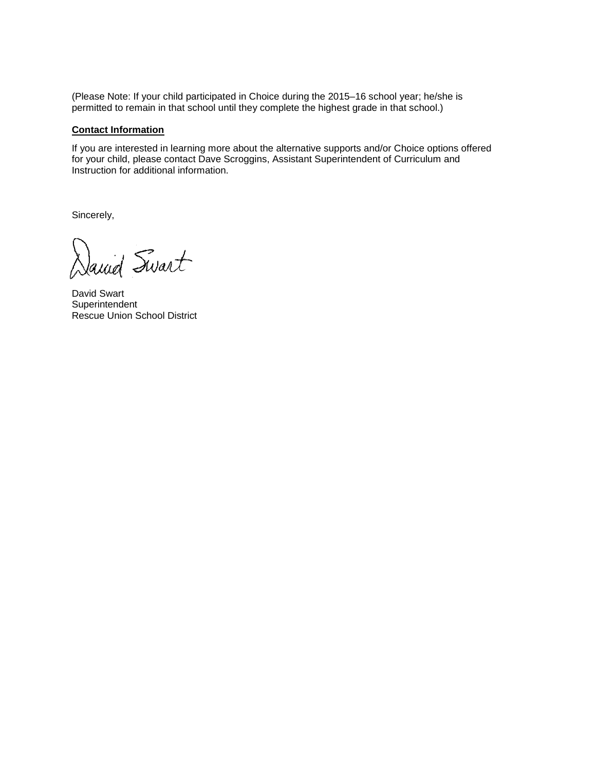(Please Note: If your child participated in Choice during the 2015–16 school year; he/she is permitted to remain in that school until they complete the highest grade in that school.)

**Contact Information**

If you are interested in learning more about the alternative supports and/or Choice options offered for your child, please contact Dave Scroggins, Assistant Superintendent of Curriculum and Instruction for additional information.

Sincerely,

David Swart

David Swart
Superintendent
Rescue Union School District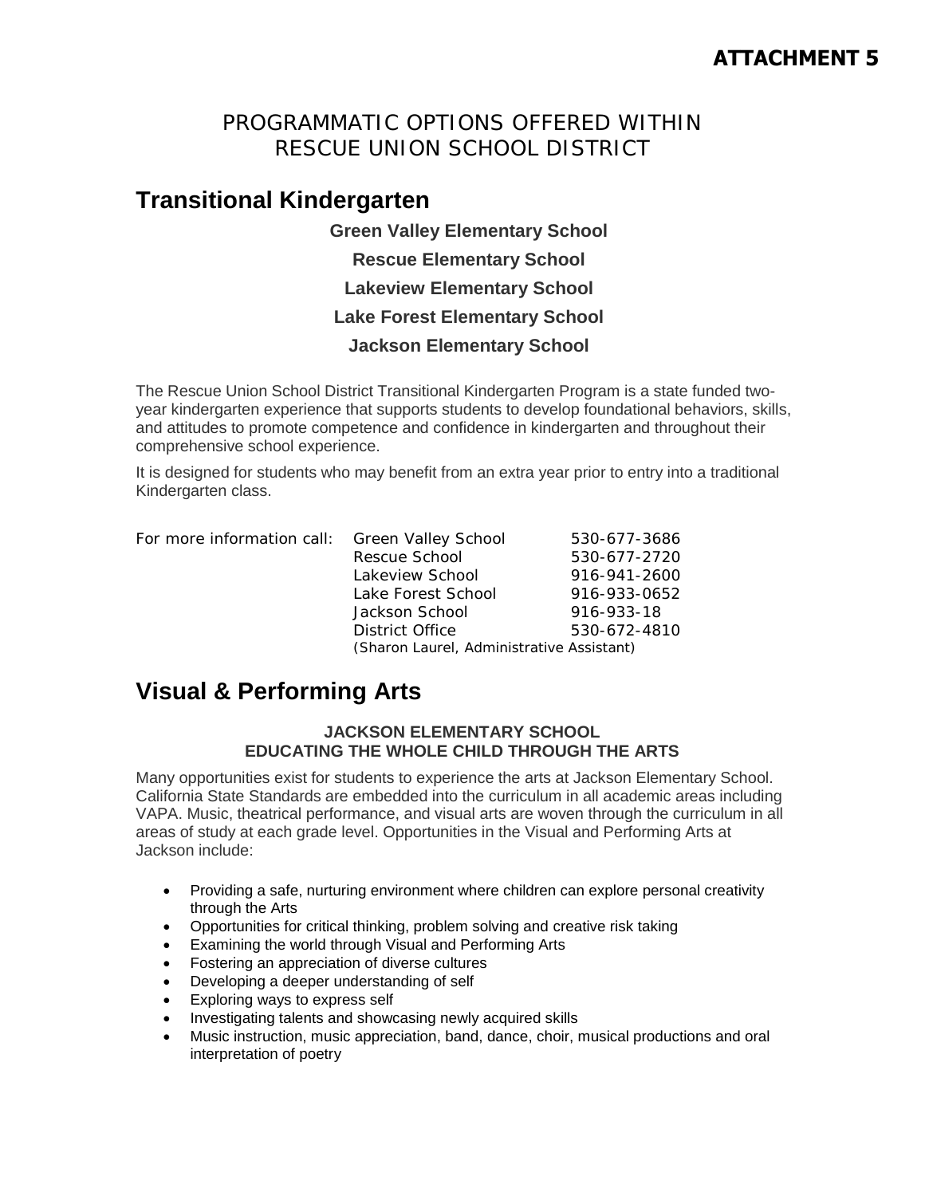**ATTACHMENT 5**

# PROGRAMMATIC OPTIONS OFFERED WITHIN RESCUE UNION SCHOOL DISTRICT

## Transitional Kindergarten

**Green Valley Elementary School**

**Rescue Elementary School**

**Lakeview Elementary School**

**Lake Forest Elementary School**

**Jackson Elementary School**

The Rescue Union School District Transitional Kindergarten Program is a state funded two-year kindergarten experience that supports students to develop foundational behaviors, skills, and attitudes to promote competence and confidence in kindergarten and throughout their comprehensive school experience.

It is designed for students who may benefit from an extra year prior to entry into a traditional Kindergarten class.

| For more information call: | Green Valley School | 530-677-3686 |
|---|---|---|
| | Rescue School | 530-677-2720 |
| | Lakeview School | 916-941-2600 |
| | Lake Forest School | 916-933-0652 |
| | Jackson School | 916-933-18 |
| | District Office | 530-672-4810 |
| | (Sharon Laurel, Administrative Assistant) | |

## Visual & Performing Arts

### JACKSON ELEMENTARY SCHOOL
### EDUCATING THE WHOLE CHILD THROUGH THE ARTS

Many opportunities exist for students to experience the arts at Jackson Elementary School. California State Standards are embedded into the curriculum in all academic areas including VAPA. Music, theatrical performance, and visual arts are woven through the curriculum in all areas of study at each grade level. Opportunities in the Visual and Performing Arts at Jackson include:

- Providing a safe, nurturing environment where children can explore personal creativity through the Arts
- Opportunities for critical thinking, problem solving and creative risk taking
- Examining the world through Visual and Performing Arts
- Fostering an appreciation of diverse cultures
- Developing a deeper understanding of self
- Exploring ways to express self
- Investigating talents and showcasing newly acquired skills
- Music instruction, music appreciation, band, dance, choir, musical productions and oral interpretation of poetry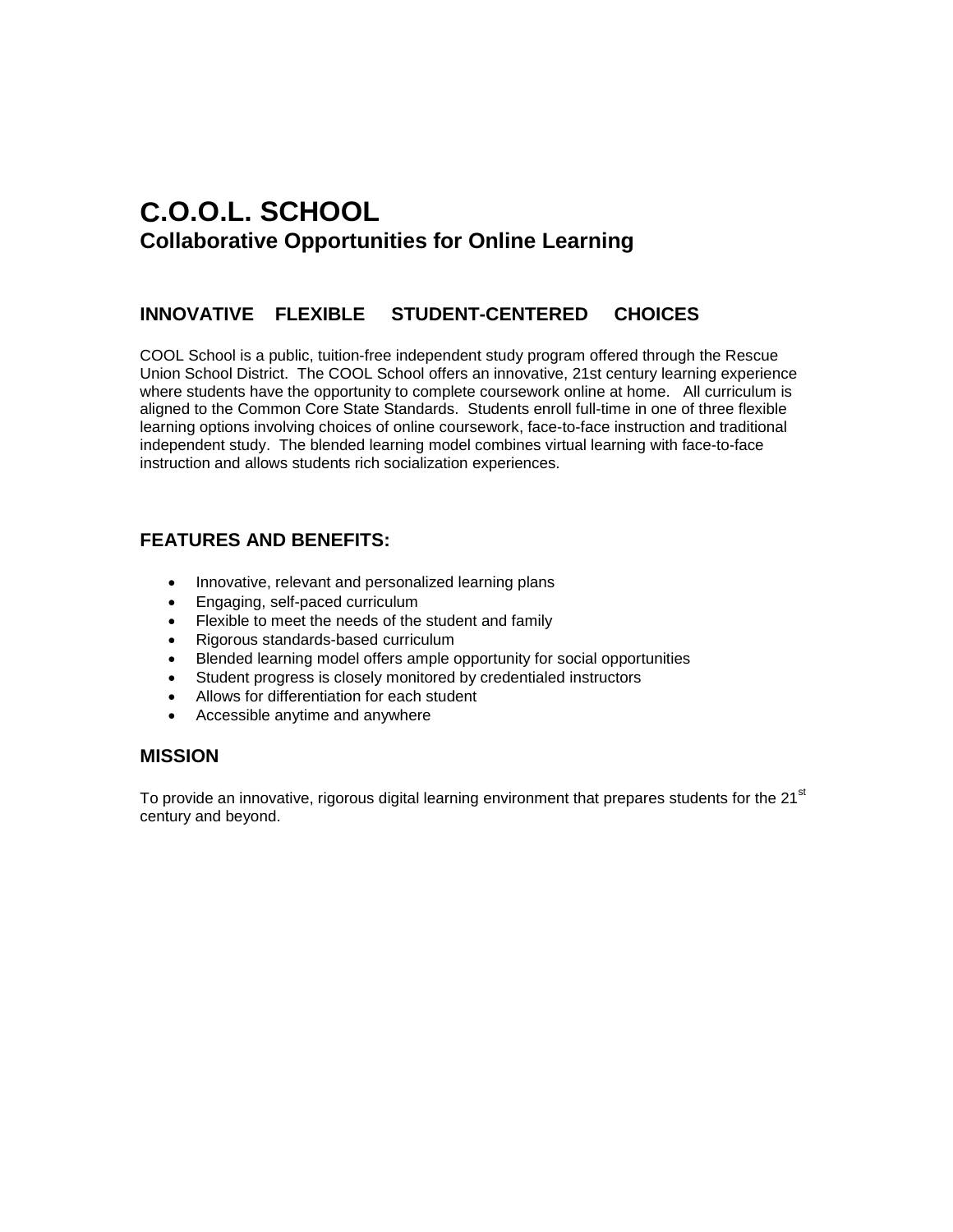# C.O.O.L. SCHOOL
## Collaborative Opportunities for Online Learning

### INNOVATIVE FLEXIBLE STUDENT-CENTERED CHOICES

COOL School is a public, tuition-free independent study program offered through the Rescue Union School District. The COOL School offers an innovative, 21st century learning experience where students have the opportunity to complete coursework online at home. All curriculum is aligned to the Common Core State Standards. Students enroll full-time in one of three flexible learning options involving choices of online coursework, face-to-face instruction and traditional independent study. The blended learning model combines virtual learning with face-to-face instruction and allows students rich socialization experiences.

### FEATURES AND BENEFITS:

- Innovative, relevant and personalized learning plans
- Engaging, self-paced curriculum
- Flexible to meet the needs of the student and family
- Rigorous standards-based curriculum
- Blended learning model offers ample opportunity for social opportunities
- Student progress is closely monitored by credentialed instructors
- Allows for differentiation for each student
- Accessible anytime and anywhere

### MISSION

To provide an innovative, rigorous digital learning environment that prepares students for the 21st century and beyond.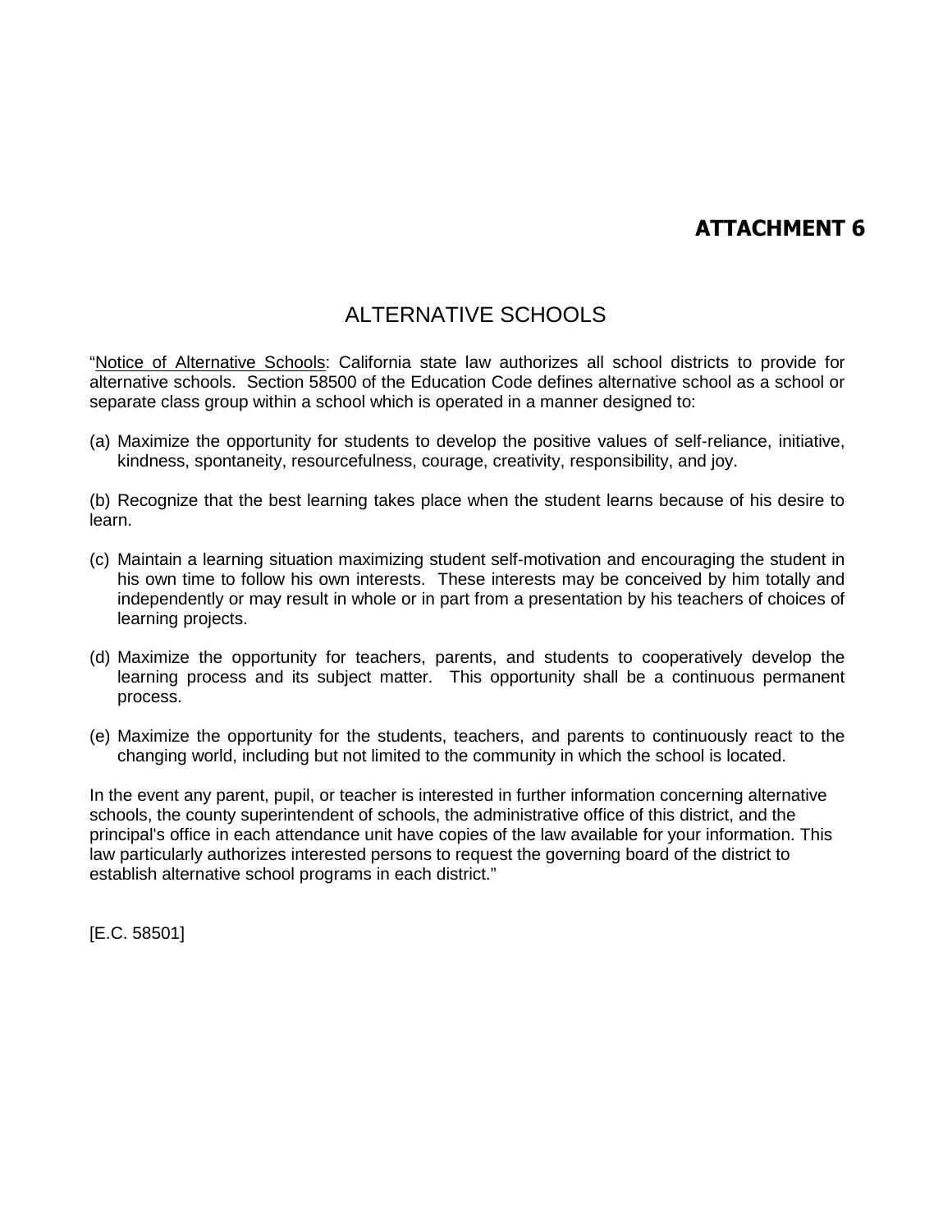# ATTACHMENT 6

## ALTERNATIVE SCHOOLS

"<u>Notice of Alternative Schools</u>: California state law authorizes all school districts to provide for alternative schools. Section 58500 of the Education Code defines alternative school as a school or separate class group within a school which is operated in a manner designed to:

(a) Maximize the opportunity for students to develop the positive values of self-reliance, initiative, kindness, spontaneity, resourcefulness, courage, creativity, responsibility, and joy.

(b) Recognize that the best learning takes place when the student learns because of his desire to learn.

(c) Maintain a learning situation maximizing student self-motivation and encouraging the student in his own time to follow his own interests. These interests may be conceived by him totally and independently or may result in whole or in part from a presentation by his teachers of choices of learning projects.

(d) Maximize the opportunity for teachers, parents, and students to cooperatively develop the learning process and its subject matter. This opportunity shall be a continuous permanent process.

(e) Maximize the opportunity for the students, teachers, and parents to continuously react to the changing world, including but not limited to the community in which the school is located.

In the event any parent, pupil, or teacher is interested in further information concerning alternative schools, the county superintendent of schools, the administrative office of this district, and the principal's office in each attendance unit have copies of the law available for your information. This law particularly authorizes interested persons to request the governing board of the district to establish alternative school programs in each district."

[E.C. 58501]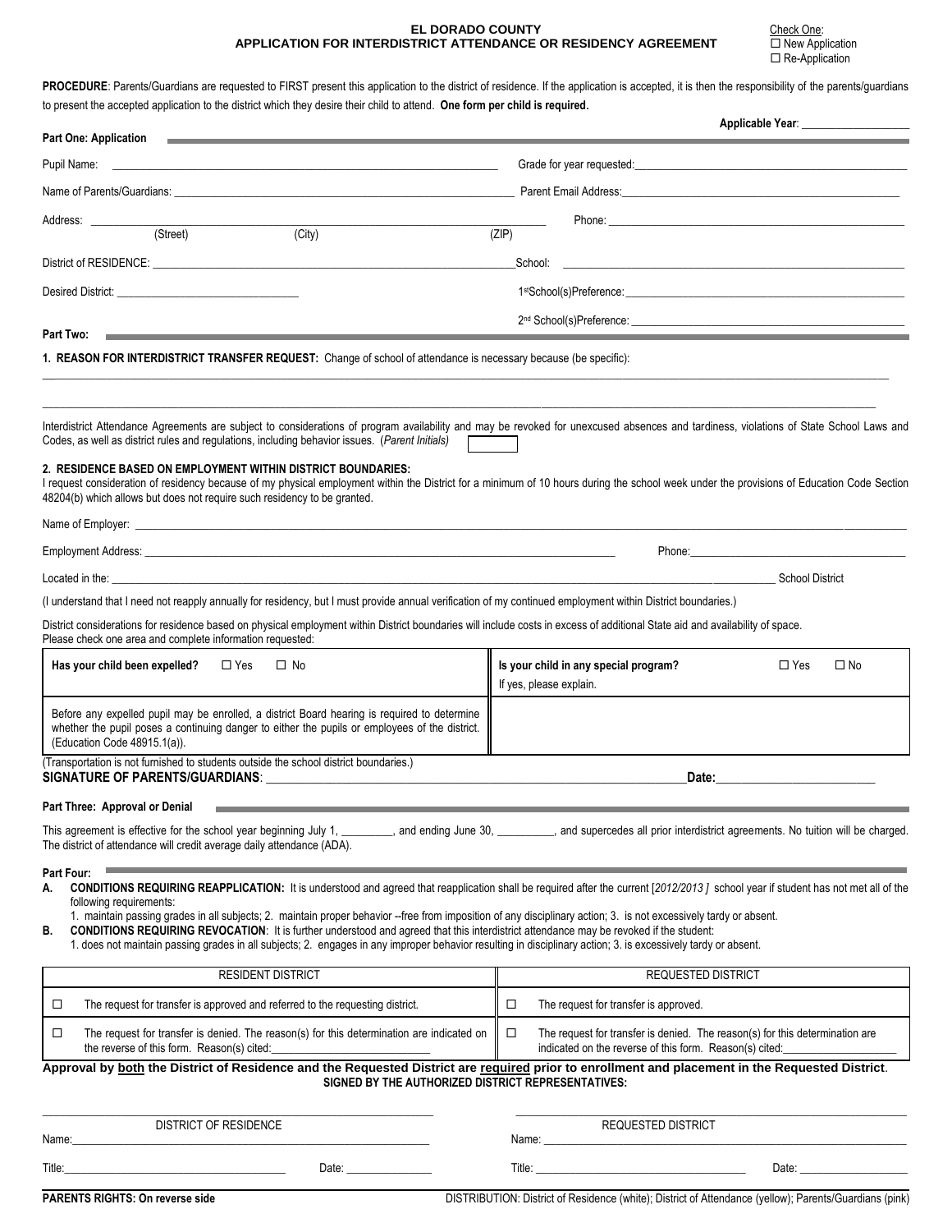# EL DORADO COUNTY
## APPLICATION FOR INTERDISTRICT ATTENDANCE OR RESIDENCY AGREEMENT

Check One:
☐ New Application
☐ Re-Application

**PROCEDURE**: Parents/Guardians are requested to FIRST present this application to the district of residence. If the application is accepted, it is then the responsibility of the parents/guardians to present the accepted application to the district which they desire their child to attend. **One form per child is required.**

**Applicable Year**: ___________________

**Part One: Application**

Pupil Name: ______________________________ Grade for year requested: ______________________________

Name of Parents/Guardians: ______________________________ Parent Email Address: ______________________________

Address: ______________________________ Phone: ______________________________
(Street) (City) (ZIP)

District of RESIDENCE: ______________________________ School: ______________________________

Desired District: ______________________________ 1st School(s)Preference: ______________________________

2nd School(s)Preference: ______________________________

**Part Two:**

**1. REASON FOR INTERDISTRICT TRANSFER REQUEST:** Change of school of attendance is necessary because (be specific):

______________________________________________________________________________________________

______________________________________________________________________________________________

Interdistrict Attendance Agreements are subject to considerations of program availability and may be revoked for unexcused absences and tardiness, violations of State School Laws and Codes, as well as district rules and regulations, including behavior issues. (*Parent Initials*) ☐

**2. RESIDENCE BASED ON EMPLOYMENT WITHIN DISTRICT BOUNDARIES:**
I request consideration of residency because of my physical employment within the District for a minimum of 10 hours during the school week under the provisions of Education Code Section 48204(b) which allows but does not require such residency to be granted.

Name of Employer: ______________________________________________________________

Employment Address: ______________________________ Phone: ______________________________

Located in the: ______________________________ School District

(I understand that I need not reapply annually for residency, but I must provide annual verification of my continued employment within District boundaries.)

District considerations for residence based on physical employment within District boundaries will include costs in excess of additional State aid and availability of space.
Please check one area and complete information requested:

| **Has your child been expelled?** ☐ Yes ☐ No | **Is your child in any special program?** ☐ Yes ☐ No<br>If yes, please explain. |
|---|---|
| Before any expelled pupil may be enrolled, a district Board hearing is required to determine whether the pupil poses a continuing danger to either the pupils or employees of the district. (Education Code 48915.1(a)). | |

(Transportation is not furnished to students outside the school district boundaries.)
**SIGNATURE OF PARENTS/GUARDIANS**: ______________________________ **Date:** ______________________

**Part Three: Approval or Denial**

This agreement is effective for the school year beginning July 1, _________, and ending June 30, _________, and supercedes all prior interdistrict agreements. No tuition will be charged. The district of attendance will credit average daily attendance (ADA).

**Part Four:**

**A. CONDITIONS REQUIRING REAPPLICATION:** It is understood and agreed that reapplication shall be required after the current [*2012/2013*] school year if student has not met all of the following requirements:
1. maintain passing grades in all subjects; 2. maintain proper behavior --free from imposition of any disciplinary action; 3. is not excessively tardy or absent.

**B. CONDITIONS REQUIRING REVOCATION**: It is further understood and agreed that this interdistrict attendance may be revoked if the student:
1. does not maintain passing grades in all subjects; 2. engages in any improper behavior resulting in disciplinary action; 3. is excessively tardy or absent.

| RESIDENT DISTRICT | REQUESTED DISTRICT |
|---|---|
| ☐ The request for transfer is approved and referred to the requesting district. | ☐ The request for transfer is approved. |
| ☐ The request for transfer is denied. The reason(s) for this determination are indicated on the reverse of this form. Reason(s) cited: ______________ | ☐ The request for transfer is denied. The reason(s) for this determination are indicated on the reverse of this form. Reason(s) cited: ______________ |

**Approval by both the District of Residence and the Requested District are required prior to enrollment and placement in the Requested District.**
**SIGNED BY THE AUTHORIZED DISTRICT REPRESENTATIVES:**

______________________________ ______________________________
DISTRICT OF RESIDENCE REQUESTED DISTRICT

Name: ______________________________ Name: ______________________________

Title: ______________________ Date: __________ Title: ______________________ Date: __________

**PARENTS RIGHTS: On reverse side**

DISTRIBUTION: District of Residence (white); District of Attendance (yellow); Parents/Guardians (pink)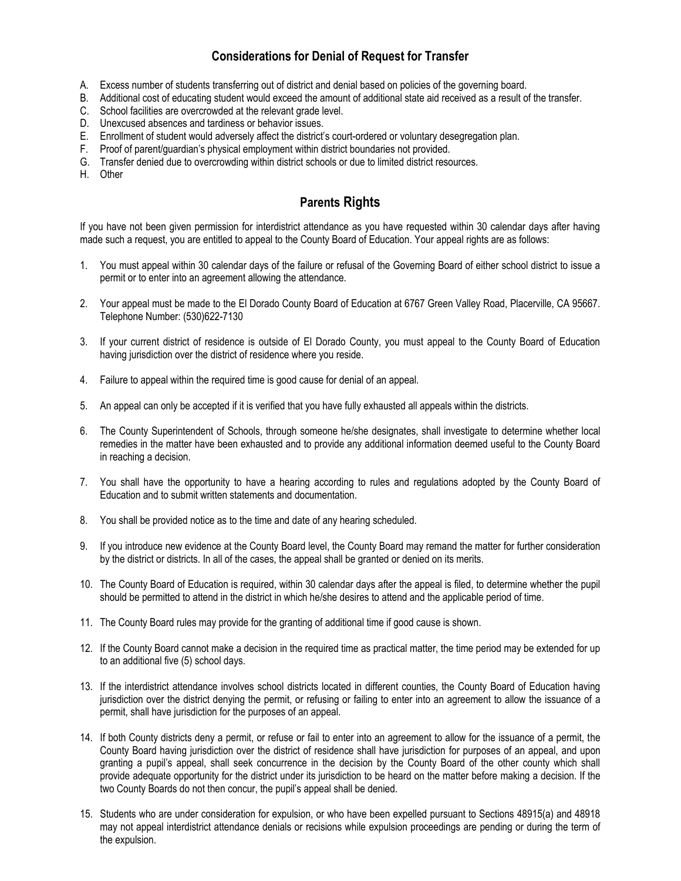## Considerations for Denial of Request for Transfer

A. Excess number of students transferring out of district and denial based on policies of the governing board.
B. Additional cost of educating student would exceed the amount of additional state aid received as a result of the transfer.
C. School facilities are overcrowded at the relevant grade level.
D. Unexcused absences and tardiness or behavior issues.
E. Enrollment of student would adversely affect the district's court-ordered or voluntary desegregation plan.
F. Proof of parent/guardian's physical employment within district boundaries not provided.
G. Transfer denied due to overcrowding within district schools or due to limited district resources.
H. Other

## Parents Rights

If you have not been given permission for interdistrict attendance as you have requested within 30 calendar days after having made such a request, you are entitled to appeal to the County Board of Education. Your appeal rights are as follows:

1. You must appeal within 30 calendar days of the failure or refusal of the Governing Board of either school district to issue a permit or to enter into an agreement allowing the attendance.

2. Your appeal must be made to the El Dorado County Board of Education at 6767 Green Valley Road, Placerville, CA 95667. Telephone Number: (530)622-7130

3. If your current district of residence is outside of El Dorado County, you must appeal to the County Board of Education having jurisdiction over the district of residence where you reside.

4. Failure to appeal within the required time is good cause for denial of an appeal.

5. An appeal can only be accepted if it is verified that you have fully exhausted all appeals within the districts.

6. The County Superintendent of Schools, through someone he/she designates, shall investigate to determine whether local remedies in the matter have been exhausted and to provide any additional information deemed useful to the County Board in reaching a decision.

7. You shall have the opportunity to have a hearing according to rules and regulations adopted by the County Board of Education and to submit written statements and documentation.

8. You shall be provided notice as to the time and date of any hearing scheduled.

9. If you introduce new evidence at the County Board level, the County Board may remand the matter for further consideration by the district or districts. In all of the cases, the appeal shall be granted or denied on its merits.

10. The County Board of Education is required, within 30 calendar days after the appeal is filed, to determine whether the pupil should be permitted to attend in the district in which he/she desires to attend and the applicable period of time.

11. The County Board rules may provide for the granting of additional time if good cause is shown.

12. If the County Board cannot make a decision in the required time as practical matter, the time period may be extended for up to an additional five (5) school days.

13. If the interdistrict attendance involves school districts located in different counties, the County Board of Education having jurisdiction over the district denying the permit, or refusing or failing to enter into an agreement to allow the issuance of a permit, shall have jurisdiction for the purposes of an appeal.

14. If both County districts deny a permit, or refuse or fail to enter into an agreement to allow for the issuance of a permit, the County Board having jurisdiction over the district of residence shall have jurisdiction for purposes of an appeal, and upon granting a pupil's appeal, shall seek concurrence in the decision by the County Board of the other county which shall provide adequate opportunity for the district under its jurisdiction to be heard on the matter before making a decision. If the two County Boards do not then concur, the pupil's appeal shall be denied.

15. Students who are under consideration for expulsion, or who have been expelled pursuant to Sections 48915(a) and 48918 may not appeal interdistrict attendance denials or recisions while expulsion proceedings are pending or during the term of the expulsion.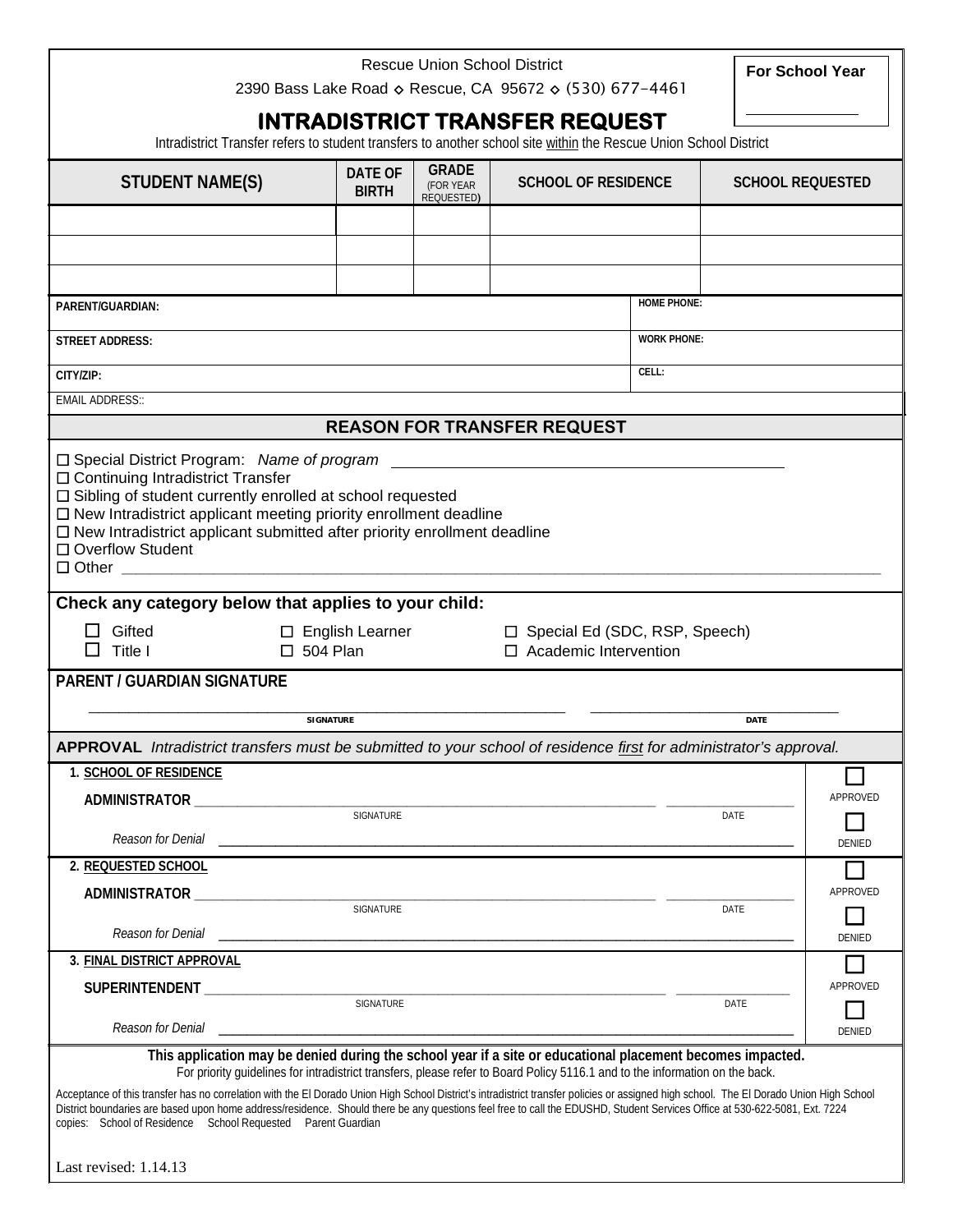Rescue Union School District

2390 Bass Lake Road ◇ Rescue, CA 95672 ◇ (530) 677-4461

**For School Year** ____________

# INTRADISTRICT TRANSFER REQUEST

Intradistrict Transfer refers to student transfers to another school site within the Rescue Union School District

| STUDENT NAME(S) | DATE OF BIRTH | GRADE (FOR YEAR REQUESTED) | SCHOOL OF RESIDENCE | SCHOOL REQUESTED |
|---|---|---|---|---|
| | | | | |
| | | | | |
| | | | | |

| | |
|---|---|
| PARENT/GUARDIAN: | HOME PHONE: |
| STREET ADDRESS: | WORK PHONE: |
| CITY/ZIP: | CELL: |
| EMAIL ADDRESS:: | |

## REASON FOR TRANSFER REQUEST

- ☐ Special District Program: *Name of program* ____________________
- ☐ Continuing Intradistrict Transfer
- ☐ Sibling of student currently enrolled at school requested
- ☐ New Intradistrict applicant meeting priority enrollment deadline
- ☐ New Intradistrict applicant submitted after priority enrollment deadline
- ☐ Overflow Student
- ☐ Other ____________________

**Check any category below that applies to your child:**

- ☐ Gifted
- ☐ Title I
- ☐ English Learner
- ☐ 504 Plan
- ☐ Special Ed (SDC, RSP, Speech)
- ☐ Academic Intervention

**PARENT / GUARDIAN SIGNATURE**

____________________ SIGNATURE ____________________ DATE

**APPROVAL** *Intradistrict transfers must be submitted to your school of residence first for administrator's approval.*

**1. SCHOOL OF RESIDENCE**

**ADMINISTRATOR** ____________________ SIGNATURE ____________________ DATE ☐ APPROVED ☐ DENIED

*Reason for Denial* ____________________

**2. REQUESTED SCHOOL**

**ADMINISTRATOR** ____________________ SIGNATURE ____________________ DATE ☐ APPROVED ☐ DENIED

*Reason for Denial* ____________________

**3. FINAL DISTRICT APPROVAL**

**SUPERINTENDENT** ____________________ SIGNATURE ____________________ DATE ☐ APPROVED ☐ DENIED

*Reason for Denial* ____________________

**This application may be denied during the school year if a site or educational placement becomes impacted.**

For priority guidelines for intradistrict transfers, please refer to Board Policy 5116.1 and to the information on the back.

Acceptance of this transfer has no correlation with the El Dorado Union High School District's intradistrict transfer policies or assigned high school. The El Dorado Union High School District boundaries are based upon home address/residence. Should there be any questions feel free to call the EDUSHD, Student Services Office at 530-622-5081, Ext. 7224

copies: School of Residence School Requested Parent Guardian

Last revised: 1.14.13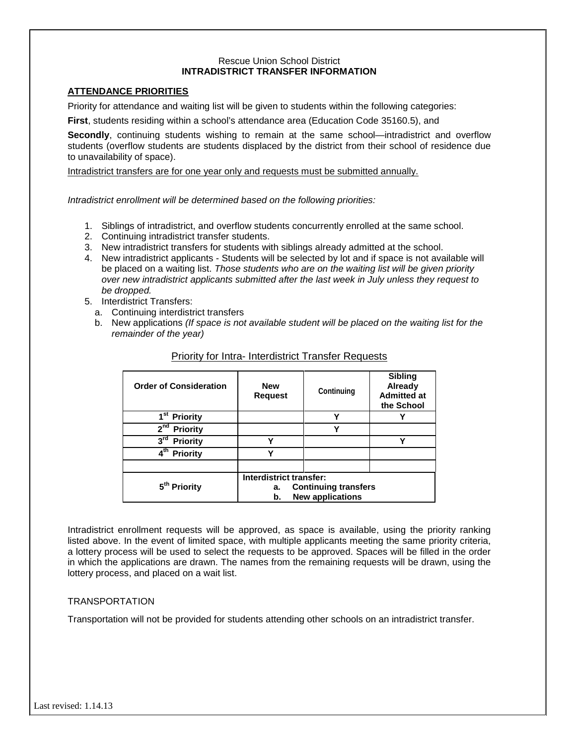Rescue Union School District
**INTRADISTRICT TRANSFER INFORMATION**

## ATTENDANCE PRIORITIES

Priority for attendance and waiting list will be given to students within the following categories:

**First**, students residing within a school's attendance area (Education Code 35160.5), and

**Secondly**, continuing students wishing to remain at the same school—intradistrict and overflow students (overflow students are students displaced by the district from their school of residence due to unavailability of space).

Intradistrict transfers are for one year only and requests must be submitted annually.

*Intradistrict enrollment will be determined based on the following priorities:*

1. Siblings of intradistrict, and overflow students concurrently enrolled at the same school.
2. Continuing intradistrict transfer students.
3. New intradistrict transfers for students with siblings already admitted at the school.
4. New intradistrict applicants - Students will be selected by lot and if space is not available will be placed on a waiting list. *Those students who are on the waiting list will be given priority over new intradistrict applicants submitted after the last week in July unless they request to be dropped.*
5. Interdistrict Transfers:
   a. Continuing interdistrict transfers
   b. New applications *(If space is not available student will be placed on the waiting list for the remainder of the year)*

Priority for Intra- Interdistrict Transfer Requests

| Order of Consideration | New Request | Continuing | Sibling Already Admitted at the School |
|---|---|---|---|
| 1st Priority | | Y | Y |
| 2nd Priority | | Y | |
| 3rd Priority | Y | | Y |
| 4th Priority | Y | | |
| | | | |
| 5th Priority | Interdistrict transfer: a. Continuing transfers b. New applications | | |

Intradistrict enrollment requests will be approved, as space is available, using the priority ranking listed above. In the event of limited space, with multiple applicants meeting the same priority criteria, a lottery process will be used to select the requests to be approved. Spaces will be filled in the order in which the applications are drawn. The names from the remaining requests will be drawn, using the lottery process, and placed on a wait list.

TRANSPORTATION

Transportation will not be provided for students attending other schools on an intradistrict transfer.

Last revised: 1.14.13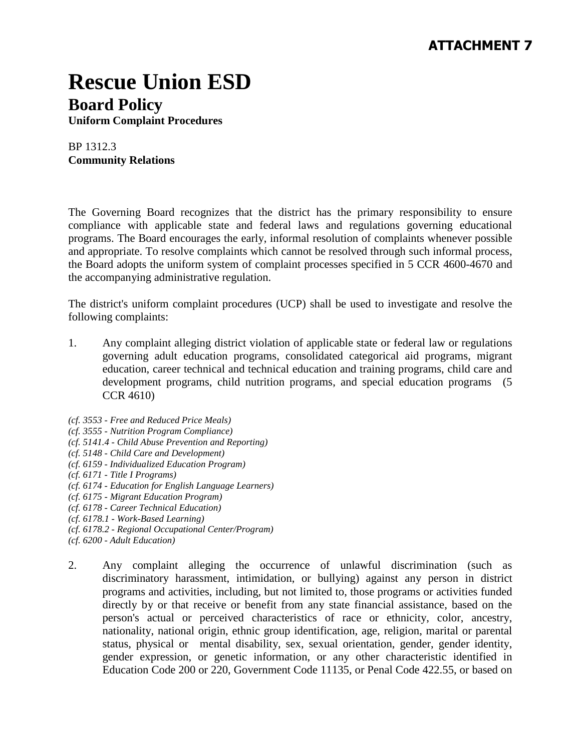**ATTACHMENT 7**

# Rescue Union ESD

## Board Policy

**Uniform Complaint Procedures**

BP 1312.3
**Community Relations**

The Governing Board recognizes that the district has the primary responsibility to ensure compliance with applicable state and federal laws and regulations governing educational programs. The Board encourages the early, informal resolution of complaints whenever possible and appropriate. To resolve complaints which cannot be resolved through such informal process, the Board adopts the uniform system of complaint processes specified in 5 CCR 4600-4670 and the accompanying administrative regulation.

The district's uniform complaint procedures (UCP) shall be used to investigate and resolve the following complaints:

1. Any complaint alleging district violation of applicable state or federal law or regulations governing adult education programs, consolidated categorical aid programs, migrant education, career technical and technical education and training programs, child care and development programs, child nutrition programs, and special education programs (5 CCR 4610)

*(cf. 3553 - Free and Reduced Price Meals)*
*(cf. 3555 - Nutrition Program Compliance)*
*(cf. 5141.4 - Child Abuse Prevention and Reporting)*
*(cf. 5148 - Child Care and Development)*
*(cf. 6159 - Individualized Education Program)*
*(cf. 6171 - Title I Programs)*
*(cf. 6174 - Education for English Language Learners)*
*(cf. 6175 - Migrant Education Program)*
*(cf. 6178 - Career Technical Education)*
*(cf. 6178.1 - Work-Based Learning)*
*(cf. 6178.2 - Regional Occupational Center/Program)*
*(cf. 6200 - Adult Education)*

2. Any complaint alleging the occurrence of unlawful discrimination (such as discriminatory harassment, intimidation, or bullying) against any person in district programs and activities, including, but not limited to, those programs or activities funded directly by or that receive or benefit from any state financial assistance, based on the person's actual or perceived characteristics of race or ethnicity, color, ancestry, nationality, national origin, ethnic group identification, age, religion, marital or parental status, physical or mental disability, sex, sexual orientation, gender, gender identity, gender expression, or genetic information, or any other characteristic identified in Education Code 200 or 220, Government Code 11135, or Penal Code 422.55, or based on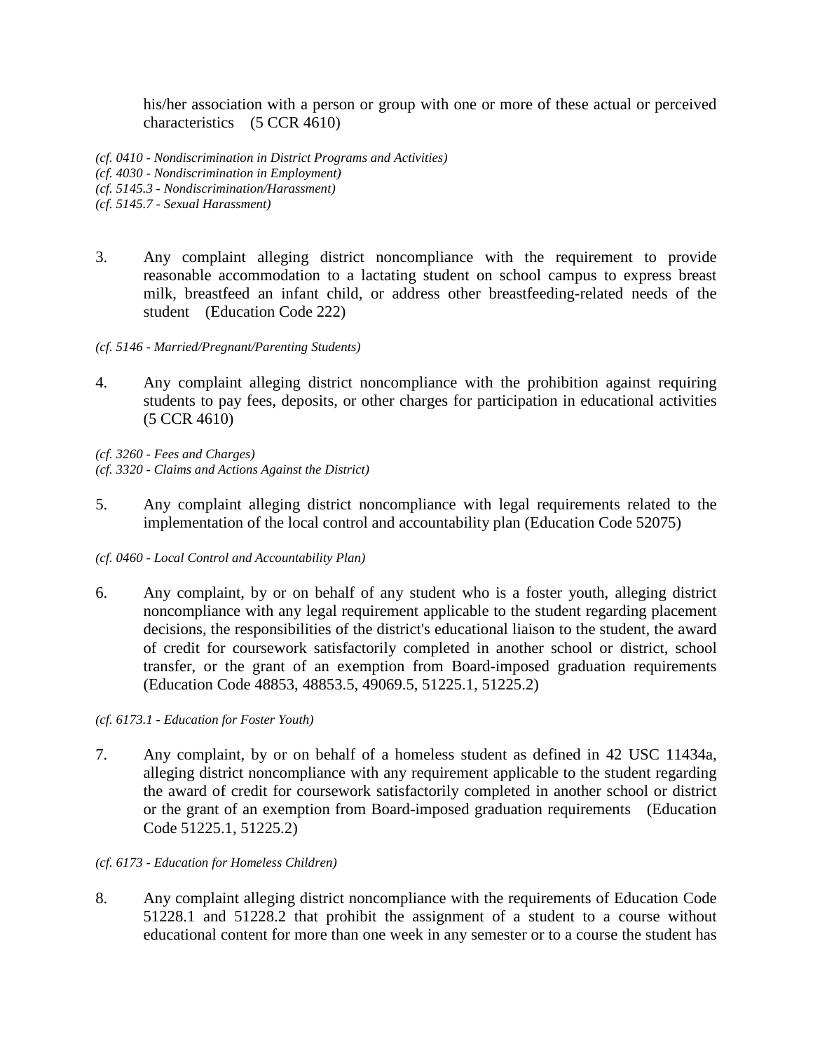his/her association with a person or group with one or more of these actual or perceived characteristics (5 CCR 4610)

*(cf. 0410 - Nondiscrimination in District Programs and Activities)*
*(cf. 4030 - Nondiscrimination in Employment)*
*(cf. 5145.3 - Nondiscrimination/Harassment)*
*(cf. 5145.7 - Sexual Harassment)*

3. Any complaint alleging district noncompliance with the requirement to provide reasonable accommodation to a lactating student on school campus to express breast milk, breastfeed an infant child, or address other breastfeeding-related needs of the student (Education Code 222)

*(cf. 5146 - Married/Pregnant/Parenting Students)*

4. Any complaint alleging district noncompliance with the prohibition against requiring students to pay fees, deposits, or other charges for participation in educational activities (5 CCR 4610)

*(cf. 3260 - Fees and Charges)*
*(cf. 3320 - Claims and Actions Against the District)*

5. Any complaint alleging district noncompliance with legal requirements related to the implementation of the local control and accountability plan (Education Code 52075)

*(cf. 0460 - Local Control and Accountability Plan)*

6. Any complaint, by or on behalf of any student who is a foster youth, alleging district noncompliance with any legal requirement applicable to the student regarding placement decisions, the responsibilities of the district's educational liaison to the student, the award of credit for coursework satisfactorily completed in another school or district, school transfer, or the grant of an exemption from Board-imposed graduation requirements (Education Code 48853, 48853.5, 49069.5, 51225.1, 51225.2)

*(cf. 6173.1 - Education for Foster Youth)*

7. Any complaint, by or on behalf of a homeless student as defined in 42 USC 11434a, alleging district noncompliance with any requirement applicable to the student regarding the award of credit for coursework satisfactorily completed in another school or district or the grant of an exemption from Board-imposed graduation requirements (Education Code 51225.1, 51225.2)

*(cf. 6173 - Education for Homeless Children)*

8. Any complaint alleging district noncompliance with the requirements of Education Code 51228.1 and 51228.2 that prohibit the assignment of a student to a course without educational content for more than one week in any semester or to a course the student has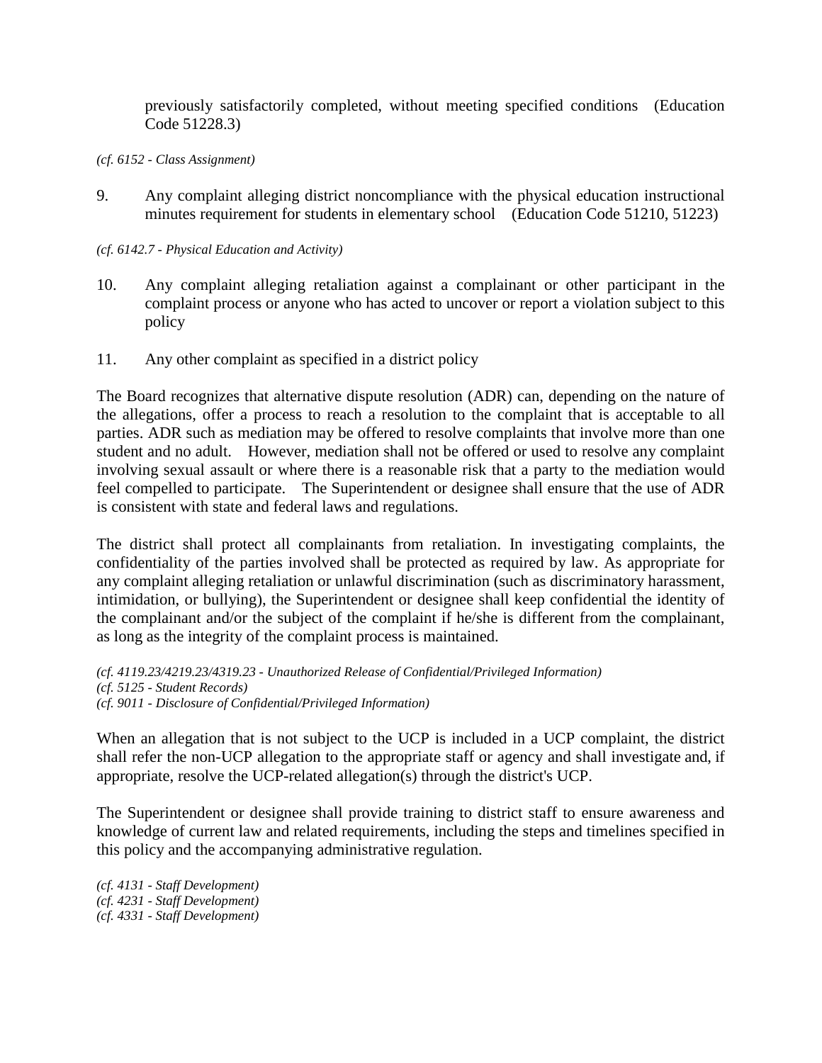previously satisfactorily completed, without meeting specified conditions (Education Code 51228.3)

*(cf. 6152 - Class Assignment)*

9. Any complaint alleging district noncompliance with the physical education instructional minutes requirement for students in elementary school (Education Code 51210, 51223)

*(cf. 6142.7 - Physical Education and Activity)*

10. Any complaint alleging retaliation against a complainant or other participant in the complaint process or anyone who has acted to uncover or report a violation subject to this policy

11. Any other complaint as specified in a district policy

The Board recognizes that alternative dispute resolution (ADR) can, depending on the nature of the allegations, offer a process to reach a resolution to the complaint that is acceptable to all parties. ADR such as mediation may be offered to resolve complaints that involve more than one student and no adult. However, mediation shall not be offered or used to resolve any complaint involving sexual assault or where there is a reasonable risk that a party to the mediation would feel compelled to participate. The Superintendent or designee shall ensure that the use of ADR is consistent with state and federal laws and regulations.

The district shall protect all complainants from retaliation. In investigating complaints, the confidentiality of the parties involved shall be protected as required by law. As appropriate for any complaint alleging retaliation or unlawful discrimination (such as discriminatory harassment, intimidation, or bullying), the Superintendent or designee shall keep confidential the identity of the complainant and/or the subject of the complaint if he/she is different from the complainant, as long as the integrity of the complaint process is maintained.

*(cf. 4119.23/4219.23/4319.23 - Unauthorized Release of Confidential/Privileged Information)*
*(cf. 5125 - Student Records)*
*(cf. 9011 - Disclosure of Confidential/Privileged Information)*

When an allegation that is not subject to the UCP is included in a UCP complaint, the district shall refer the non-UCP allegation to the appropriate staff or agency and shall investigate and, if appropriate, resolve the UCP-related allegation(s) through the district's UCP.

The Superintendent or designee shall provide training to district staff to ensure awareness and knowledge of current law and related requirements, including the steps and timelines specified in this policy and the accompanying administrative regulation.

*(cf. 4131 - Staff Development)*
*(cf. 4231 - Staff Development)*
*(cf. 4331 - Staff Development)*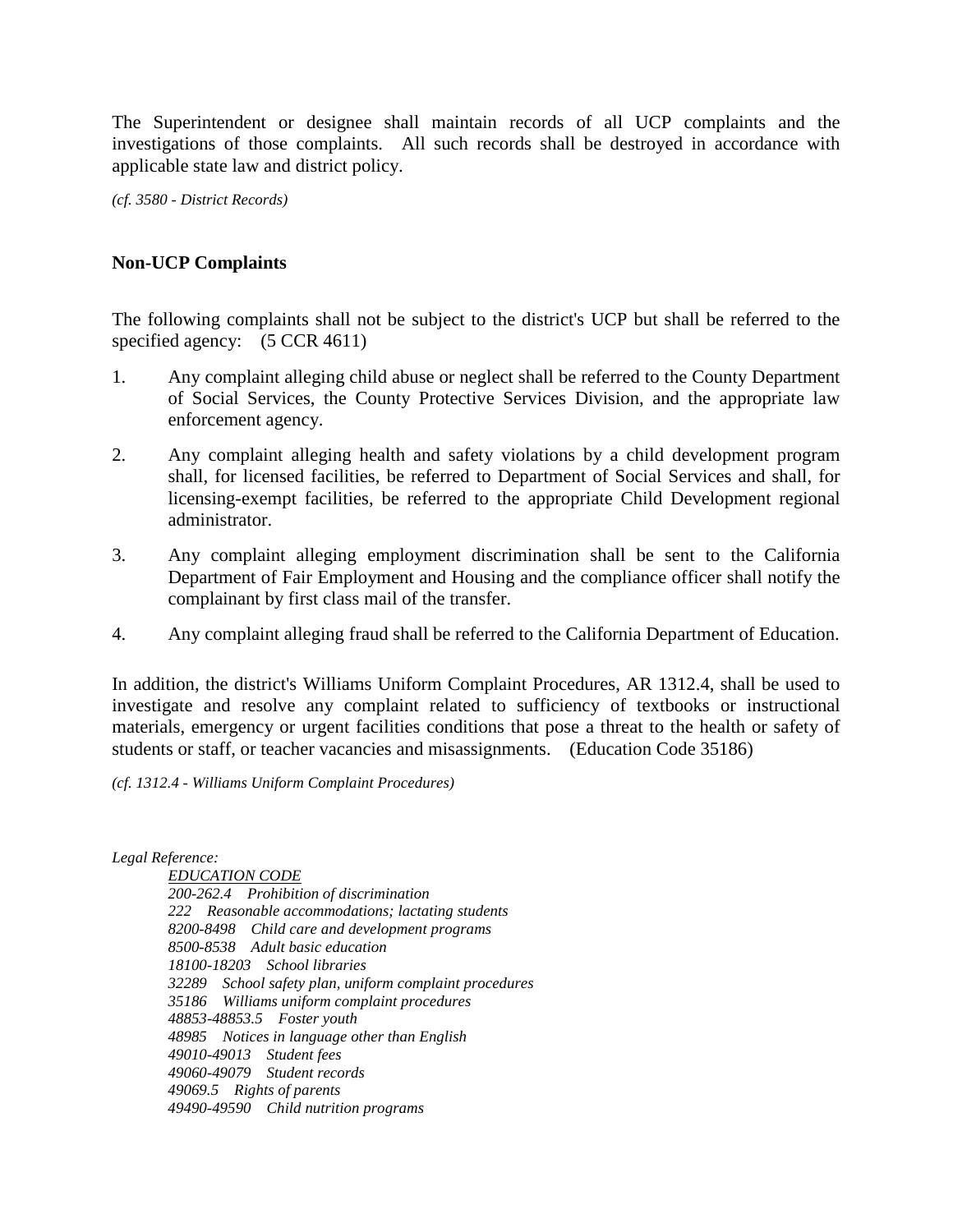The Superintendent or designee shall maintain records of all UCP complaints and the investigations of those complaints. All such records shall be destroyed in accordance with applicable state law and district policy.

*(cf. 3580 - District Records)*

### Non-UCP Complaints

The following complaints shall not be subject to the district's UCP but shall be referred to the specified agency: (5 CCR 4611)

1. Any complaint alleging child abuse or neglect shall be referred to the County Department of Social Services, the County Protective Services Division, and the appropriate law enforcement agency.

2. Any complaint alleging health and safety violations by a child development program shall, for licensed facilities, be referred to Department of Social Services and shall, for licensing-exempt facilities, be referred to the appropriate Child Development regional administrator.

3. Any complaint alleging employment discrimination shall be sent to the California Department of Fair Employment and Housing and the compliance officer shall notify the complainant by first class mail of the transfer.

4. Any complaint alleging fraud shall be referred to the California Department of Education.

In addition, the district's Williams Uniform Complaint Procedures, AR 1312.4, shall be used to investigate and resolve any complaint related to sufficiency of textbooks or instructional materials, emergency or urgent facilities conditions that pose a threat to the health or safety of students or staff, or teacher vacancies and misassignments. (Education Code 35186)

*(cf. 1312.4 - Williams Uniform Complaint Procedures)*

*Legal Reference:*

*EDUCATION CODE*

*200-262.4 Prohibition of discrimination*
*222 Reasonable accommodations; lactating students*
*8200-8498 Child care and development programs*
*8500-8538 Adult basic education*
*18100-18203 School libraries*
*32289 School safety plan, uniform complaint procedures*
*35186 Williams uniform complaint procedures*
*48853-48853.5 Foster youth*
*48985 Notices in language other than English*
*49010-49013 Student fees*
*49060-49079 Student records*
*49069.5 Rights of parents*
*49490-49590 Child nutrition programs*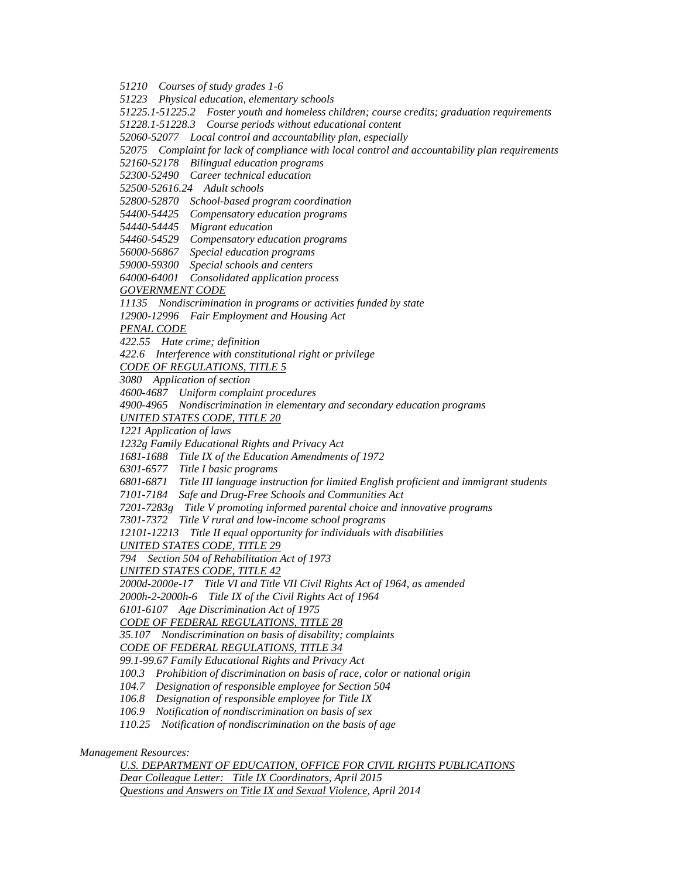*51210 Courses of study grades 1-6*

*51223 Physical education, elementary schools*

*51225.1-51225.2 Foster youth and homeless children; course credits; graduation requirements*

*51228.1-51228.3 Course periods without educational content*

*52060-52077 Local control and accountability plan, especially*

*52075 Complaint for lack of compliance with local control and accountability plan requirements*

*52160-52178 Bilingual education programs*

*52300-52490 Career technical education*

*52500-52616.24 Adult schools*

*52800-52870 School-based program coordination*

*54400-54425 Compensatory education programs*

*54440-54445 Migrant education*

*54460-54529 Compensatory education programs*

*56000-56867 Special education programs*

*59000-59300 Special schools and centers*

*64000-64001 Consolidated application process*

*<u>GOVERNMENT CODE</u>*

*11135 Nondiscrimination in programs or activities funded by state*

*12900-12996 Fair Employment and Housing Act*

*<u>PENAL CODE</u>*

*422.55 Hate crime; definition*

*422.6 Interference with constitutional right or privilege*

*<u>CODE OF REGULATIONS, TITLE 5</u>*

*3080 Application of section*

*4600-4687 Uniform complaint procedures*

*4900-4965 Nondiscrimination in elementary and secondary education programs*

*<u>UNITED STATES CODE, TITLE 20</u>*

*1221 Application of laws*

*1232g Family Educational Rights and Privacy Act*

*1681-1688 Title IX of the Education Amendments of 1972*

*6301-6577 Title I basic programs*

*6801-6871 Title III language instruction for limited English proficient and immigrant students*

*7101-7184 Safe and Drug-Free Schools and Communities Act*

*7201-7283g Title V promoting informed parental choice and innovative programs*

*7301-7372 Title V rural and low-income school programs*

*12101-12213 Title II equal opportunity for individuals with disabilities*

*<u>UNITED STATES CODE, TITLE 29</u>*

*794 Section 504 of Rehabilitation Act of 1973*

*<u>UNITED STATES CODE, TITLE 42</u>*

*2000d-2000e-17 Title VI and Title VII Civil Rights Act of 1964, as amended*

*2000h-2-2000h-6 Title IX of the Civil Rights Act of 1964*

*6101-6107 Age Discrimination Act of 1975*

*<u>CODE OF FEDERAL REGULATIONS, TITLE 28</u>*

*35.107 Nondiscrimination on basis of disability; complaints*

*<u>CODE OF FEDERAL REGULATIONS, TITLE 34</u>*

*99.1-99.67 Family Educational Rights and Privacy Act*

*100.3 Prohibition of discrimination on basis of race, color or national origin*

*104.7 Designation of responsible employee for Section 504*

*106.8 Designation of responsible employee for Title IX*

*106.9 Notification of nondiscrimination on basis of sex*

*110.25 Notification of nondiscrimination on the basis of age*

*Management Resources:*

*<u>U.S. DEPARTMENT OF EDUCATION, OFFICE FOR CIVIL RIGHTS PUBLICATIONS</u>*

*<u>Dear Colleague Letter: Title IX Coordinators</u>, April 2015*

*<u>Questions and Answers on Title IX and Sexual Violence</u>, April 2014*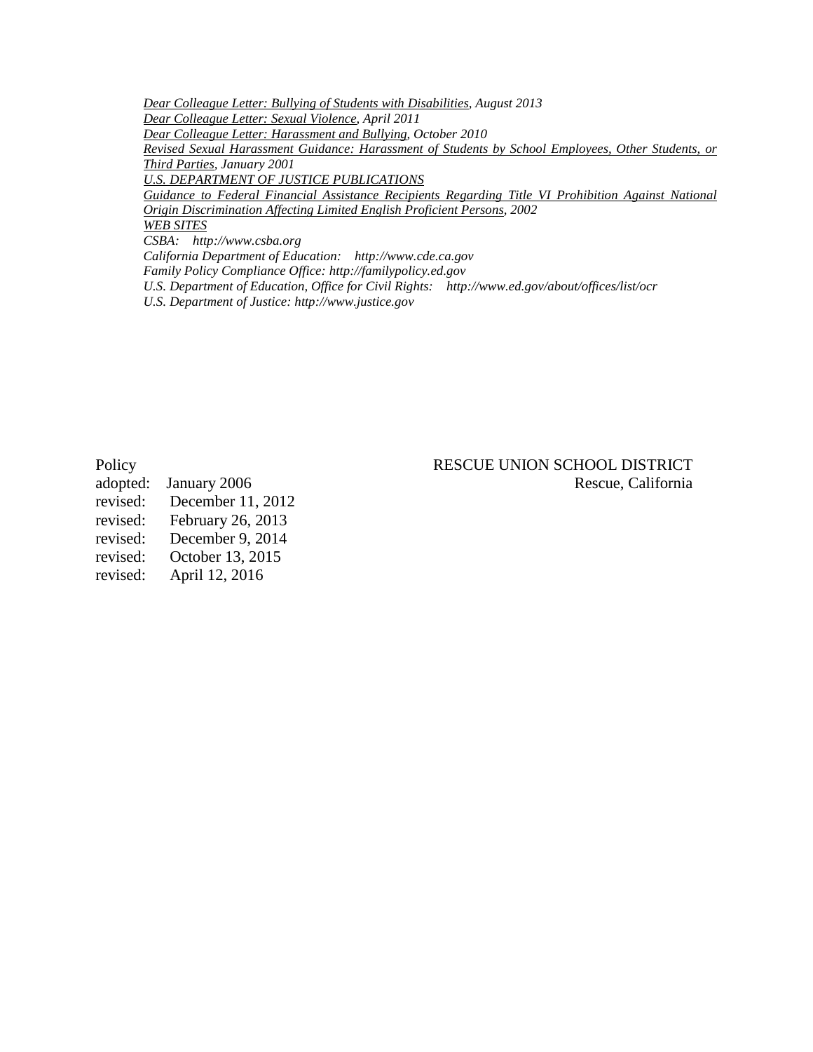*Dear Colleague Letter: Bullying of Students with Disabilities, August 2013*
*Dear Colleague Letter: Sexual Violence, April 2011*
*Dear Colleague Letter: Harassment and Bullying, October 2010*
*Revised Sexual Harassment Guidance: Harassment of Students by School Employees, Other Students, or Third Parties, January 2001*
*U.S. DEPARTMENT OF JUSTICE PUBLICATIONS*
*Guidance to Federal Financial Assistance Recipients Regarding Title VI Prohibition Against National Origin Discrimination Affecting Limited English Proficient Persons, 2002*
*WEB SITES*
*CSBA: http://www.csba.org*
*California Department of Education: http://www.cde.ca.gov*
*Family Policy Compliance Office: http://familypolicy.ed.gov*
*U.S. Department of Education, Office for Civil Rights: http://www.ed.gov/about/offices/list/ocr*
*U.S. Department of Justice: http://www.justice.gov*

Policy
adopted: January 2006
revised: December 11, 2012
revised: February 26, 2013
revised: December 9, 2014
revised: October 13, 2015
revised: April 12, 2016

RESCUE UNION SCHOOL DISTRICT
Rescue, California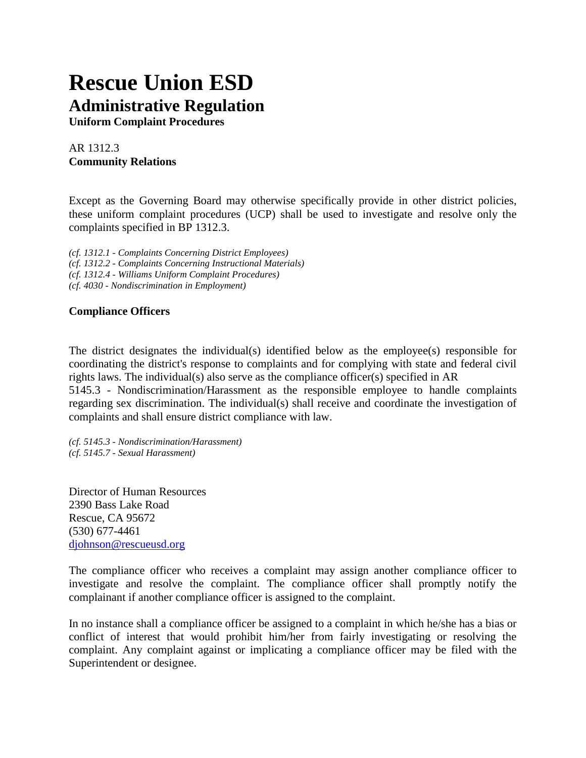# Rescue Union ESD

## Administrative Regulation

**Uniform Complaint Procedures**

AR 1312.3
**Community Relations**

Except as the Governing Board may otherwise specifically provide in other district policies, these uniform complaint procedures (UCP) shall be used to investigate and resolve only the complaints specified in BP 1312.3.

*(cf. 1312.1 - Complaints Concerning District Employees)*
*(cf. 1312.2 - Complaints Concerning Instructional Materials)*
*(cf. 1312.4 - Williams Uniform Complaint Procedures)*
*(cf. 4030 - Nondiscrimination in Employment)*

**Compliance Officers**

The district designates the individual(s) identified below as the employee(s) responsible for coordinating the district's response to complaints and for complying with state and federal civil rights laws. The individual(s) also serve as the compliance officer(s) specified in AR 5145.3 - Nondiscrimination/Harassment as the responsible employee to handle complaints regarding sex discrimination. The individual(s) shall receive and coordinate the investigation of complaints and shall ensure district compliance with law.

*(cf. 5145.3 - Nondiscrimination/Harassment)*
*(cf. 5145.7 - Sexual Harassment)*

Director of Human Resources
2390 Bass Lake Road
Rescue, CA 95672
(530) 677-4461
djohnson@rescueusd.org

The compliance officer who receives a complaint may assign another compliance officer to investigate and resolve the complaint. The compliance officer shall promptly notify the complainant if another compliance officer is assigned to the complaint.

In no instance shall a compliance officer be assigned to a complaint in which he/she has a bias or conflict of interest that would prohibit him/her from fairly investigating or resolving the complaint. Any complaint against or implicating a compliance officer may be filed with the Superintendent or designee.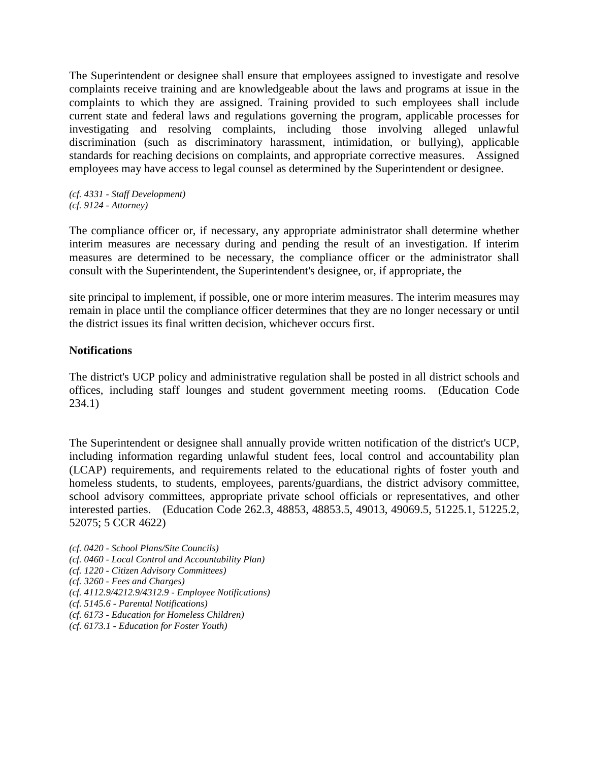The Superintendent or designee shall ensure that employees assigned to investigate and resolve complaints receive training and are knowledgeable about the laws and programs at issue in the complaints to which they are assigned. Training provided to such employees shall include current state and federal laws and regulations governing the program, applicable processes for investigating and resolving complaints, including those involving alleged unlawful discrimination (such as discriminatory harassment, intimidation, or bullying), applicable standards for reaching decisions on complaints, and appropriate corrective measures. Assigned employees may have access to legal counsel as determined by the Superintendent or designee.

*(cf. 4331 - Staff Development)*
*(cf. 9124 - Attorney)*

The compliance officer or, if necessary, any appropriate administrator shall determine whether interim measures are necessary during and pending the result of an investigation. If interim measures are determined to be necessary, the compliance officer or the administrator shall consult with the Superintendent, the Superintendent's designee, or, if appropriate, the

site principal to implement, if possible, one or more interim measures. The interim measures may remain in place until the compliance officer determines that they are no longer necessary or until the district issues its final written decision, whichever occurs first.

**Notifications**

The district's UCP policy and administrative regulation shall be posted in all district schools and offices, including staff lounges and student government meeting rooms. (Education Code 234.1)

The Superintendent or designee shall annually provide written notification of the district's UCP, including information regarding unlawful student fees, local control and accountability plan (LCAP) requirements, and requirements related to the educational rights of foster youth and homeless students, to students, employees, parents/guardians, the district advisory committee, school advisory committees, appropriate private school officials or representatives, and other interested parties. (Education Code 262.3, 48853, 48853.5, 49013, 49069.5, 51225.1, 51225.2, 52075; 5 CCR 4622)

*(cf. 0420 - School Plans/Site Councils)*
*(cf. 0460 - Local Control and Accountability Plan)*
*(cf. 1220 - Citizen Advisory Committees)*
*(cf. 3260 - Fees and Charges)*
*(cf. 4112.9/4212.9/4312.9 - Employee Notifications)*
*(cf. 5145.6 - Parental Notifications)*
*(cf. 6173 - Education for Homeless Children)*
*(cf. 6173.1 - Education for Foster Youth)*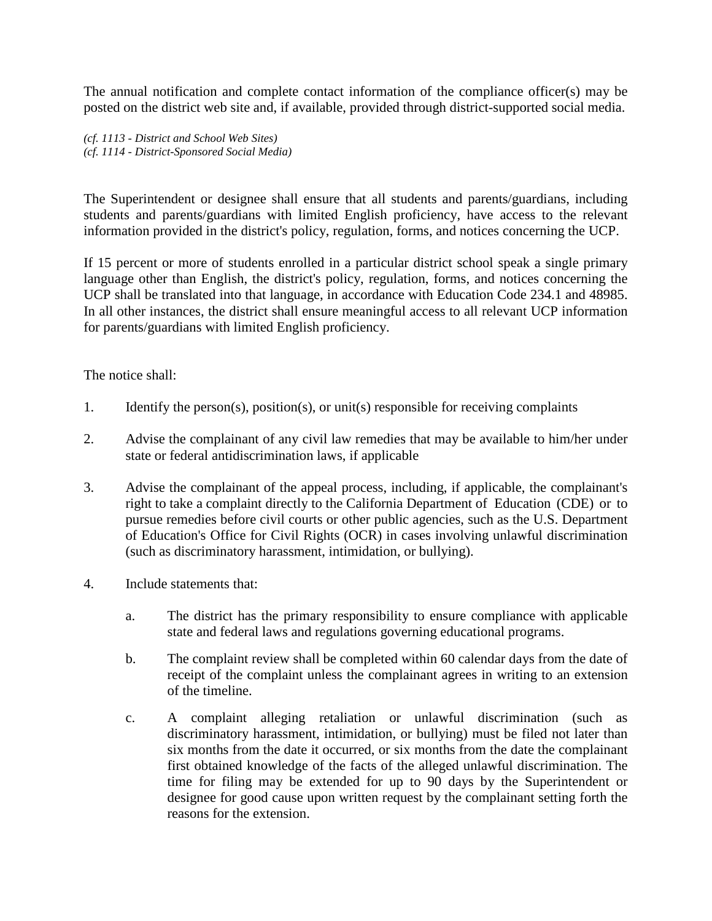The annual notification and complete contact information of the compliance officer(s) may be posted on the district web site and, if available, provided through district-supported social media.

*(cf. 1113 - District and School Web Sites)*
*(cf. 1114 - District-Sponsored Social Media)*

The Superintendent or designee shall ensure that all students and parents/guardians, including students and parents/guardians with limited English proficiency, have access to the relevant information provided in the district's policy, regulation, forms, and notices concerning the UCP.

If 15 percent or more of students enrolled in a particular district school speak a single primary language other than English, the district's policy, regulation, forms, and notices concerning the UCP shall be translated into that language, in accordance with Education Code 234.1 and 48985. In all other instances, the district shall ensure meaningful access to all relevant UCP information for parents/guardians with limited English proficiency.

The notice shall:

1. Identify the person(s), position(s), or unit(s) responsible for receiving complaints

2. Advise the complainant of any civil law remedies that may be available to him/her under state or federal antidiscrimination laws, if applicable

3. Advise the complainant of the appeal process, including, if applicable, the complainant's right to take a complaint directly to the California Department of Education (CDE) or to pursue remedies before civil courts or other public agencies, such as the U.S. Department of Education's Office for Civil Rights (OCR) in cases involving unlawful discrimination (such as discriminatory harassment, intimidation, or bullying).

4. Include statements that:

   a. The district has the primary responsibility to ensure compliance with applicable state and federal laws and regulations governing educational programs.

   b. The complaint review shall be completed within 60 calendar days from the date of receipt of the complaint unless the complainant agrees in writing to an extension of the timeline.

   c. A complaint alleging retaliation or unlawful discrimination (such as discriminatory harassment, intimidation, or bullying) must be filed not later than six months from the date it occurred, or six months from the date the complainant first obtained knowledge of the facts of the alleged unlawful discrimination. The time for filing may be extended for up to 90 days by the Superintendent or designee for good cause upon written request by the complainant setting forth the reasons for the extension.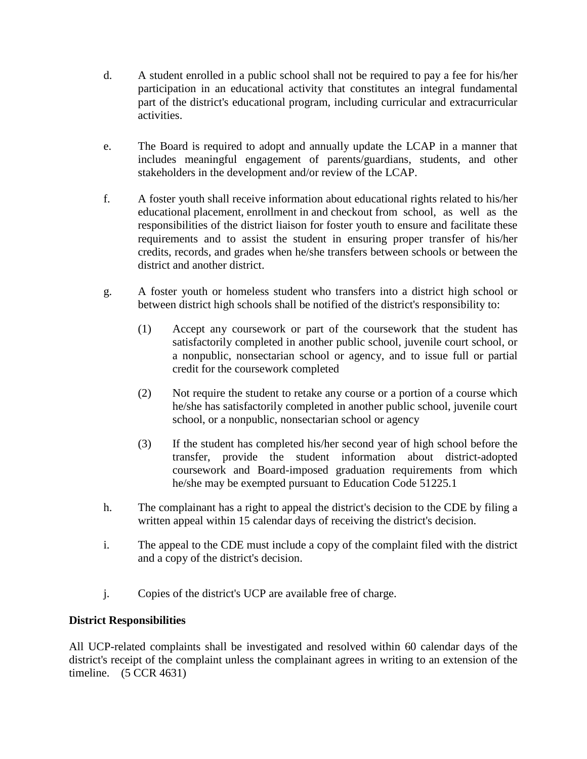d. A student enrolled in a public school shall not be required to pay a fee for his/her participation in an educational activity that constitutes an integral fundamental part of the district's educational program, including curricular and extracurricular activities.

e. The Board is required to adopt and annually update the LCAP in a manner that includes meaningful engagement of parents/guardians, students, and other stakeholders in the development and/or review of the LCAP.

f. A foster youth shall receive information about educational rights related to his/her educational placement, enrollment in and checkout from school, as well as the responsibilities of the district liaison for foster youth to ensure and facilitate these requirements and to assist the student in ensuring proper transfer of his/her credits, records, and grades when he/she transfers between schools or between the district and another district.

g. A foster youth or homeless student who transfers into a district high school or between district high schools shall be notified of the district's responsibility to:

   (1) Accept any coursework or part of the coursework that the student has satisfactorily completed in another public school, juvenile court school, or a nonpublic, nonsectarian school or agency, and to issue full or partial credit for the coursework completed

   (2) Not require the student to retake any course or a portion of a course which he/she has satisfactorily completed in another public school, juvenile court school, or a nonpublic, nonsectarian school or agency

   (3) If the student has completed his/her second year of high school before the transfer, provide the student information about district-adopted coursework and Board-imposed graduation requirements from which he/she may be exempted pursuant to Education Code 51225.1

h. The complainant has a right to appeal the district's decision to the CDE by filing a written appeal within 15 calendar days of receiving the district's decision.

i. The appeal to the CDE must include a copy of the complaint filed with the district and a copy of the district's decision.

j. Copies of the district's UCP are available free of charge.

**District Responsibilities**

All UCP-related complaints shall be investigated and resolved within 60 calendar days of the district's receipt of the complaint unless the complainant agrees in writing to an extension of the timeline. (5 CCR 4631)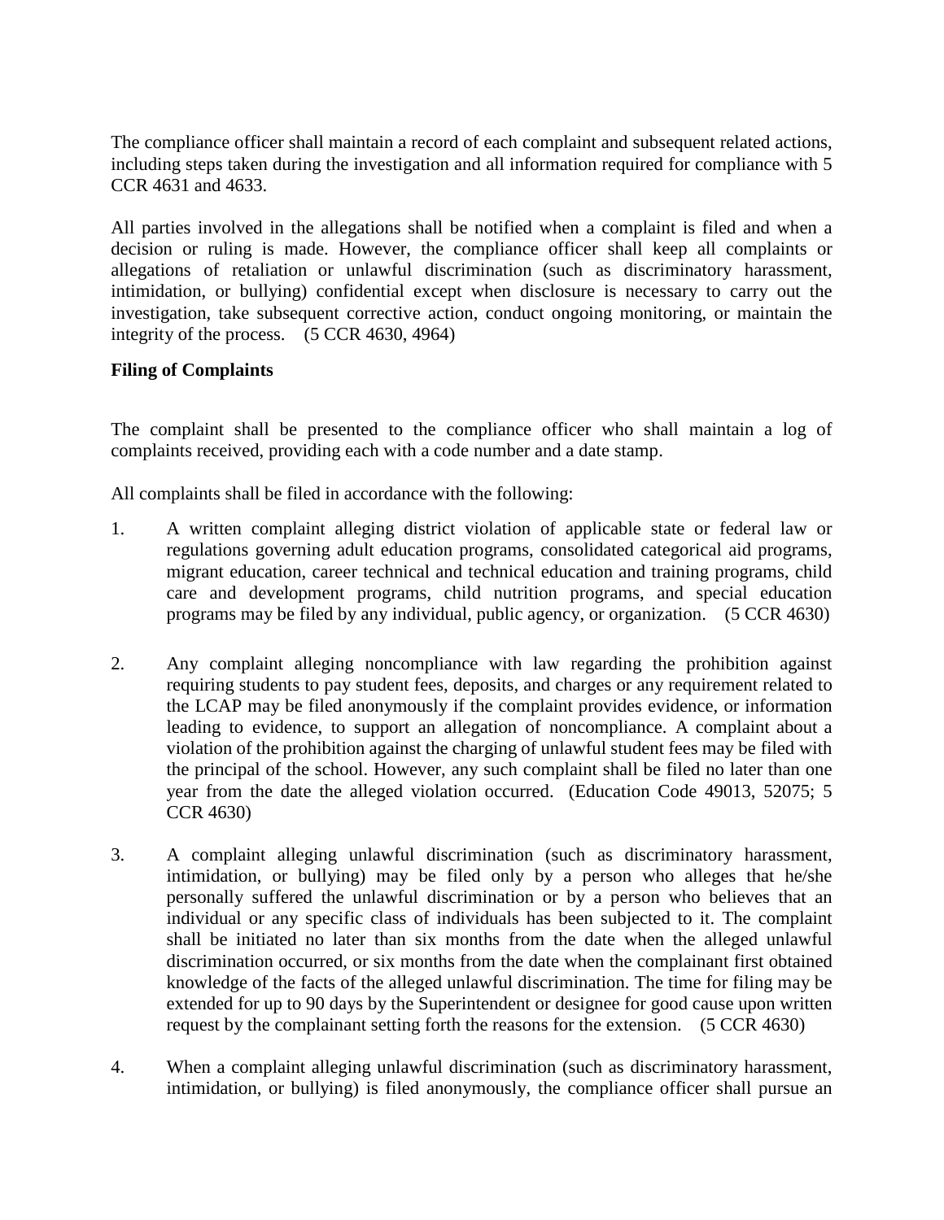The compliance officer shall maintain a record of each complaint and subsequent related actions, including steps taken during the investigation and all information required for compliance with 5 CCR 4631 and 4633.

All parties involved in the allegations shall be notified when a complaint is filed and when a decision or ruling is made. However, the compliance officer shall keep all complaints or allegations of retaliation or unlawful discrimination (such as discriminatory harassment, intimidation, or bullying) confidential except when disclosure is necessary to carry out the investigation, take subsequent corrective action, conduct ongoing monitoring, or maintain the integrity of the process. (5 CCR 4630, 4964)

**Filing of Complaints**

The complaint shall be presented to the compliance officer who shall maintain a log of complaints received, providing each with a code number and a date stamp.

All complaints shall be filed in accordance with the following:

1. A written complaint alleging district violation of applicable state or federal law or regulations governing adult education programs, consolidated categorical aid programs, migrant education, career technical and technical education and training programs, child care and development programs, child nutrition programs, and special education programs may be filed by any individual, public agency, or organization. (5 CCR 4630)

2. Any complaint alleging noncompliance with law regarding the prohibition against requiring students to pay student fees, deposits, and charges or any requirement related to the LCAP may be filed anonymously if the complaint provides evidence, or information leading to evidence, to support an allegation of noncompliance. A complaint about a violation of the prohibition against the charging of unlawful student fees may be filed with the principal of the school. However, any such complaint shall be filed no later than one year from the date the alleged violation occurred. (Education Code 49013, 52075; 5 CCR 4630)

3. A complaint alleging unlawful discrimination (such as discriminatory harassment, intimidation, or bullying) may be filed only by a person who alleges that he/she personally suffered the unlawful discrimination or by a person who believes that an individual or any specific class of individuals has been subjected to it. The complaint shall be initiated no later than six months from the date when the alleged unlawful discrimination occurred, or six months from the date when the complainant first obtained knowledge of the facts of the alleged unlawful discrimination. The time for filing may be extended for up to 90 days by the Superintendent or designee for good cause upon written request by the complainant setting forth the reasons for the extension. (5 CCR 4630)

4. When a complaint alleging unlawful discrimination (such as discriminatory harassment, intimidation, or bullying) is filed anonymously, the compliance officer shall pursue an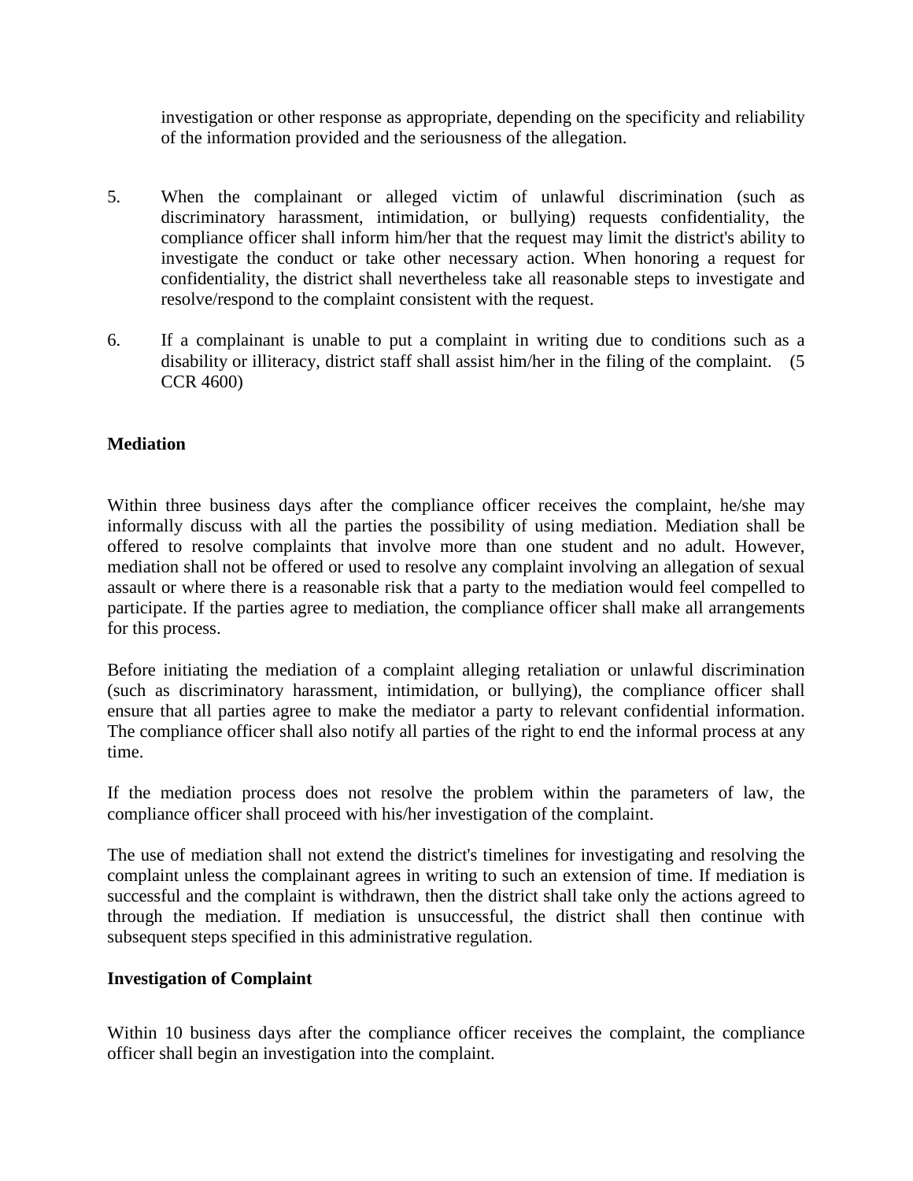investigation or other response as appropriate, depending on the specificity and reliability of the information provided and the seriousness of the allegation.

5. When the complainant or alleged victim of unlawful discrimination (such as discriminatory harassment, intimidation, or bullying) requests confidentiality, the compliance officer shall inform him/her that the request may limit the district's ability to investigate the conduct or take other necessary action. When honoring a request for confidentiality, the district shall nevertheless take all reasonable steps to investigate and resolve/respond to the complaint consistent with the request.

6. If a complainant is unable to put a complaint in writing due to conditions such as a disability or illiteracy, district staff shall assist him/her in the filing of the complaint. (5 CCR 4600)

**Mediation**

Within three business days after the compliance officer receives the complaint, he/she may informally discuss with all the parties the possibility of using mediation. Mediation shall be offered to resolve complaints that involve more than one student and no adult. However, mediation shall not be offered or used to resolve any complaint involving an allegation of sexual assault or where there is a reasonable risk that a party to the mediation would feel compelled to participate. If the parties agree to mediation, the compliance officer shall make all arrangements for this process.

Before initiating the mediation of a complaint alleging retaliation or unlawful discrimination (such as discriminatory harassment, intimidation, or bullying), the compliance officer shall ensure that all parties agree to make the mediator a party to relevant confidential information. The compliance officer shall also notify all parties of the right to end the informal process at any time.

If the mediation process does not resolve the problem within the parameters of law, the compliance officer shall proceed with his/her investigation of the complaint.

The use of mediation shall not extend the district's timelines for investigating and resolving the complaint unless the complainant agrees in writing to such an extension of time. If mediation is successful and the complaint is withdrawn, then the district shall take only the actions agreed to through the mediation. If mediation is unsuccessful, the district shall then continue with subsequent steps specified in this administrative regulation.

**Investigation of Complaint**

Within 10 business days after the compliance officer receives the complaint, the compliance officer shall begin an investigation into the complaint.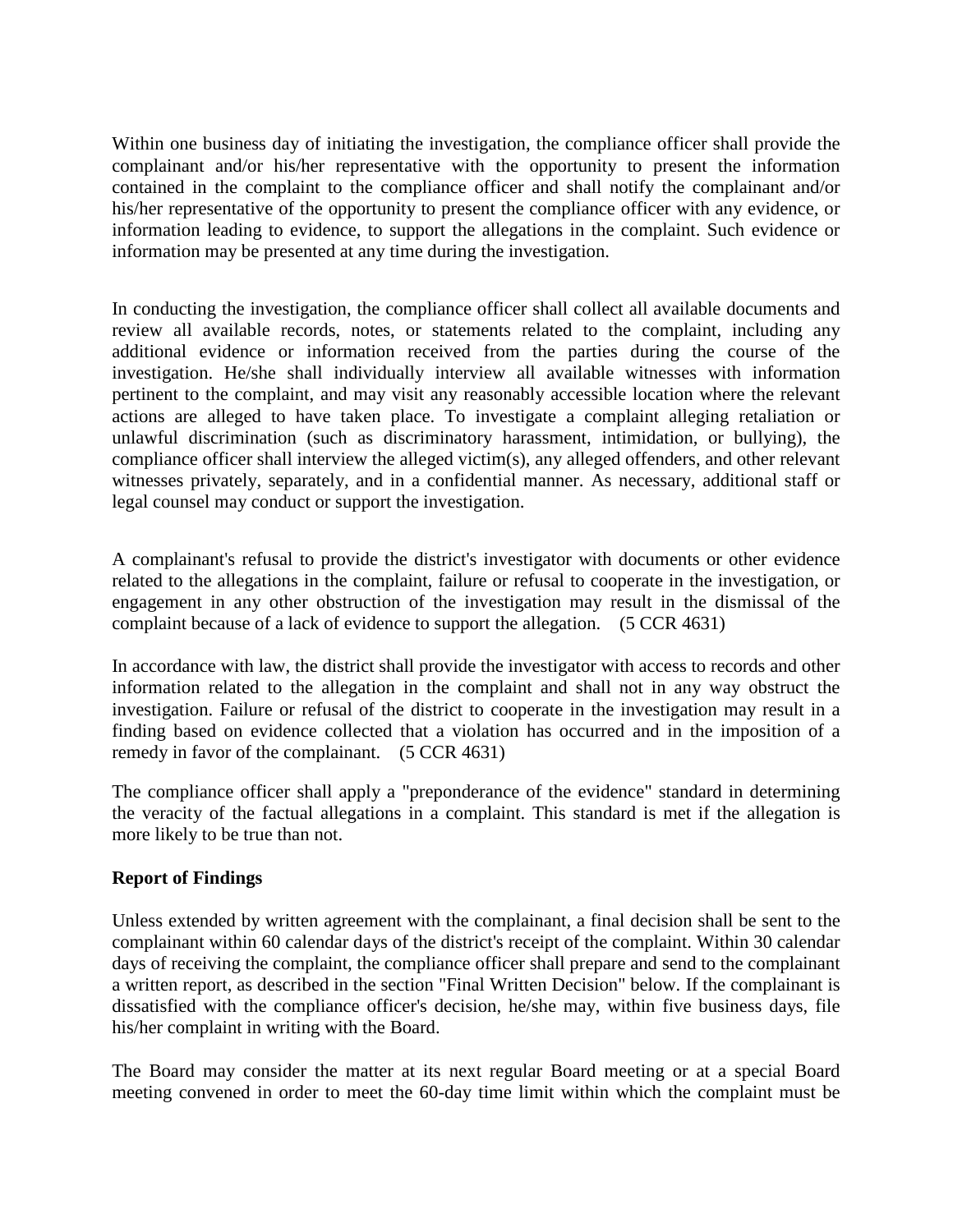Within one business day of initiating the investigation, the compliance officer shall provide the complainant and/or his/her representative with the opportunity to present the information contained in the complaint to the compliance officer and shall notify the complainant and/or his/her representative of the opportunity to present the compliance officer with any evidence, or information leading to evidence, to support the allegations in the complaint. Such evidence or information may be presented at any time during the investigation.

In conducting the investigation, the compliance officer shall collect all available documents and review all available records, notes, or statements related to the complaint, including any additional evidence or information received from the parties during the course of the investigation. He/she shall individually interview all available witnesses with information pertinent to the complaint, and may visit any reasonably accessible location where the relevant actions are alleged to have taken place. To investigate a complaint alleging retaliation or unlawful discrimination (such as discriminatory harassment, intimidation, or bullying), the compliance officer shall interview the alleged victim(s), any alleged offenders, and other relevant witnesses privately, separately, and in a confidential manner. As necessary, additional staff or legal counsel may conduct or support the investigation.

A complainant's refusal to provide the district's investigator with documents or other evidence related to the allegations in the complaint, failure or refusal to cooperate in the investigation, or engagement in any other obstruction of the investigation may result in the dismissal of the complaint because of a lack of evidence to support the allegation. (5 CCR 4631)

In accordance with law, the district shall provide the investigator with access to records and other information related to the allegation in the complaint and shall not in any way obstruct the investigation. Failure or refusal of the district to cooperate in the investigation may result in a finding based on evidence collected that a violation has occurred and in the imposition of a remedy in favor of the complainant. (5 CCR 4631)

The compliance officer shall apply a "preponderance of the evidence" standard in determining the veracity of the factual allegations in a complaint. This standard is met if the allegation is more likely to be true than not.

**Report of Findings**

Unless extended by written agreement with the complainant, a final decision shall be sent to the complainant within 60 calendar days of the district's receipt of the complaint. Within 30 calendar days of receiving the complaint, the compliance officer shall prepare and send to the complainant a written report, as described in the section "Final Written Decision" below. If the complainant is dissatisfied with the compliance officer's decision, he/she may, within five business days, file his/her complaint in writing with the Board.

The Board may consider the matter at its next regular Board meeting or at a special Board meeting convened in order to meet the 60-day time limit within which the complaint must be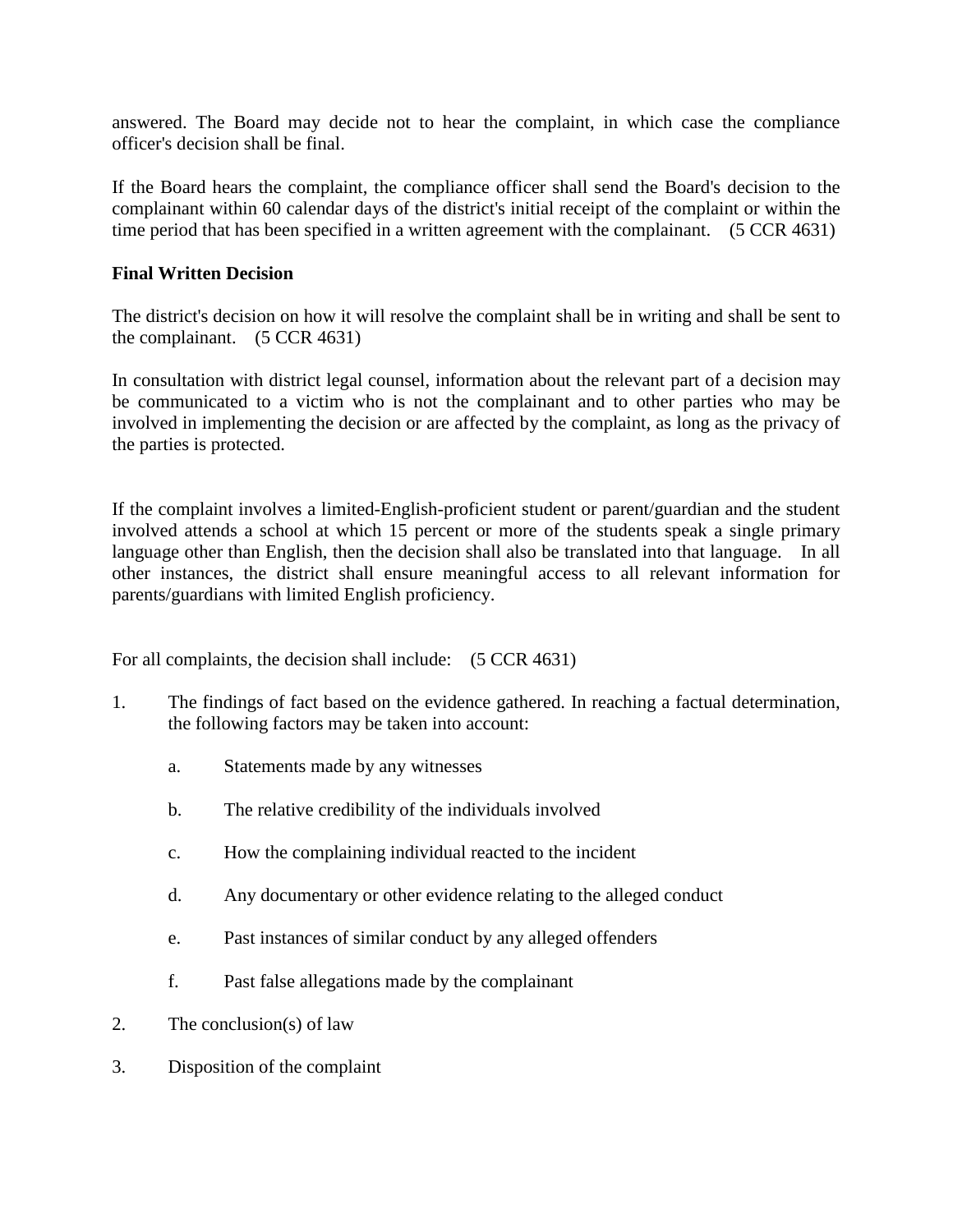answered. The Board may decide not to hear the complaint, in which case the compliance officer's decision shall be final.

If the Board hears the complaint, the compliance officer shall send the Board's decision to the complainant within 60 calendar days of the district's initial receipt of the complaint or within the time period that has been specified in a written agreement with the complainant. (5 CCR 4631)

**Final Written Decision**

The district's decision on how it will resolve the complaint shall be in writing and shall be sent to the complainant. (5 CCR 4631)

In consultation with district legal counsel, information about the relevant part of a decision may be communicated to a victim who is not the complainant and to other parties who may be involved in implementing the decision or are affected by the complaint, as long as the privacy of the parties is protected.

If the complaint involves a limited-English-proficient student or parent/guardian and the student involved attends a school at which 15 percent or more of the students speak a single primary language other than English, then the decision shall also be translated into that language. In all other instances, the district shall ensure meaningful access to all relevant information for parents/guardians with limited English proficiency.

For all complaints, the decision shall include: (5 CCR 4631)

1. The findings of fact based on the evidence gathered. In reaching a factual determination, the following factors may be taken into account:

   a. Statements made by any witnesses

   b. The relative credibility of the individuals involved

   c. How the complaining individual reacted to the incident

   d. Any documentary or other evidence relating to the alleged conduct

   e. Past instances of similar conduct by any alleged offenders

   f. Past false allegations made by the complainant

2. The conclusion(s) of law

3. Disposition of the complaint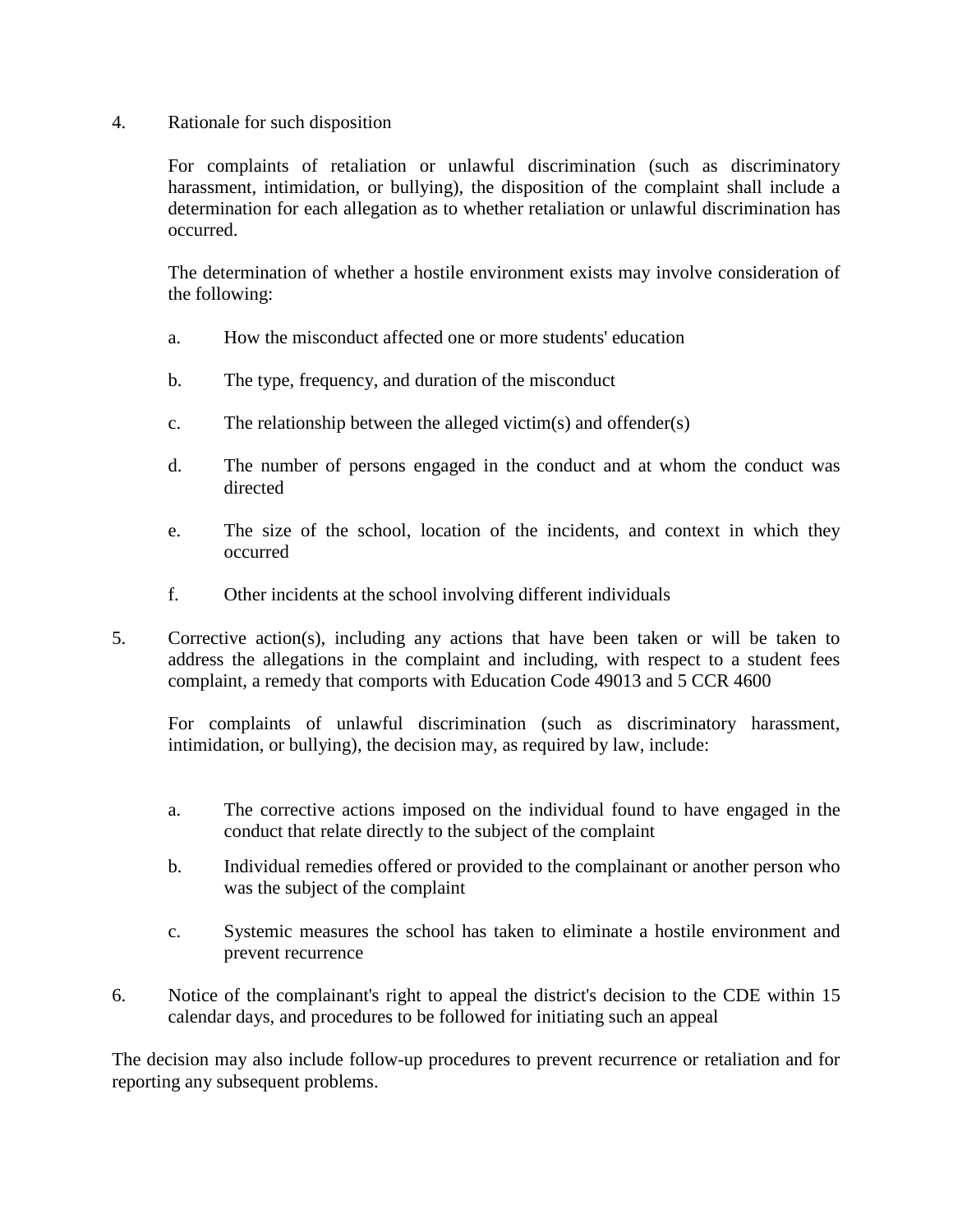4. Rationale for such disposition

   For complaints of retaliation or unlawful discrimination (such as discriminatory harassment, intimidation, or bullying), the disposition of the complaint shall include a determination for each allegation as to whether retaliation or unlawful discrimination has occurred.

   The determination of whether a hostile environment exists may involve consideration of the following:

   a. How the misconduct affected one or more students' education

   b. The type, frequency, and duration of the misconduct

   c. The relationship between the alleged victim(s) and offender(s)

   d. The number of persons engaged in the conduct and at whom the conduct was directed

   e. The size of the school, location of the incidents, and context in which they occurred

   f. Other incidents at the school involving different individuals

5. Corrective action(s), including any actions that have been taken or will be taken to address the allegations in the complaint and including, with respect to a student fees complaint, a remedy that comports with Education Code 49013 and 5 CCR 4600

   For complaints of unlawful discrimination (such as discriminatory harassment, intimidation, or bullying), the decision may, as required by law, include:

   a. The corrective actions imposed on the individual found to have engaged in the conduct that relate directly to the subject of the complaint

   b. Individual remedies offered or provided to the complainant or another person who was the subject of the complaint

   c. Systemic measures the school has taken to eliminate a hostile environment and prevent recurrence

6. Notice of the complainant's right to appeal the district's decision to the CDE within 15 calendar days, and procedures to be followed for initiating such an appeal

The decision may also include follow-up procedures to prevent recurrence or retaliation and for reporting any subsequent problems.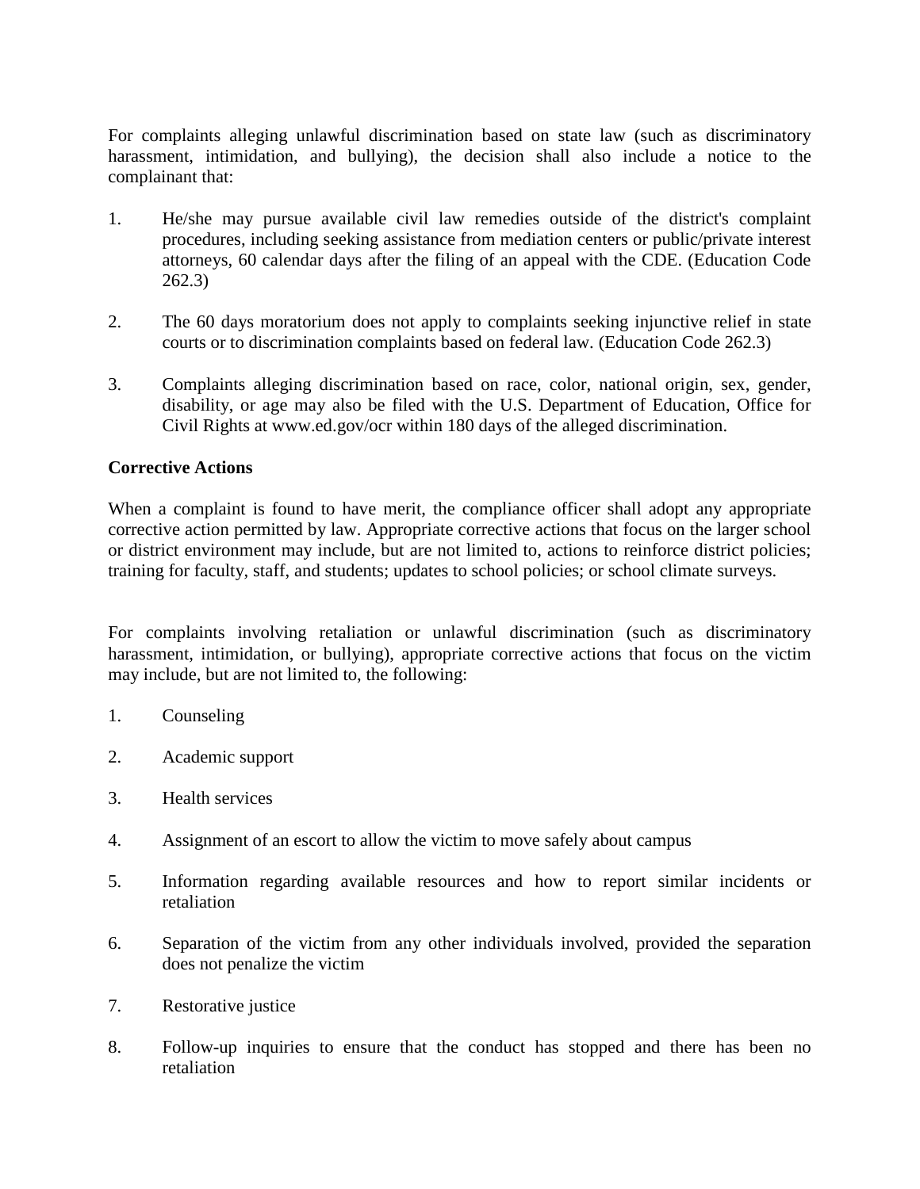For complaints alleging unlawful discrimination based on state law (such as discriminatory harassment, intimidation, and bullying), the decision shall also include a notice to the complainant that:

1. He/she may pursue available civil law remedies outside of the district's complaint procedures, including seeking assistance from mediation centers or public/private interest attorneys, 60 calendar days after the filing of an appeal with the CDE. (Education Code 262.3)

2. The 60 days moratorium does not apply to complaints seeking injunctive relief in state courts or to discrimination complaints based on federal law. (Education Code 262.3)

3. Complaints alleging discrimination based on race, color, national origin, sex, gender, disability, or age may also be filed with the U.S. Department of Education, Office for Civil Rights at www.ed.gov/ocr within 180 days of the alleged discrimination.

**Corrective Actions**

When a complaint is found to have merit, the compliance officer shall adopt any appropriate corrective action permitted by law. Appropriate corrective actions that focus on the larger school or district environment may include, but are not limited to, actions to reinforce district policies; training for faculty, staff, and students; updates to school policies; or school climate surveys.

For complaints involving retaliation or unlawful discrimination (such as discriminatory harassment, intimidation, or bullying), appropriate corrective actions that focus on the victim may include, but are not limited to, the following:

1. Counseling

2. Academic support

3. Health services

4. Assignment of an escort to allow the victim to move safely about campus

5. Information regarding available resources and how to report similar incidents or retaliation

6. Separation of the victim from any other individuals involved, provided the separation does not penalize the victim

7. Restorative justice

8. Follow-up inquiries to ensure that the conduct has stopped and there has been no retaliation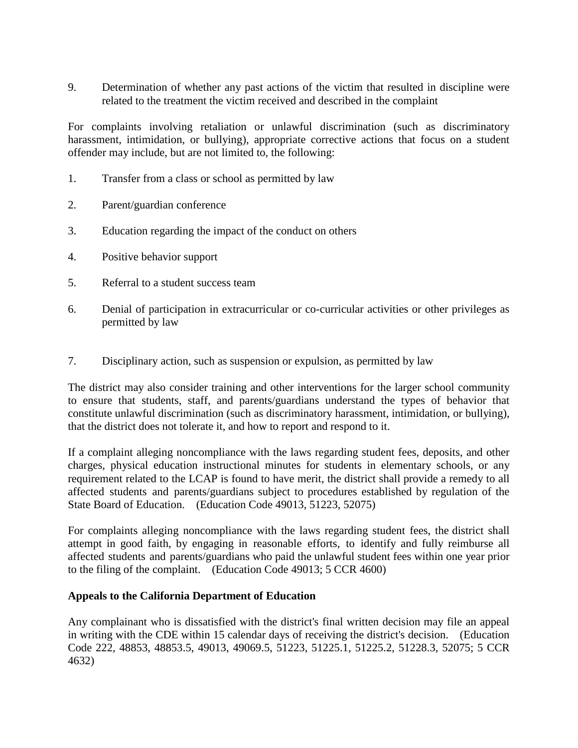9. Determination of whether any past actions of the victim that resulted in discipline were related to the treatment the victim received and described in the complaint

For complaints involving retaliation or unlawful discrimination (such as discriminatory harassment, intimidation, or bullying), appropriate corrective actions that focus on a student offender may include, but are not limited to, the following:

1. Transfer from a class or school as permitted by law
2. Parent/guardian conference
3. Education regarding the impact of the conduct on others
4. Positive behavior support
5. Referral to a student success team
6. Denial of participation in extracurricular or co-curricular activities or other privileges as permitted by law
7. Disciplinary action, such as suspension or expulsion, as permitted by law

The district may also consider training and other interventions for the larger school community to ensure that students, staff, and parents/guardians understand the types of behavior that constitute unlawful discrimination (such as discriminatory harassment, intimidation, or bullying), that the district does not tolerate it, and how to report and respond to it.

If a complaint alleging noncompliance with the laws regarding student fees, deposits, and other charges, physical education instructional minutes for students in elementary schools, or any requirement related to the LCAP is found to have merit, the district shall provide a remedy to all affected students and parents/guardians subject to procedures established by regulation of the State Board of Education. (Education Code 49013, 51223, 52075)

For complaints alleging noncompliance with the laws regarding student fees, the district shall attempt in good faith, by engaging in reasonable efforts, to identify and fully reimburse all affected students and parents/guardians who paid the unlawful student fees within one year prior to the filing of the complaint. (Education Code 49013; 5 CCR 4600)

**Appeals to the California Department of Education**

Any complainant who is dissatisfied with the district's final written decision may file an appeal in writing with the CDE within 15 calendar days of receiving the district's decision. (Education Code 222, 48853, 48853.5, 49013, 49069.5, 51223, 51225.1, 51225.2, 51228.3, 52075; 5 CCR 4632)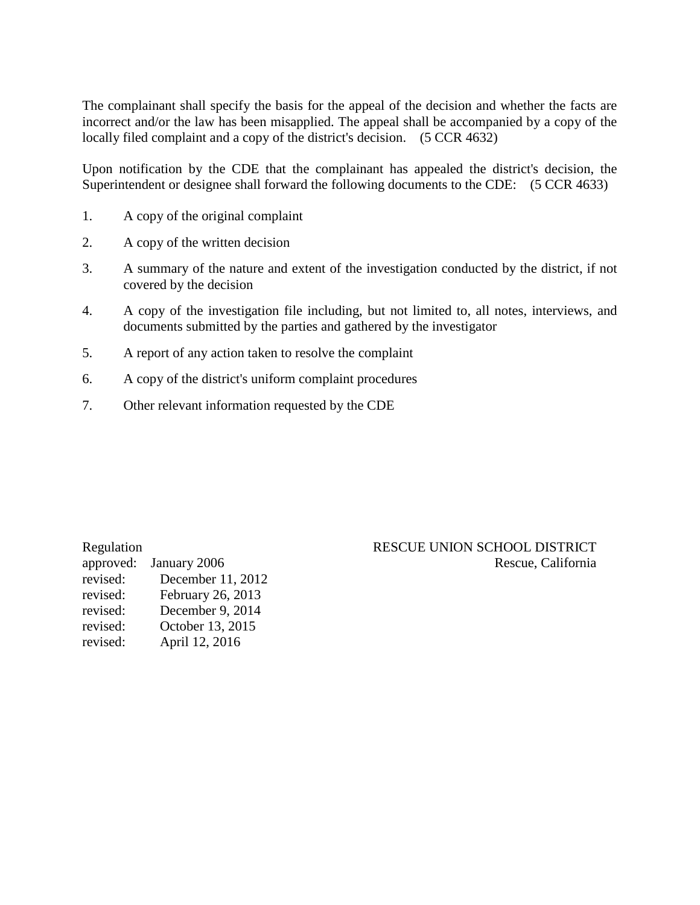The complainant shall specify the basis for the appeal of the decision and whether the facts are incorrect and/or the law has been misapplied. The appeal shall be accompanied by a copy of the locally filed complaint and a copy of the district's decision. (5 CCR 4632)

Upon notification by the CDE that the complainant has appealed the district's decision, the Superintendent or designee shall forward the following documents to the CDE: (5 CCR 4633)

1. A copy of the original complaint
2. A copy of the written decision
3. A summary of the nature and extent of the investigation conducted by the district, if not covered by the decision
4. A copy of the investigation file including, but not limited to, all notes, interviews, and documents submitted by the parties and gathered by the investigator
5. A report of any action taken to resolve the complaint
6. A copy of the district's uniform complaint procedures
7. Other relevant information requested by the CDE

Regulation
approved: January 2006
revised: December 11, 2012
revised: February 26, 2013
revised: December 9, 2014
revised: October 13, 2015
revised: April 12, 2016

RESCUE UNION SCHOOL DISTRICT
Rescue, California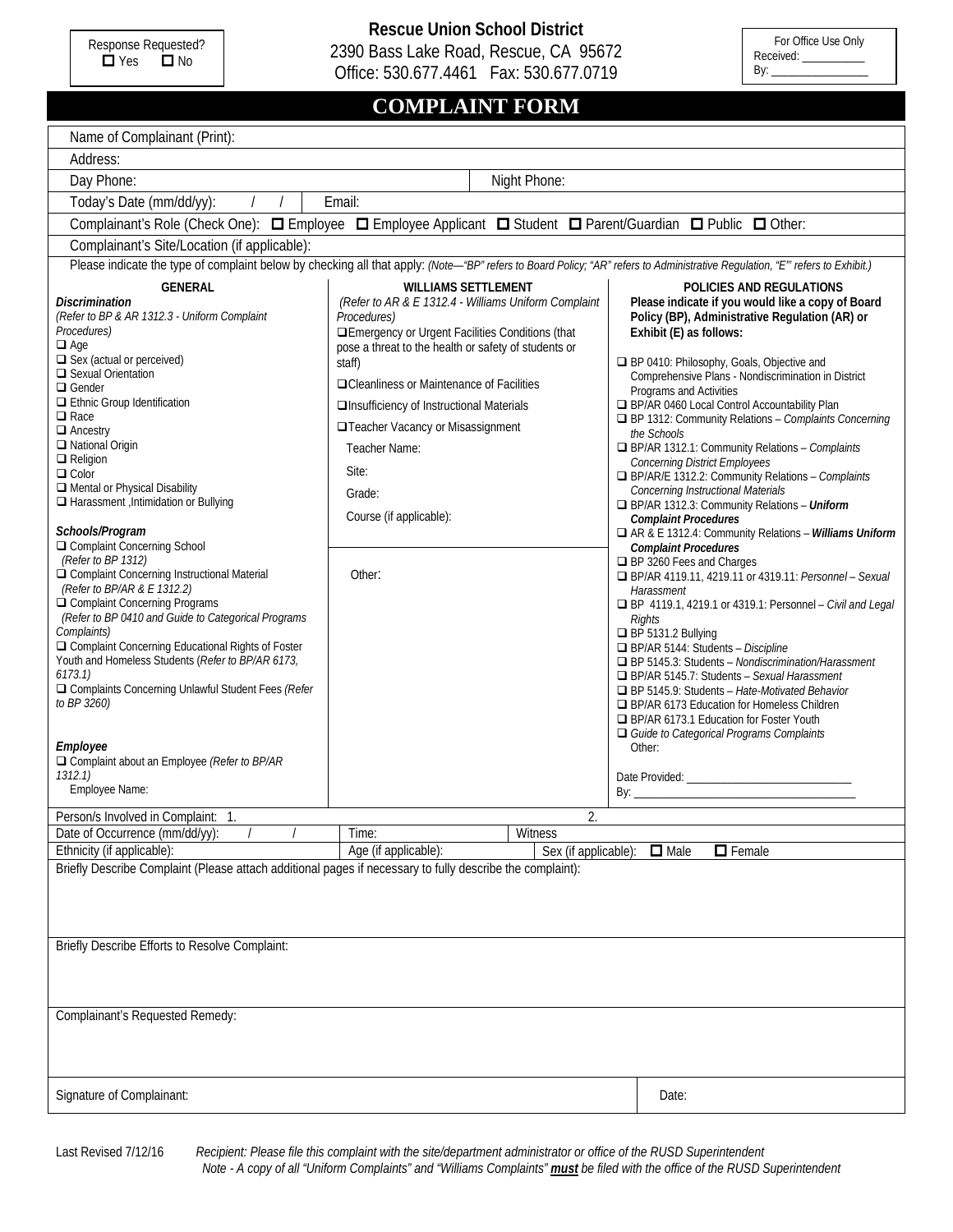Response Requested?
☐ Yes ☐ No

**Rescue Union School District**
2390 Bass Lake Road, Rescue, CA 95672
Office: 530.677.4461 Fax: 530.677.0719

For Office Use Only
Received: ___________
By: ________________

# COMPLAINT FORM

Name of Complainant (Print):

Address:

Day Phone: Night Phone:

Today's Date (mm/dd/yy): / / Email:

Complainant's Role (Check One): ☐ Employee ☐ Employee Applicant ☐ Student ☐ Parent/Guardian ☐ Public ☐ Other:

Complainant's Site/Location (if applicable):

Please indicate the type of complaint below by checking all that apply: *(Note—"BP" refers to Board Policy; "AR" refers to Administrative Regulation, "E"' refers to Exhibit.)*

**GENERAL**

***Discrimination***
*(Refer to BP & AR 1312.3 - Uniform Complaint Procedures)*
- ☐ Age
- ☐ Sex (actual or perceived)
- ☐ Sexual Orientation
- ☐ Gender
- ☐ Ethnic Group Identification
- ☐ Race
- ☐ Ancestry
- ☐ National Origin
- ☐ Religion
- ☐ Color
- ☐ Mental or Physical Disability
- ☐ Harassment ,Intimidation or Bullying

***Schools/Program***
- ☐ Complaint Concerning School *(Refer to BP 1312)*
- ☐ Complaint Concerning Instructional Material *(Refer to BP/AR & E 1312.2)*
- ☐ Complaint Concerning Programs *(Refer to BP 0410 and Guide to Categorical Programs Complaints)*
- ☐ Complaint Concerning Educational Rights of Foster Youth and Homeless Students (*Refer to BP/AR 6173, 6173.1)*
- ☐ Complaints Concerning Unlawful Student Fees *(Refer to BP 3260)*

***Employee***
- ☐ Complaint about an Employee *(Refer to BP/AR 1312.1)*

Employee Name:

**WILLIAMS SETTLEMENT**
*(Refer to AR & E 1312.4 - Williams Uniform Complaint Procedures)*
- ☐ Emergency or Urgent Facilities Conditions (that pose a threat to the health or safety of students or staff)
- ☐ Cleanliness or Maintenance of Facilities
- ☐ Insufficiency of Instructional Materials
- ☐ Teacher Vacancy or Misassignment

Teacher Name:

Site:

Grade:

Course (if applicable):

Other:

**POLICIES AND REGULATIONS**
**Please indicate if you would like a copy of Board Policy (BP), Administrative Regulation (AR) or Exhibit (E) as follows:**
- ☐ BP 0410: Philosophy, Goals, Objective and Comprehensive Plans - Nondiscrimination in District Programs and Activities
- ☐ BP/AR 0460 Local Control Accountability Plan
- ☐ BP 1312: Community Relations – *Complaints Concerning the Schools*
- ☐ BP/AR 1312.1: Community Relations – *Complaints Concerning District Employees*
- ☐ BP/AR/E 1312.2: Community Relations – *Complaints Concerning Instructional Materials*
- ☐ BP/AR 1312.3: Community Relations – ***Uniform Complaint Procedures***
- ☐ AR & E 1312.4: Community Relations – ***Williams Uniform Complaint Procedures***
- ☐ BP 3260 Fees and Charges
- ☐ BP/AR 4119.11, 4219.11 or 4319.11: *Personnel – Sexual Harassment*
- ☐ BP 4119.1, 4219.1 or 4319.1: Personnel – *Civil and Legal Rights*
- ☐ BP 5131.2 Bullying
- ☐ BP/AR 5144: Students – *Discipline*
- ☐ BP 5145.3: Students – *Nondiscrimination/Harassment*
- ☐ BP/AR 5145.7: Students – *Sexual Harassment*
- ☐ BP 5145.9: Students – *Hate-Motivated Behavior*
- ☐ BP/AR 6173 Education for Homeless Children
- ☐ BP/AR 6173.1 Education for Foster Youth
- ☐ *Guide to Categorical Programs Complaints*

Other:

Date Provided: ____________________________
By: ______________________________________

Person/s Involved in Complaint: 1. 2.

Date of Occurrence (mm/dd/yy): / / Time: Witness

Ethnicity (if applicable): Age (if applicable): Sex (if applicable): ☐ Male ☐ Female

Briefly Describe Complaint (Please attach additional pages if necessary to fully describe the complaint):

Briefly Describe Efforts to Resolve Complaint:

Complainant's Requested Remedy:

Signature of Complainant: Date:

Last Revised 7/12/16 *Recipient: Please file this complaint with the site/department administrator or office of the RUSD Superintendent*
*Note - A copy of all "Uniform Complaints" and "Williams Complaints" **must** be filed with the office of the RUSD Superintendent*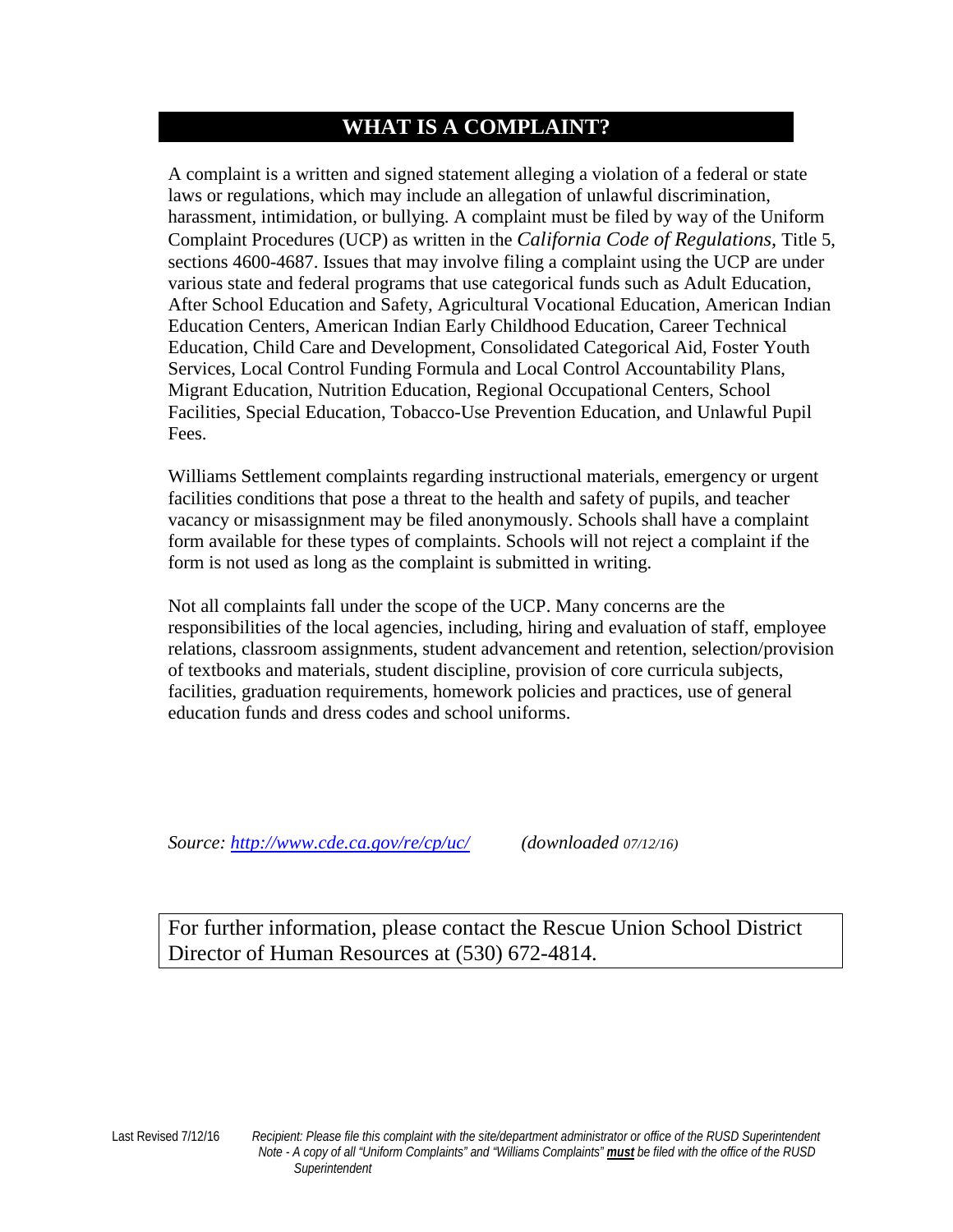# WHAT IS A COMPLAINT?

A complaint is a written and signed statement alleging a violation of a federal or state laws or regulations, which may include an allegation of unlawful discrimination, harassment, intimidation, or bullying. A complaint must be filed by way of the Uniform Complaint Procedures (UCP) as written in the *California Code of Regulations*, Title 5, sections 4600-4687. Issues that may involve filing a complaint using the UCP are under various state and federal programs that use categorical funds such as Adult Education, After School Education and Safety, Agricultural Vocational Education, American Indian Education Centers, American Indian Early Childhood Education, Career Technical Education, Child Care and Development, Consolidated Categorical Aid, Foster Youth Services, Local Control Funding Formula and Local Control Accountability Plans, Migrant Education, Nutrition Education, Regional Occupational Centers, School Facilities, Special Education, Tobacco-Use Prevention Education, and Unlawful Pupil Fees.

Williams Settlement complaints regarding instructional materials, emergency or urgent facilities conditions that pose a threat to the health and safety of pupils, and teacher vacancy or misassignment may be filed anonymously. Schools shall have a complaint form available for these types of complaints. Schools will not reject a complaint if the form is not used as long as the complaint is submitted in writing.

Not all complaints fall under the scope of the UCP. Many concerns are the responsibilities of the local agencies, including, hiring and evaluation of staff, employee relations, classroom assignments, student advancement and retention, selection/provision of textbooks and materials, student discipline, provision of core curricula subjects, facilities, graduation requirements, homework policies and practices, use of general education funds and dress codes and school uniforms.

*Source: http://www.cde.ca.gov/re/cp/uc/* *(downloaded 07/12/16)*

For further information, please contact the Rescue Union School District Director of Human Resources at (530) 672-4814.

Last Revised 7/12/16 *Recipient: Please file this complaint with the site/department administrator or office of the RUSD Superintendent*
*Note - A copy of all "Uniform Complaints" and "Williams Complaints" **must** be filed with the office of the RUSD Superintendent*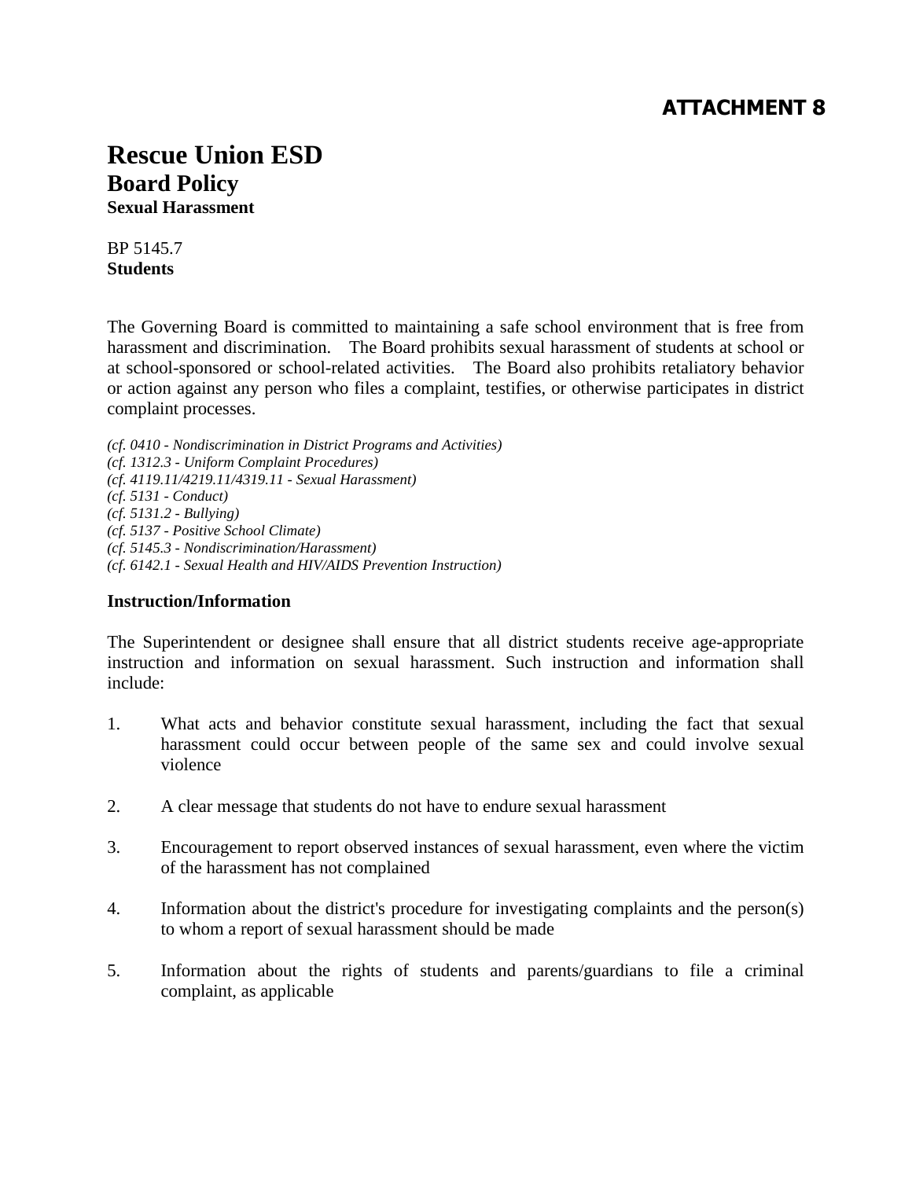**ATTACHMENT 8**

# Rescue Union ESD
## Board Policy
### Sexual Harassment

BP 5145.7
**Students**

The Governing Board is committed to maintaining a safe school environment that is free from harassment and discrimination. The Board prohibits sexual harassment of students at school or at school-sponsored or school-related activities. The Board also prohibits retaliatory behavior or action against any person who files a complaint, testifies, or otherwise participates in district complaint processes.

*(cf. 0410 - Nondiscrimination in District Programs and Activities)*
*(cf. 1312.3 - Uniform Complaint Procedures)*
*(cf. 4119.11/4219.11/4319.11 - Sexual Harassment)*
*(cf. 5131 - Conduct)*
*(cf. 5131.2 - Bullying)*
*(cf. 5137 - Positive School Climate)*
*(cf. 5145.3 - Nondiscrimination/Harassment)*
*(cf. 6142.1 - Sexual Health and HIV/AIDS Prevention Instruction)*

**Instruction/Information**

The Superintendent or designee shall ensure that all district students receive age-appropriate instruction and information on sexual harassment. Such instruction and information shall include:

1. What acts and behavior constitute sexual harassment, including the fact that sexual harassment could occur between people of the same sex and could involve sexual violence

2. A clear message that students do not have to endure sexual harassment

3. Encouragement to report observed instances of sexual harassment, even where the victim of the harassment has not complained

4. Information about the district's procedure for investigating complaints and the person(s) to whom a report of sexual harassment should be made

5. Information about the rights of students and parents/guardians to file a criminal complaint, as applicable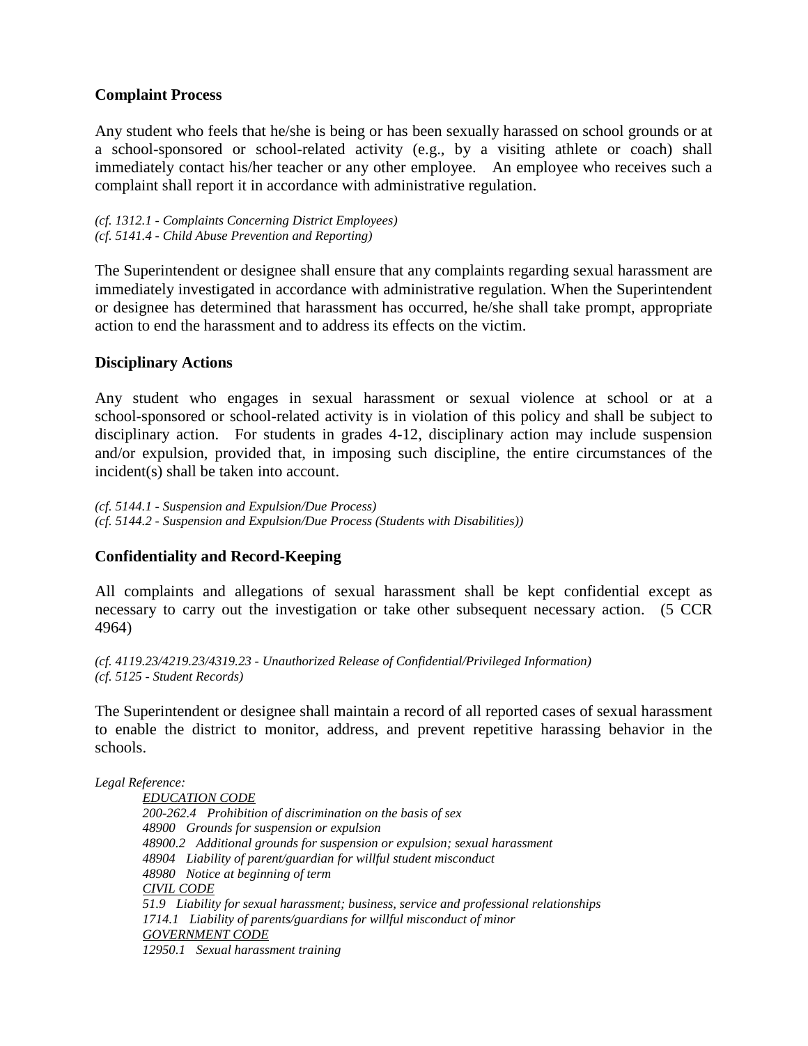**Complaint Process**

Any student who feels that he/she is being or has been sexually harassed on school grounds or at a school-sponsored or school-related activity (e.g., by a visiting athlete or coach) shall immediately contact his/her teacher or any other employee. An employee who receives such a complaint shall report it in accordance with administrative regulation.

*(cf. 1312.1 - Complaints Concerning District Employees)*
*(cf. 5141.4 - Child Abuse Prevention and Reporting)*

The Superintendent or designee shall ensure that any complaints regarding sexual harassment are immediately investigated in accordance with administrative regulation. When the Superintendent or designee has determined that harassment has occurred, he/she shall take prompt, appropriate action to end the harassment and to address its effects on the victim.

**Disciplinary Actions**

Any student who engages in sexual harassment or sexual violence at school or at a school-sponsored or school-related activity is in violation of this policy and shall be subject to disciplinary action. For students in grades 4-12, disciplinary action may include suspension and/or expulsion, provided that, in imposing such discipline, the entire circumstances of the incident(s) shall be taken into account.

*(cf. 5144.1 - Suspension and Expulsion/Due Process)*
*(cf. 5144.2 - Suspension and Expulsion/Due Process (Students with Disabilities))*

**Confidentiality and Record-Keeping**

All complaints and allegations of sexual harassment shall be kept confidential except as necessary to carry out the investigation or take other subsequent necessary action. (5 CCR 4964)

*(cf. 4119.23/4219.23/4319.23 - Unauthorized Release of Confidential/Privileged Information)*
*(cf. 5125 - Student Records)*

The Superintendent or designee shall maintain a record of all reported cases of sexual harassment to enable the district to monitor, address, and prevent repetitive harassing behavior in the schools.

*Legal Reference:*

*EDUCATION CODE*
*200-262.4 Prohibition of discrimination on the basis of sex*
*48900 Grounds for suspension or expulsion*
*48900.2 Additional grounds for suspension or expulsion; sexual harassment*
*48904 Liability of parent/guardian for willful student misconduct*
*48980 Notice at beginning of term*
*CIVIL CODE*
*51.9 Liability for sexual harassment; business, service and professional relationships*
*1714.1 Liability of parents/guardians for willful misconduct of minor*
*GOVERNMENT CODE*
*12950.1 Sexual harassment training*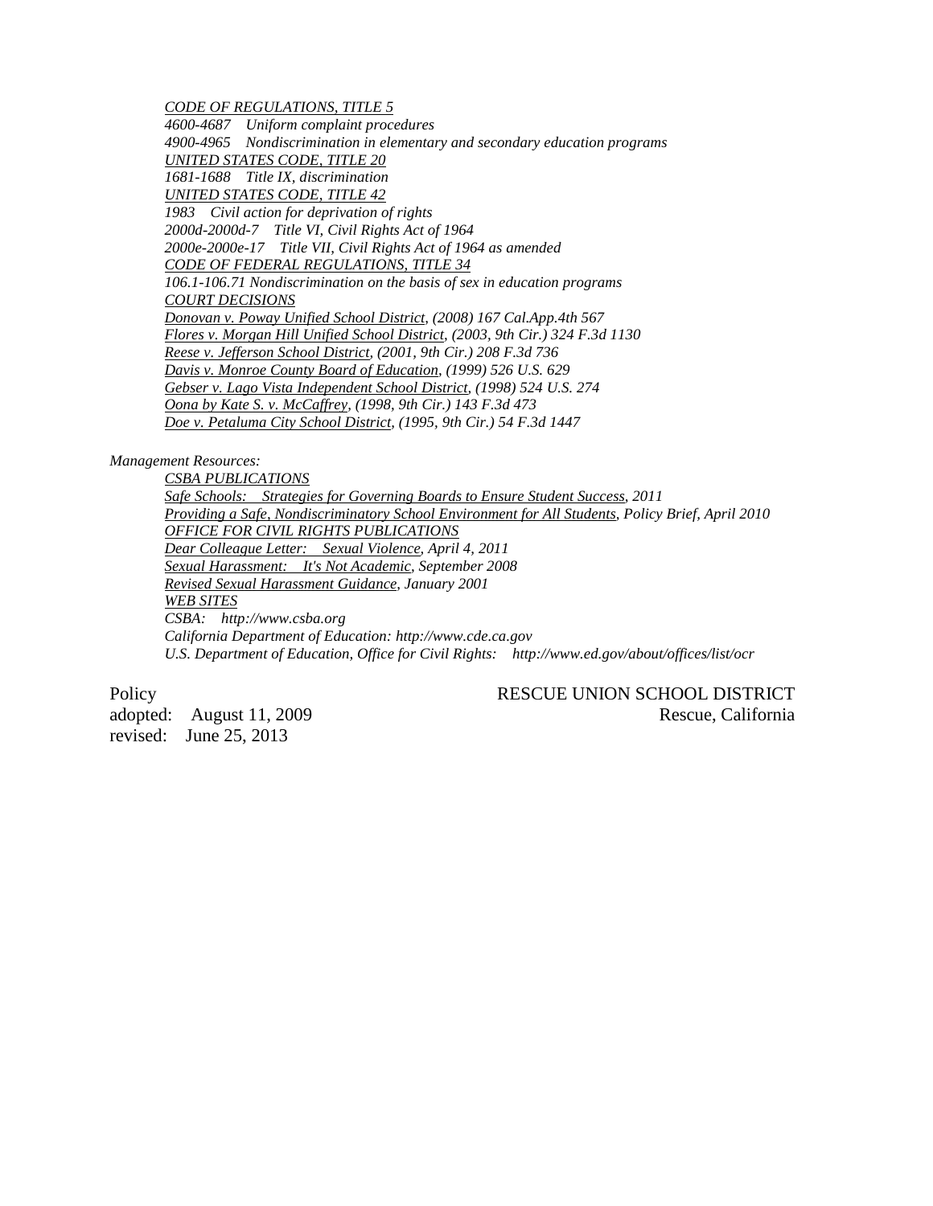*<u>CODE OF REGULATIONS, TITLE 5</u>*
*4600-4687 Uniform complaint procedures*
*4900-4965 Nondiscrimination in elementary and secondary education programs*
*<u>UNITED STATES CODE, TITLE 20</u>*
*1681-1688 Title IX, discrimination*
*<u>UNITED STATES CODE, TITLE 42</u>*
*1983 Civil action for deprivation of rights*
*2000d-2000d-7 Title VI, Civil Rights Act of 1964*
*2000e-2000e-17 Title VII, Civil Rights Act of 1964 as amended*
*<u>CODE OF FEDERAL REGULATIONS, TITLE 34</u>*
*106.1-106.71 Nondiscrimination on the basis of sex in education programs*
*<u>COURT DECISIONS</u>*
*<u>Donovan v. Poway Unified School District</u>, (2008) 167 Cal.App.4th 567*
*<u>Flores v. Morgan Hill Unified School District</u>, (2003, 9th Cir.) 324 F.3d 1130*
*<u>Reese v. Jefferson School District</u>, (2001, 9th Cir.) 208 F.3d 736*
*<u>Davis v. Monroe County Board of Education</u>, (1999) 526 U.S. 629*
*<u>Gebser v. Lago Vista Independent School District</u>, (1998) 524 U.S. 274*
*<u>Oona by Kate S. v. McCaffrey</u>, (1998, 9th Cir.) 143 F.3d 473*
*<u>Doe v. Petaluma City School District</u>, (1995, 9th Cir.) 54 F.3d 1447*

*Management Resources:*
*<u>CSBA PUBLICATIONS</u>*
*<u>Safe Schools: Strategies for Governing Boards to Ensure Student Success</u>, 2011*
*<u>Providing a Safe, Nondiscriminatory School Environment for All Students</u>, Policy Brief, April 2010*
*<u>OFFICE FOR CIVIL RIGHTS PUBLICATIONS</u>*
*<u>Dear Colleague Letter: Sexual Violence</u>, April 4, 2011*
*<u>Sexual Harassment: It's Not Academic</u>, September 2008*
*<u>Revised Sexual Harassment Guidance</u>, January 2001*
*<u>WEB SITES</u>*
*CSBA: http://www.csba.org*
*California Department of Education: http://www.cde.ca.gov*
*U.S. Department of Education, Office for Civil Rights: http://www.ed.gov/about/offices/list/ocr*

Policy — RESCUE UNION SCHOOL DISTRICT
adopted: August 11, 2009 — Rescue, California
revised: June 25, 2013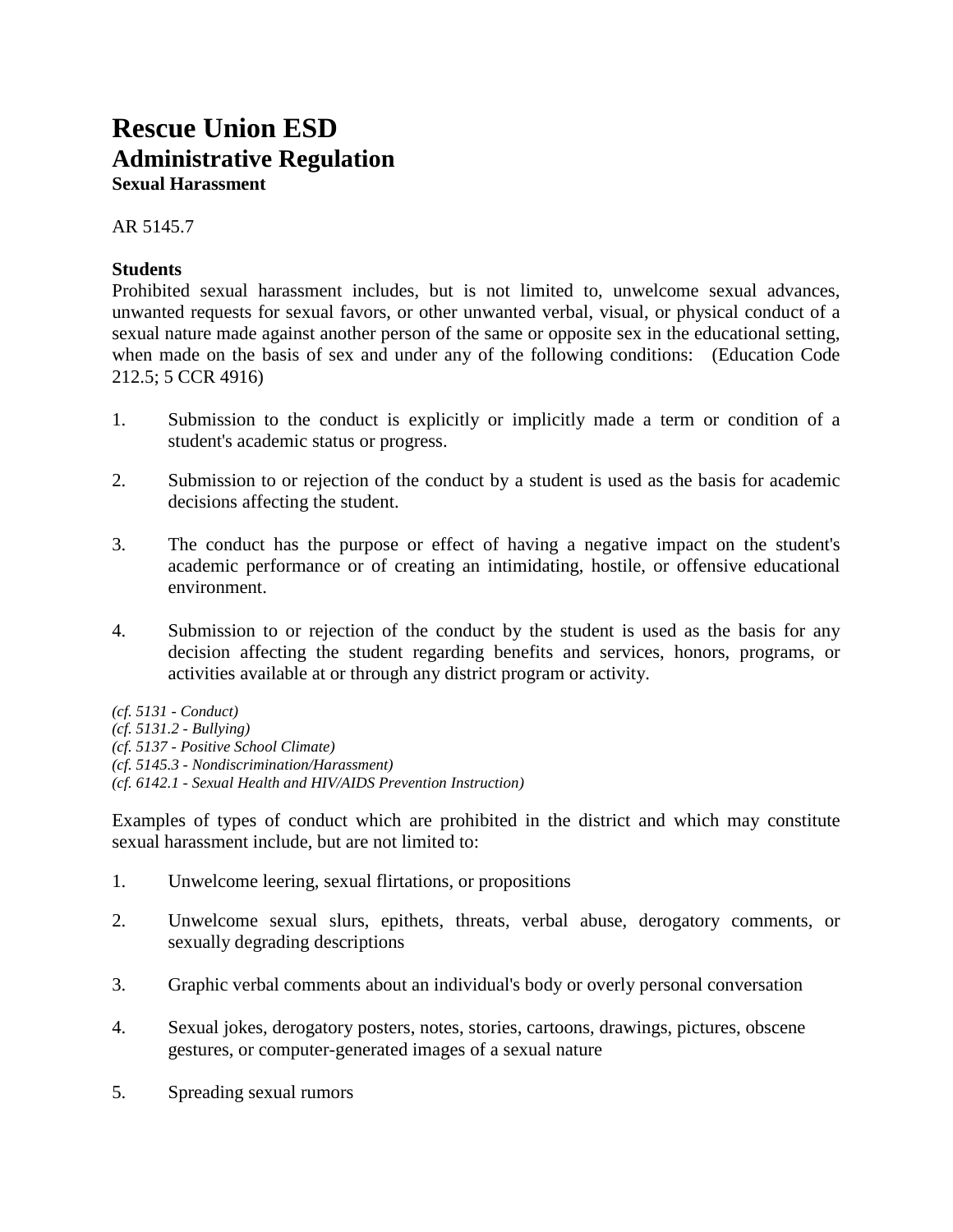# Rescue Union ESD

## Administrative Regulation

**Sexual Harassment**

AR 5145.7

**Students**

Prohibited sexual harassment includes, but is not limited to, unwelcome sexual advances, unwanted requests for sexual favors, or other unwanted verbal, visual, or physical conduct of a sexual nature made against another person of the same or opposite sex in the educational setting, when made on the basis of sex and under any of the following conditions: (Education Code 212.5; 5 CCR 4916)

1. Submission to the conduct is explicitly or implicitly made a term or condition of a student's academic status or progress.

2. Submission to or rejection of the conduct by a student is used as the basis for academic decisions affecting the student.

3. The conduct has the purpose or effect of having a negative impact on the student's academic performance or of creating an intimidating, hostile, or offensive educational environment.

4. Submission to or rejection of the conduct by the student is used as the basis for any decision affecting the student regarding benefits and services, honors, programs, or activities available at or through any district program or activity.

*(cf. 5131 - Conduct)*
*(cf. 5131.2 - Bullying)*
*(cf. 5137 - Positive School Climate)*
*(cf. 5145.3 - Nondiscrimination/Harassment)*
*(cf. 6142.1 - Sexual Health and HIV/AIDS Prevention Instruction)*

Examples of types of conduct which are prohibited in the district and which may constitute sexual harassment include, but are not limited to:

1. Unwelcome leering, sexual flirtations, or propositions

2. Unwelcome sexual slurs, epithets, threats, verbal abuse, derogatory comments, or sexually degrading descriptions

3. Graphic verbal comments about an individual's body or overly personal conversation

4. Sexual jokes, derogatory posters, notes, stories, cartoons, drawings, pictures, obscene gestures, or computer-generated images of a sexual nature

5. Spreading sexual rumors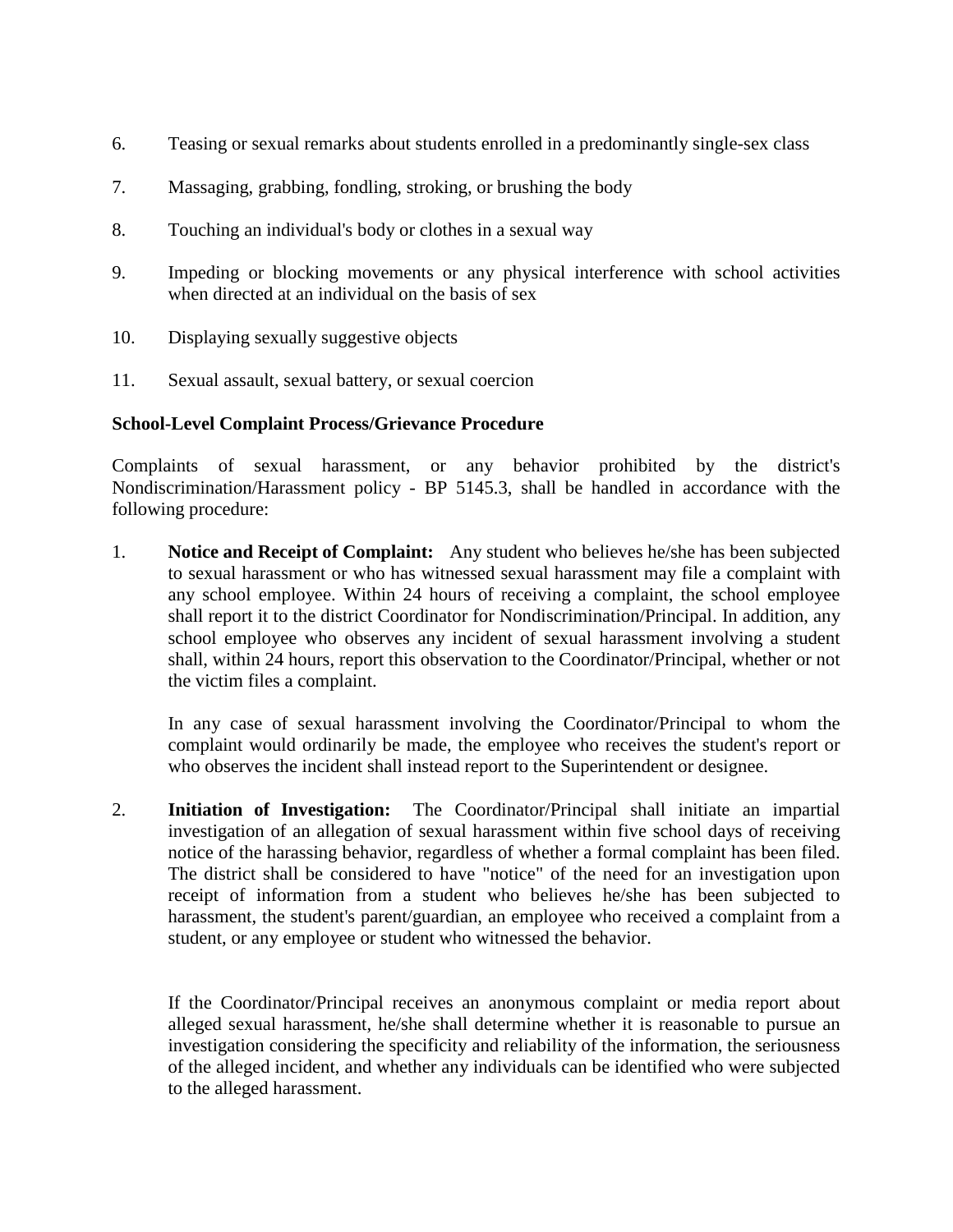6. Teasing or sexual remarks about students enrolled in a predominantly single-sex class

7. Massaging, grabbing, fondling, stroking, or brushing the body

8. Touching an individual's body or clothes in a sexual way

9. Impeding or blocking movements or any physical interference with school activities when directed at an individual on the basis of sex

10. Displaying sexually suggestive objects

11. Sexual assault, sexual battery, or sexual coercion

**School-Level Complaint Process/Grievance Procedure**

Complaints of sexual harassment, or any behavior prohibited by the district's Nondiscrimination/Harassment policy - BP 5145.3, shall be handled in accordance with the following procedure:

1. **Notice and Receipt of Complaint:** Any student who believes he/she has been subjected to sexual harassment or who has witnessed sexual harassment may file a complaint with any school employee. Within 24 hours of receiving a complaint, the school employee shall report it to the district Coordinator for Nondiscrimination/Principal. In addition, any school employee who observes any incident of sexual harassment involving a student shall, within 24 hours, report this observation to the Coordinator/Principal, whether or not the victim files a complaint.

   In any case of sexual harassment involving the Coordinator/Principal to whom the complaint would ordinarily be made, the employee who receives the student's report or who observes the incident shall instead report to the Superintendent or designee.

2. **Initiation of Investigation:** The Coordinator/Principal shall initiate an impartial investigation of an allegation of sexual harassment within five school days of receiving notice of the harassing behavior, regardless of whether a formal complaint has been filed. The district shall be considered to have "notice" of the need for an investigation upon receipt of information from a student who believes he/she has been subjected to harassment, the student's parent/guardian, an employee who received a complaint from a student, or any employee or student who witnessed the behavior.

   If the Coordinator/Principal receives an anonymous complaint or media report about alleged sexual harassment, he/she shall determine whether it is reasonable to pursue an investigation considering the specificity and reliability of the information, the seriousness of the alleged incident, and whether any individuals can be identified who were subjected to the alleged harassment.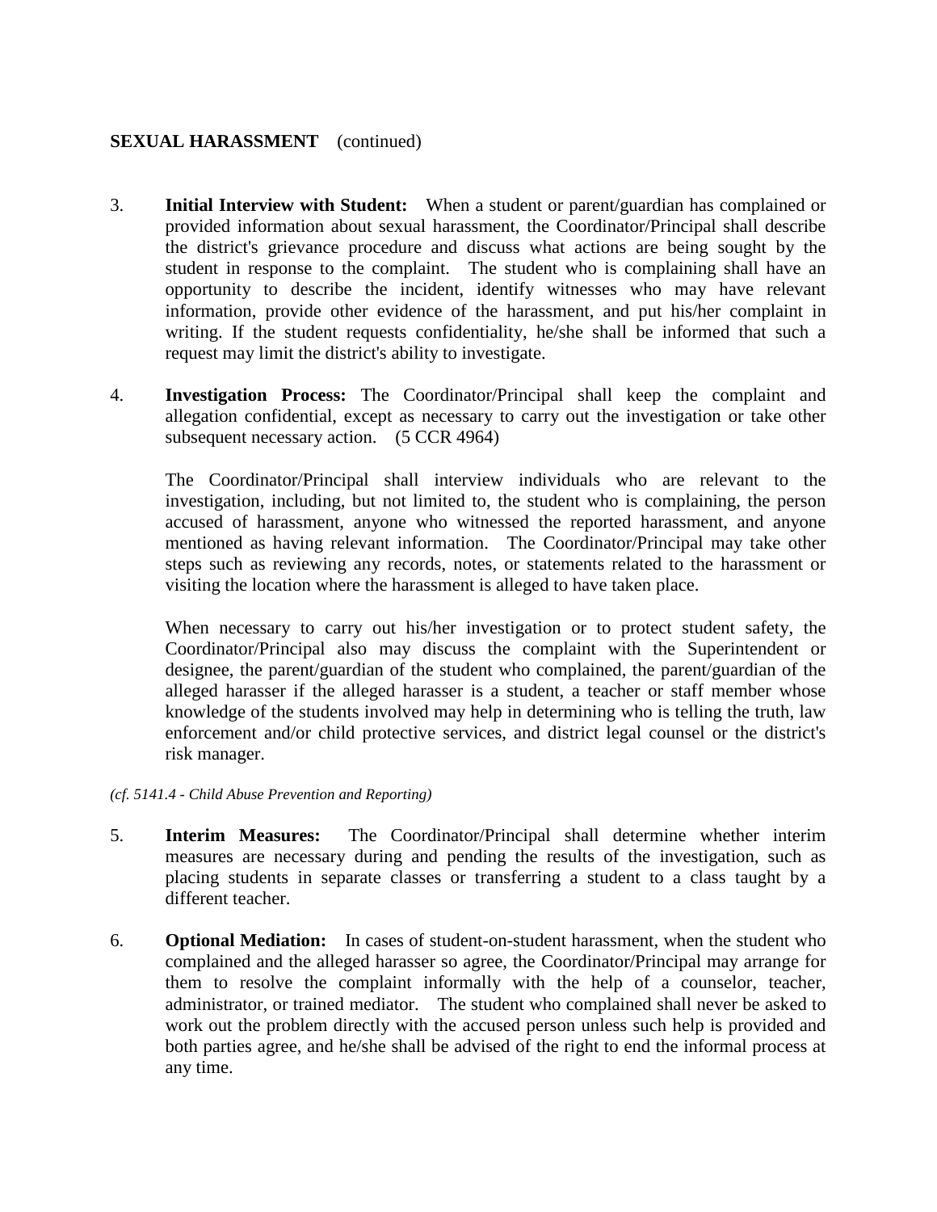**SEXUAL HARASSMENT** (continued)

3. **Initial Interview with Student:** When a student or parent/guardian has complained or provided information about sexual harassment, the Coordinator/Principal shall describe the district's grievance procedure and discuss what actions are being sought by the student in response to the complaint. The student who is complaining shall have an opportunity to describe the incident, identify witnesses who may have relevant information, provide other evidence of the harassment, and put his/her complaint in writing. If the student requests confidentiality, he/she shall be informed that such a request may limit the district's ability to investigate.

4. **Investigation Process:** The Coordinator/Principal shall keep the complaint and allegation confidential, except as necessary to carry out the investigation or take other subsequent necessary action. (5 CCR 4964)

   The Coordinator/Principal shall interview individuals who are relevant to the investigation, including, but not limited to, the student who is complaining, the person accused of harassment, anyone who witnessed the reported harassment, and anyone mentioned as having relevant information. The Coordinator/Principal may take other steps such as reviewing any records, notes, or statements related to the harassment or visiting the location where the harassment is alleged to have taken place.

   When necessary to carry out his/her investigation or to protect student safety, the Coordinator/Principal also may discuss the complaint with the Superintendent or designee, the parent/guardian of the student who complained, the parent/guardian of the alleged harasser if the alleged harasser is a student, a teacher or staff member whose knowledge of the students involved may help in determining who is telling the truth, law enforcement and/or child protective services, and district legal counsel or the district's risk manager.

*(cf. 5141.4 - Child Abuse Prevention and Reporting)*

5. **Interim Measures:** The Coordinator/Principal shall determine whether interim measures are necessary during and pending the results of the investigation, such as placing students in separate classes or transferring a student to a class taught by a different teacher.

6. **Optional Mediation:** In cases of student-on-student harassment, when the student who complained and the alleged harasser so agree, the Coordinator/Principal may arrange for them to resolve the complaint informally with the help of a counselor, teacher, administrator, or trained mediator. The student who complained shall never be asked to work out the problem directly with the accused person unless such help is provided and both parties agree, and he/she shall be advised of the right to end the informal process at any time.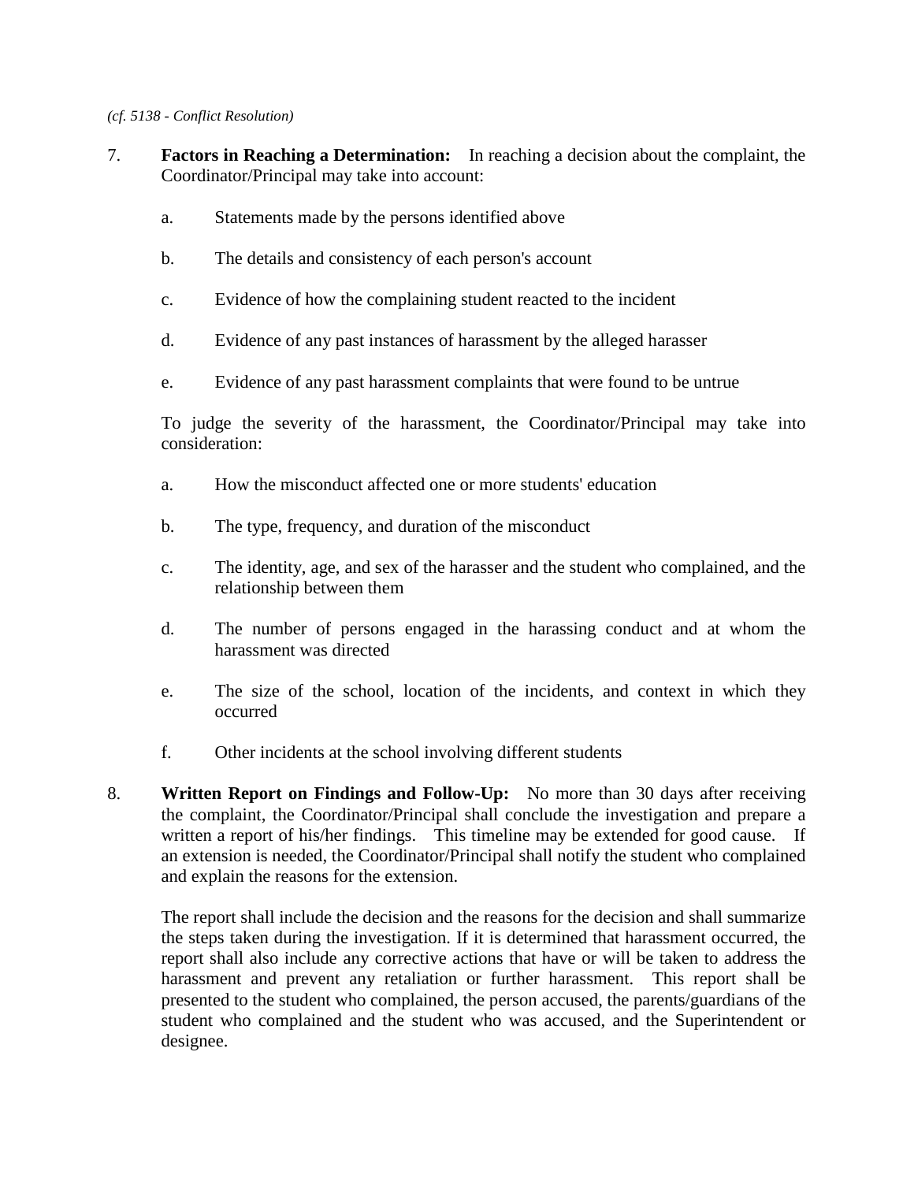*(cf. 5138 - Conflict Resolution)*

7. **Factors in Reaching a Determination:** In reaching a decision about the complaint, the Coordinator/Principal may take into account:

   a. Statements made by the persons identified above

   b. The details and consistency of each person's account

   c. Evidence of how the complaining student reacted to the incident

   d. Evidence of any past instances of harassment by the alleged harasser

   e. Evidence of any past harassment complaints that were found to be untrue

   To judge the severity of the harassment, the Coordinator/Principal may take into consideration:

   a. How the misconduct affected one or more students' education

   b. The type, frequency, and duration of the misconduct

   c. The identity, age, and sex of the harasser and the student who complained, and the relationship between them

   d. The number of persons engaged in the harassing conduct and at whom the harassment was directed

   e. The size of the school, location of the incidents, and context in which they occurred

   f. Other incidents at the school involving different students

8. **Written Report on Findings and Follow-Up:** No more than 30 days after receiving the complaint, the Coordinator/Principal shall conclude the investigation and prepare a written a report of his/her findings. This timeline may be extended for good cause. If an extension is needed, the Coordinator/Principal shall notify the student who complained and explain the reasons for the extension.

   The report shall include the decision and the reasons for the decision and shall summarize the steps taken during the investigation. If it is determined that harassment occurred, the report shall also include any corrective actions that have or will be taken to address the harassment and prevent any retaliation or further harassment. This report shall be presented to the student who complained, the person accused, the parents/guardians of the student who complained and the student who was accused, and the Superintendent or designee.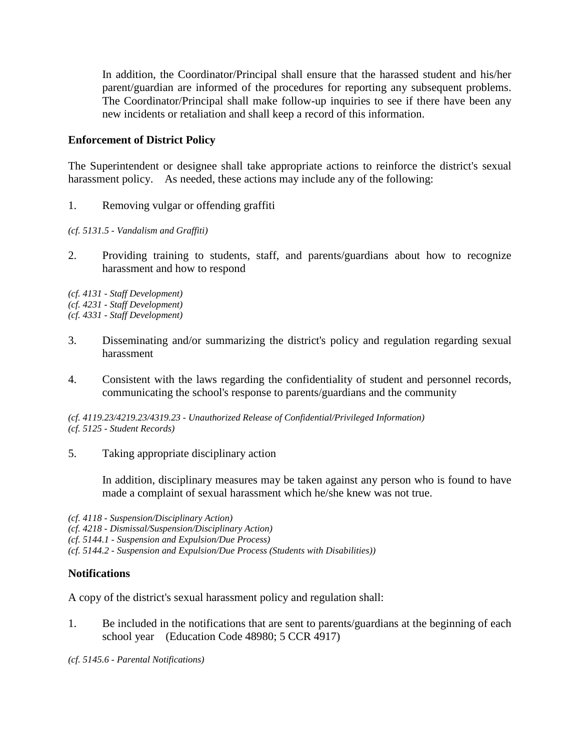In addition, the Coordinator/Principal shall ensure that the harassed student and his/her parent/guardian are informed of the procedures for reporting any subsequent problems. The Coordinator/Principal shall make follow-up inquiries to see if there have been any new incidents or retaliation and shall keep a record of this information.

**Enforcement of District Policy**

The Superintendent or designee shall take appropriate actions to reinforce the district's sexual harassment policy. As needed, these actions may include any of the following:

1. Removing vulgar or offending graffiti

*(cf. 5131.5 - Vandalism and Graffiti)*

2. Providing training to students, staff, and parents/guardians about how to recognize harassment and how to respond

*(cf. 4131 - Staff Development)*
*(cf. 4231 - Staff Development)*
*(cf. 4331 - Staff Development)*

3. Disseminating and/or summarizing the district's policy and regulation regarding sexual harassment

4. Consistent with the laws regarding the confidentiality of student and personnel records, communicating the school's response to parents/guardians and the community

*(cf. 4119.23/4219.23/4319.23 - Unauthorized Release of Confidential/Privileged Information)*
*(cf. 5125 - Student Records)*

5. Taking appropriate disciplinary action

   In addition, disciplinary measures may be taken against any person who is found to have made a complaint of sexual harassment which he/she knew was not true.

*(cf. 4118 - Suspension/Disciplinary Action)*
*(cf. 4218 - Dismissal/Suspension/Disciplinary Action)*
*(cf. 5144.1 - Suspension and Expulsion/Due Process)*
*(cf. 5144.2 - Suspension and Expulsion/Due Process (Students with Disabilities))*

**Notifications**

A copy of the district's sexual harassment policy and regulation shall:

1. Be included in the notifications that are sent to parents/guardians at the beginning of each school year (Education Code 48980; 5 CCR 4917)

*(cf. 5145.6 - Parental Notifications)*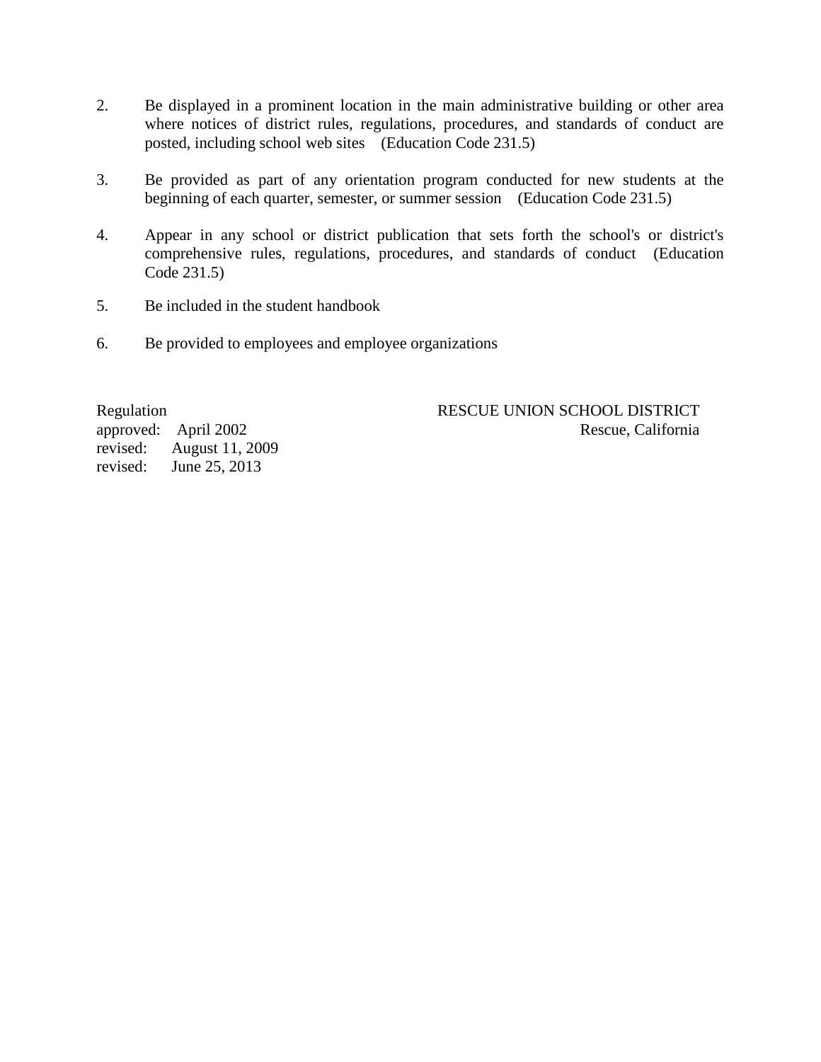2. Be displayed in a prominent location in the main administrative building or other area where notices of district rules, regulations, procedures, and standards of conduct are posted, including school web sites (Education Code 231.5)

3. Be provided as part of any orientation program conducted for new students at the beginning of each quarter, semester, or summer session (Education Code 231.5)

4. Appear in any school or district publication that sets forth the school's or district's comprehensive rules, regulations, procedures, and standards of conduct (Education Code 231.5)

5. Be included in the student handbook

6. Be provided to employees and employee organizations

Regulation
approved: April 2002
revised: August 11, 2009
revised: June 25, 2013

RESCUE UNION SCHOOL DISTRICT
Rescue, California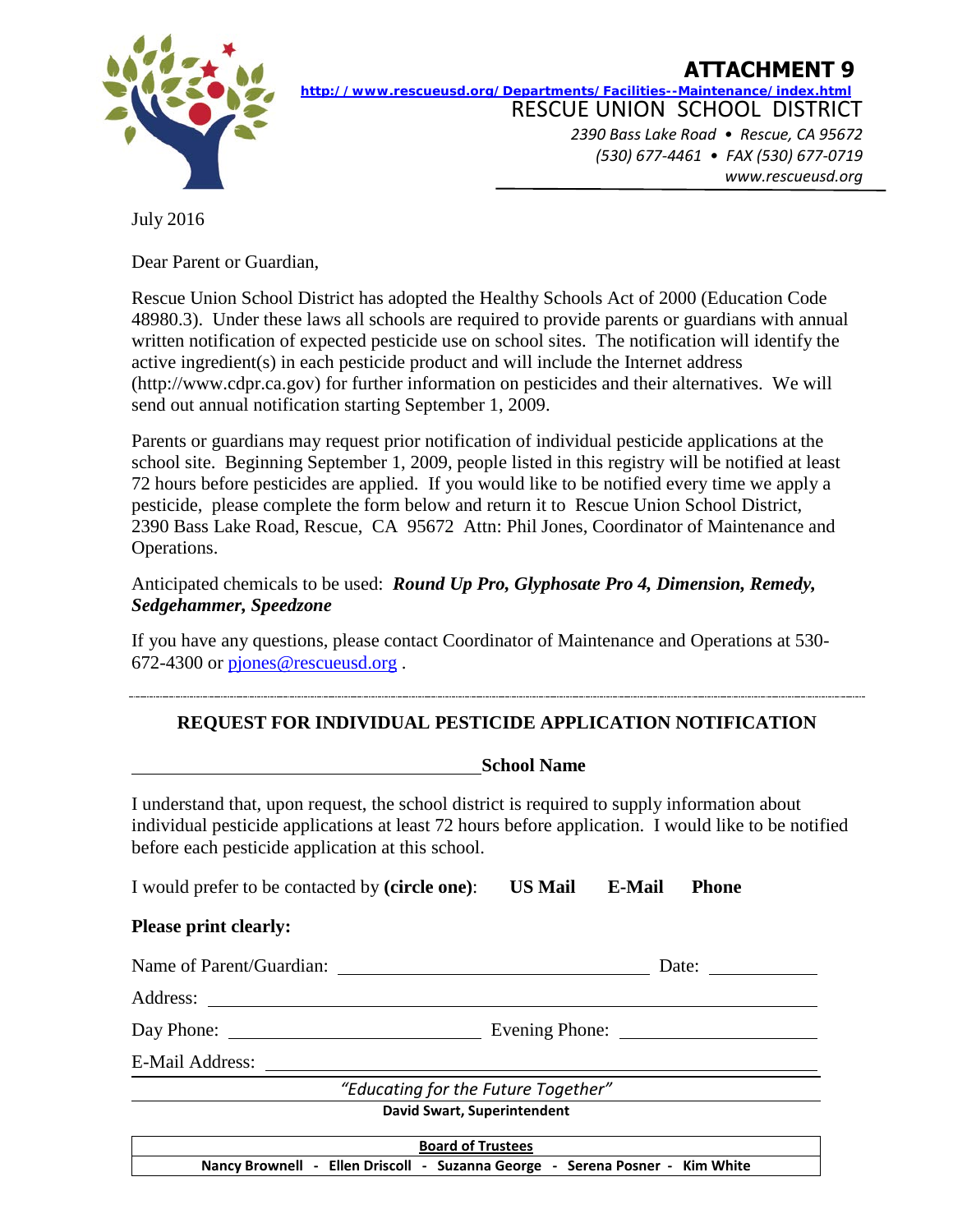**ATTACHMENT 9**

http://www.rescueusd.org/Departments/Facilities--Maintenance/index.html

RESCUE UNION SCHOOL DISTRICT

*2390 Bass Lake Road • Rescue, CA 95672*
*(530) 677-4461 • FAX (530) 677-0719*
*www.rescueusd.org*

July 2016

Dear Parent or Guardian,

Rescue Union School District has adopted the Healthy Schools Act of 2000 (Education Code 48980.3). Under these laws all schools are required to provide parents or guardians with annual written notification of expected pesticide use on school sites. The notification will identify the active ingredient(s) in each pesticide product and will include the Internet address (http://www.cdpr.ca.gov) for further information on pesticides and their alternatives. We will send out annual notification starting September 1, 2009.

Parents or guardians may request prior notification of individual pesticide applications at the school site. Beginning September 1, 2009, people listed in this registry will be notified at least 72 hours before pesticides are applied. If you would like to be notified every time we apply a pesticide, please complete the form below and return it to Rescue Union School District, 2390 Bass Lake Road, Rescue, CA 95672 Attn: Phil Jones, Coordinator of Maintenance and Operations.

Anticipated chemicals to be used: ***Round Up Pro, Glyphosate Pro 4, Dimension, Remedy, Sedgehammer, Speedzone***

If you have any questions, please contact Coordinator of Maintenance and Operations at 530-672-4300 or pjones@rescueusd.org .

---

**REQUEST FOR INDIVIDUAL PESTICIDE APPLICATION NOTIFICATION**

_______________________________________**School Name**

I understand that, upon request, the school district is required to supply information about individual pesticide applications at least 72 hours before application. I would like to be notified before each pesticide application at this school.

I would prefer to be contacted by **(circle one)**: **US Mail** **E-Mail** **Phone**

**Please print clearly:**

Name of Parent/Guardian: ________________________________ Date: ____________

Address: ______________________________________________________________

Day Phone: __________________________ Evening Phone: ____________________

E-Mail Address: ________________________________________________________

*"Educating for the Future Together"*

**David Swart, Superintendent**

**Board of Trustees**

**Nancy Brownell - Ellen Driscoll - Suzanna George - Serena Posner - Kim White**